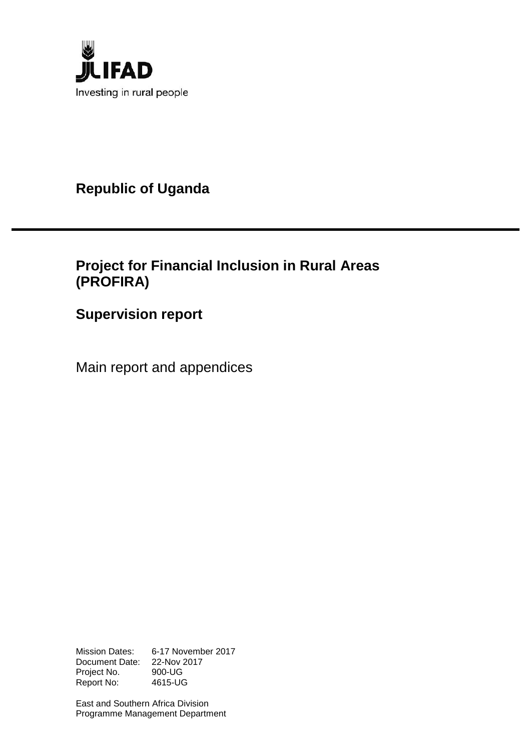IFAD

Investing in rural people

# Republic of Uganda

# Project for Financial Inclusion in Rural Areas (PROFIRA)

## Supervision report

Main report and appendices

Mission Dates: 6-17 November 2017
Document Date: 22-Nov 2017
Project No. 900-UG
Report No: 4615-UG

East and Southern Africa Division
Programme Management Department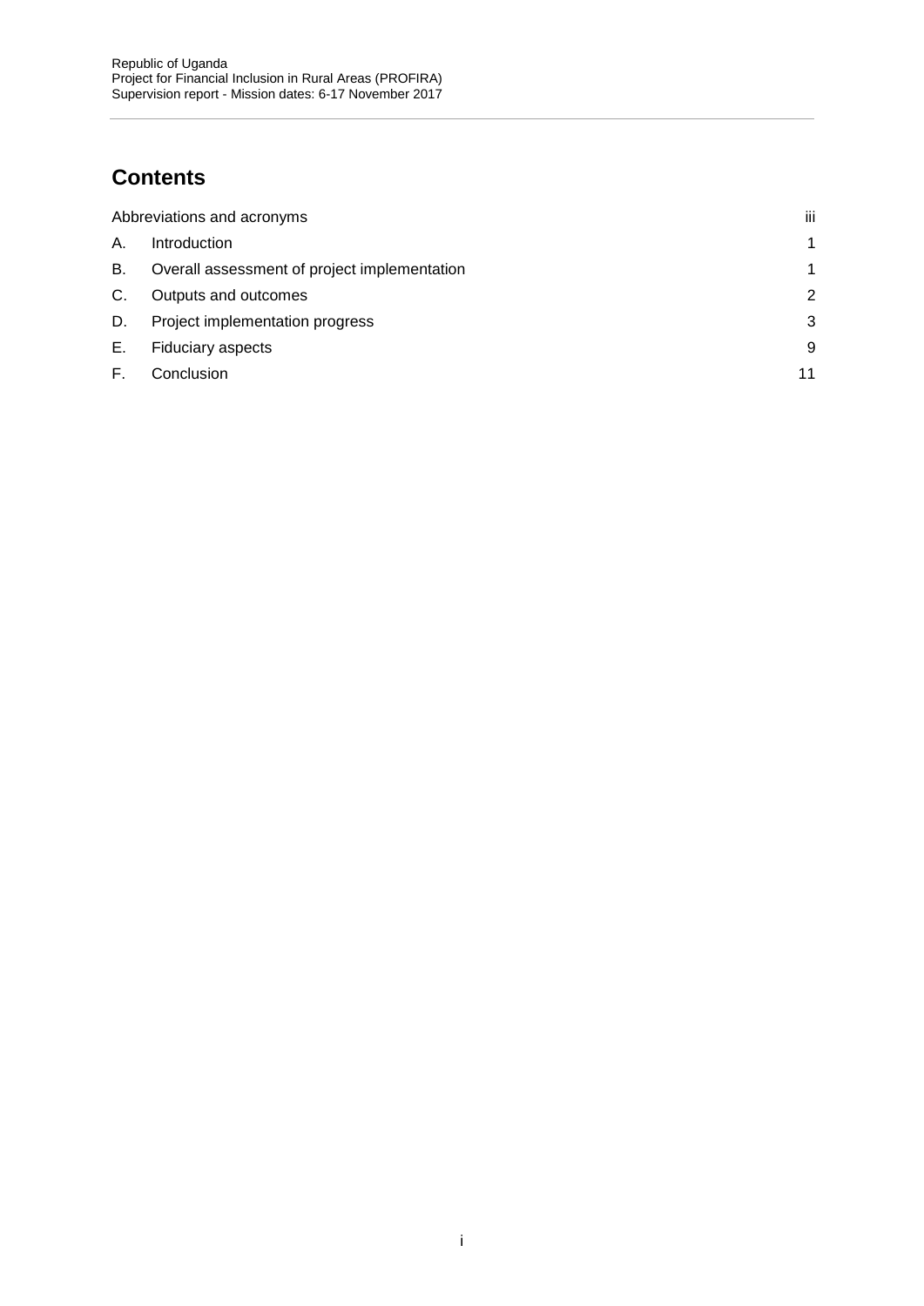## Contents

| | | |
|---|---|---|
| Abbreviations and acronyms | | iii |
| A. | Introduction | 1 |
| B. | Overall assessment of project implementation | 1 |
| C. | Outputs and outcomes | 2 |
| D. | Project implementation progress | 3 |
| E. | Fiduciary aspects | 9 |
| F. | Conclusion | 11 |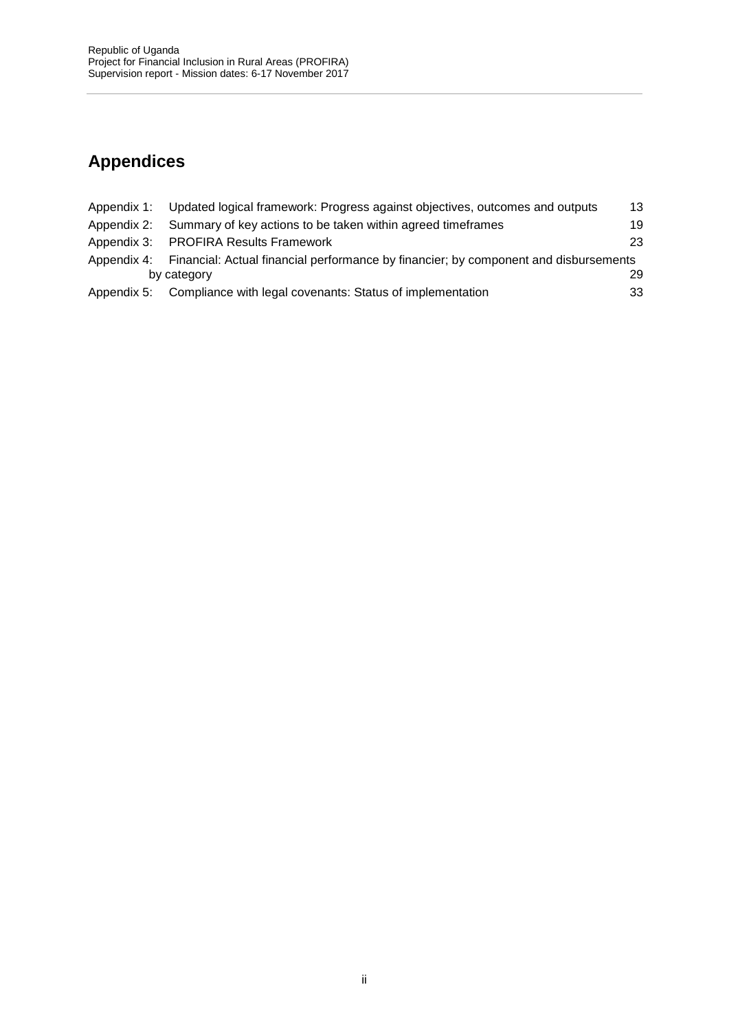## Appendices

| | | |
|---|---|---|
| Appendix 1: | Updated logical framework: Progress against objectives, outcomes and outputs | 13 |
| Appendix 2: | Summary of key actions to be taken within agreed timeframes | 19 |
| Appendix 3: | PROFIRA Results Framework | 23 |
| Appendix 4: | Financial: Actual financial performance by financier; by component and disbursements by category | 29 |
| Appendix 5: | Compliance with legal covenants: Status of implementation | 33 |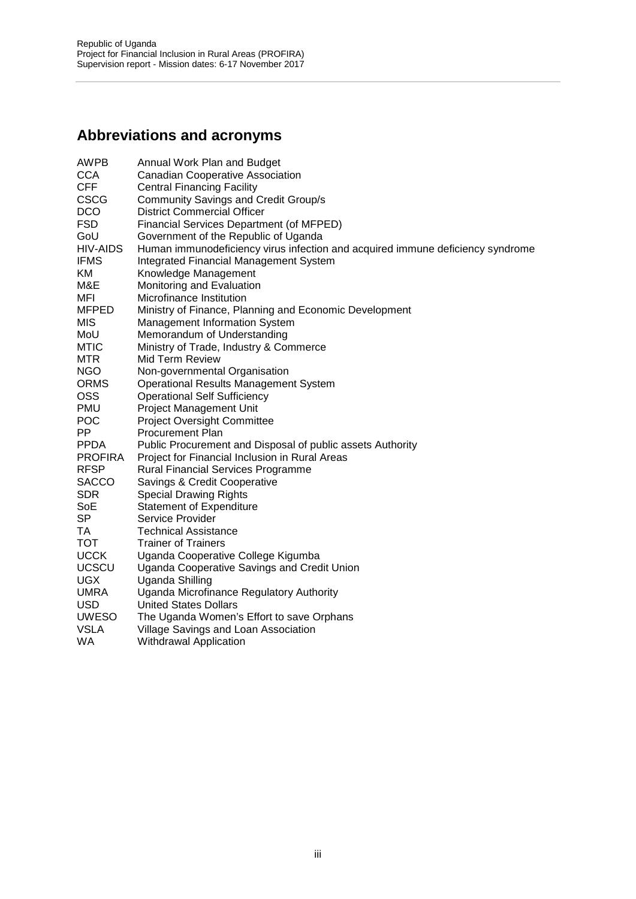## Abbreviations and acronyms

| | |
|---|---|
| AWPB | Annual Work Plan and Budget |
| CCA | Canadian Cooperative Association |
| CFF | Central Financing Facility |
| CSCG | Community Savings and Credit Group/s |
| DCO | District Commercial Officer |
| FSD | Financial Services Department (of MFPED) |
| GoU | Government of the Republic of Uganda |
| HIV-AIDS | Human immunodeficiency virus infection and acquired immune deficiency syndrome |
| IFMS | Integrated Financial Management System |
| KM | Knowledge Management |
| M&E | Monitoring and Evaluation |
| MFI | Microfinance Institution |
| MFPED | Ministry of Finance, Planning and Economic Development |
| MIS | Management Information System |
| MoU | Memorandum of Understanding |
| MTIC | Ministry of Trade, Industry & Commerce |
| MTR | Mid Term Review |
| NGO | Non-governmental Organisation |
| ORMS | Operational Results Management System |
| OSS | Operational Self Sufficiency |
| PMU | Project Management Unit |
| POC | Project Oversight Committee |
| PP | Procurement Plan |
| PPDA | Public Procurement and Disposal of public assets Authority |
| PROFIRA | Project for Financial Inclusion in Rural Areas |
| RFSP | Rural Financial Services Programme |
| SACCO | Savings & Credit Cooperative |
| SDR | Special Drawing Rights |
| SoE | Statement of Expenditure |
| SP | Service Provider |
| TA | Technical Assistance |
| TOT | Trainer of Trainers |
| UCCK | Uganda Cooperative College Kigumba |
| UCSCU | Uganda Cooperative Savings and Credit Union |
| UGX | Uganda Shilling |
| UMRA | Uganda Microfinance Regulatory Authority |
| USD | United States Dollars |
| UWESO | The Uganda Women's Effort to save Orphans |
| VSLA | Village Savings and Loan Association |
| WA | Withdrawal Application |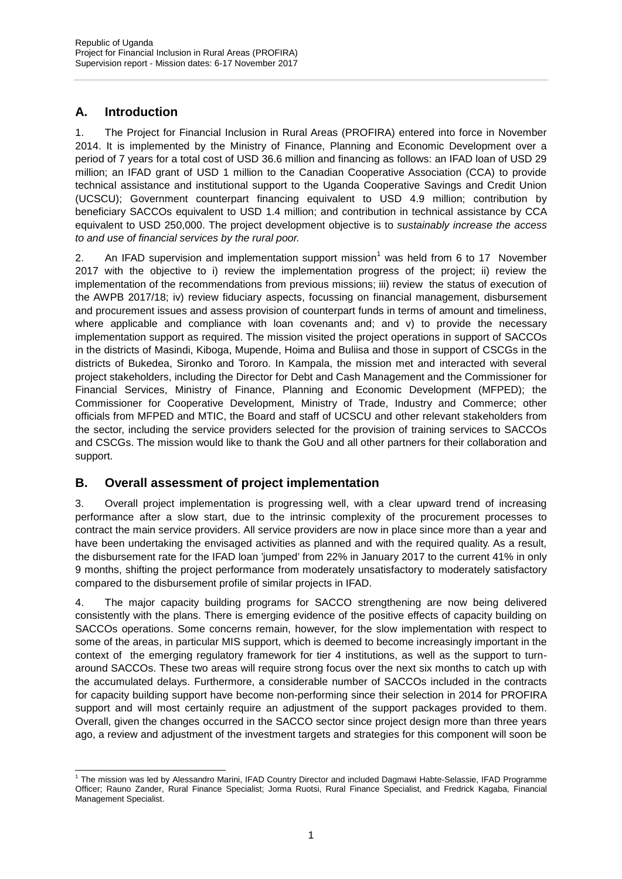## A. Introduction

1. The Project for Financial Inclusion in Rural Areas (PROFIRA) entered into force in November 2014. It is implemented by the Ministry of Finance, Planning and Economic Development over a period of 7 years for a total cost of USD 36.6 million and financing as follows: an IFAD loan of USD 29 million; an IFAD grant of USD 1 million to the Canadian Cooperative Association (CCA) to provide technical assistance and institutional support to the Uganda Cooperative Savings and Credit Union (UCSCU); Government counterpart financing equivalent to USD 4.9 million; contribution by beneficiary SACCOs equivalent to USD 1.4 million; and contribution in technical assistance by CCA equivalent to USD 250,000. The project development objective is to *sustainably increase the access to and use of financial services by the rural poor.*

2. An IFAD supervision and implementation support mission[1] was held from 6 to 17 November 2017 with the objective to i) review the implementation progress of the project; ii) review the implementation of the recommendations from previous missions; iii) review the status of execution of the AWPB 2017/18; iv) review fiduciary aspects, focussing on financial management, disbursement and procurement issues and assess provision of counterpart funds in terms of amount and timeliness, where applicable and compliance with loan covenants and; and v) to provide the necessary implementation support as required. The mission visited the project operations in support of SACCOs in the districts of Masindi, Kiboga, Mupende, Hoima and Buliisa and those in support of CSCGs in the districts of Bukedea, Sironko and Tororo. In Kampala, the mission met and interacted with several project stakeholders, including the Director for Debt and Cash Management and the Commissioner for Financial Services, Ministry of Finance, Planning and Economic Development (MFPED); the Commissioner for Cooperative Development, Ministry of Trade, Industry and Commerce; other officials from MFPED and MTIC, the Board and staff of UCSCU and other relevant stakeholders from the sector, including the service providers selected for the provision of training services to SACCOs and CSCGs. The mission would like to thank the GoU and all other partners for their collaboration and support.

## B. Overall assessment of project implementation

3. Overall project implementation is progressing well, with a clear upward trend of increasing performance after a slow start, due to the intrinsic complexity of the procurement processes to contract the main service providers. All service providers are now in place since more than a year and have been undertaking the envisaged activities as planned and with the required quality. As a result, the disbursement rate for the IFAD loan 'jumped' from 22% in January 2017 to the current 41% in only 9 months, shifting the project performance from moderately unsatisfactory to moderately satisfactory compared to the disbursement profile of similar projects in IFAD.

4. The major capacity building programs for SACCO strengthening are now being delivered consistently with the plans. There is emerging evidence of the positive effects of capacity building on SACCOs operations. Some concerns remain, however, for the slow implementation with respect to some of the areas, in particular MIS support, which is deemed to become increasingly important in the context of the emerging regulatory framework for tier 4 institutions, as well as the support to turn-around SACCOs. These two areas will require strong focus over the next six months to catch up with the accumulated delays. Furthermore, a considerable number of SACCOs included in the contracts for capacity building support have become non-performing since their selection in 2014 for PROFIRA support and will most certainly require an adjustment of the support packages provided to them. Overall, given the changes occurred in the SACCO sector since project design more than three years ago, a review and adjustment of the investment targets and strategies for this component will soon be

[1] The mission was led by Alessandro Marini, IFAD Country Director and included Dagmawi Habte-Selassie, IFAD Programme Officer; Rauno Zander, Rural Finance Specialist; Jorma Ruotsi, Rural Finance Specialist, and Fredrick Kagaba, Financial Management Specialist.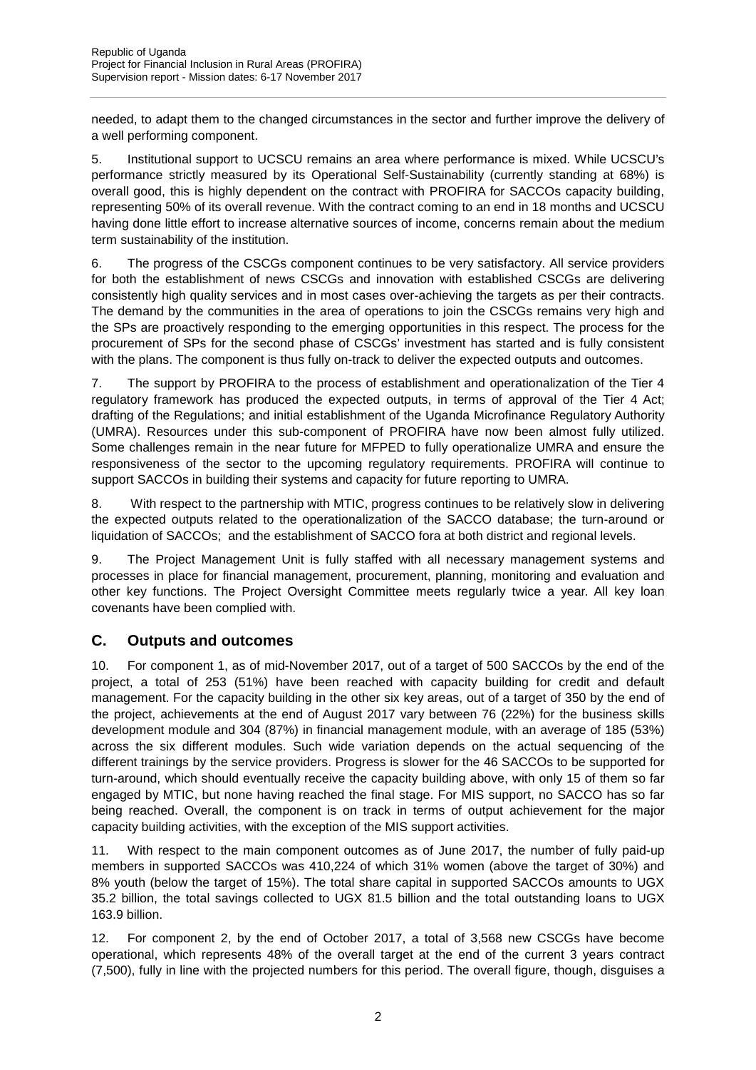needed, to adapt them to the changed circumstances in the sector and further improve the delivery of a well performing component.

5. Institutional support to UCSCU remains an area where performance is mixed. While UCSCU's performance strictly measured by its Operational Self-Sustainability (currently standing at 68%) is overall good, this is highly dependent on the contract with PROFIRA for SACCOs capacity building, representing 50% of its overall revenue. With the contract coming to an end in 18 months and UCSCU having done little effort to increase alternative sources of income, concerns remain about the medium term sustainability of the institution.

6. The progress of the CSCGs component continues to be very satisfactory. All service providers for both the establishment of news CSCGs and innovation with established CSCGs are delivering consistently high quality services and in most cases over-achieving the targets as per their contracts. The demand by the communities in the area of operations to join the CSCGs remains very high and the SPs are proactively responding to the emerging opportunities in this respect. The process for the procurement of SPs for the second phase of CSCGs' investment has started and is fully consistent with the plans. The component is thus fully on-track to deliver the expected outputs and outcomes.

7. The support by PROFIRA to the process of establishment and operationalization of the Tier 4 regulatory framework has produced the expected outputs, in terms of approval of the Tier 4 Act; drafting of the Regulations; and initial establishment of the Uganda Microfinance Regulatory Authority (UMRA). Resources under this sub-component of PROFIRA have now been almost fully utilized. Some challenges remain in the near future for MFPED to fully operationalize UMRA and ensure the responsiveness of the sector to the upcoming regulatory requirements. PROFIRA will continue to support SACCOs in building their systems and capacity for future reporting to UMRA.

8. With respect to the partnership with MTIC, progress continues to be relatively slow in delivering the expected outputs related to the operationalization of the SACCO database; the turn-around or liquidation of SACCOs; and the establishment of SACCO fora at both district and regional levels.

9. The Project Management Unit is fully staffed with all necessary management systems and processes in place for financial management, procurement, planning, monitoring and evaluation and other key functions. The Project Oversight Committee meets regularly twice a year. All key loan covenants have been complied with.

## C. Outputs and outcomes

10. For component 1, as of mid-November 2017, out of a target of 500 SACCOs by the end of the project, a total of 253 (51%) have been reached with capacity building for credit and default management. For the capacity building in the other six key areas, out of a target of 350 by the end of the project, achievements at the end of August 2017 vary between 76 (22%) for the business skills development module and 304 (87%) in financial management module, with an average of 185 (53%) across the six different modules. Such wide variation depends on the actual sequencing of the different trainings by the service providers. Progress is slower for the 46 SACCOs to be supported for turn-around, which should eventually receive the capacity building above, with only 15 of them so far engaged by MTIC, but none having reached the final stage. For MIS support, no SACCO has so far being reached. Overall, the component is on track in terms of output achievement for the major capacity building activities, with the exception of the MIS support activities.

11. With respect to the main component outcomes as of June 2017, the number of fully paid-up members in supported SACCOs was 410,224 of which 31% women (above the target of 30%) and 8% youth (below the target of 15%). The total share capital in supported SACCOs amounts to UGX 35.2 billion, the total savings collected to UGX 81.5 billion and the total outstanding loans to UGX 163.9 billion.

12. For component 2, by the end of October 2017, a total of 3,568 new CSCGs have become operational, which represents 48% of the overall target at the end of the current 3 years contract (7,500), fully in line with the projected numbers for this period. The overall figure, though, disguises a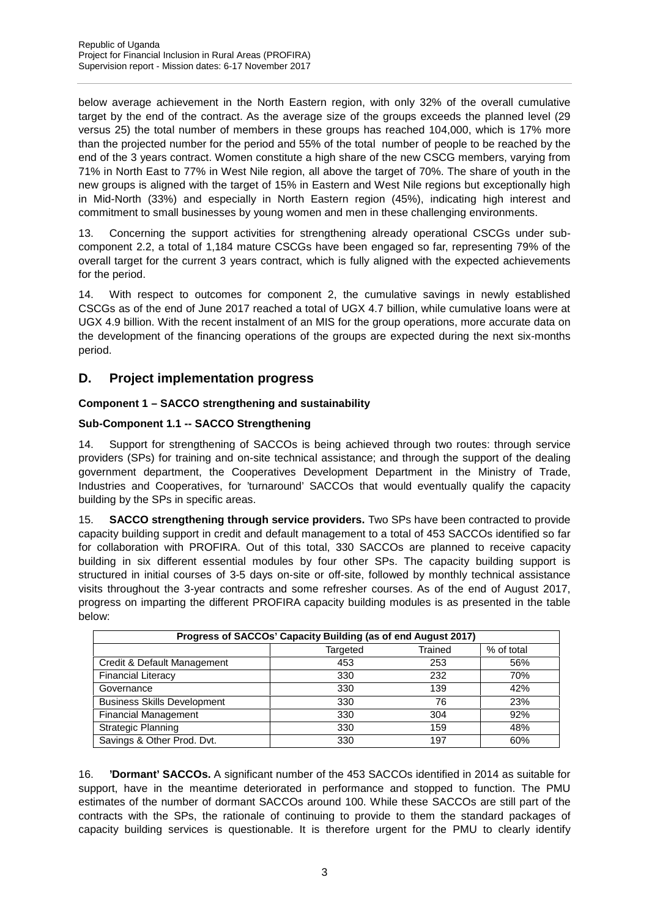below average achievement in the North Eastern region, with only 32% of the overall cumulative target by the end of the contract. As the average size of the groups exceeds the planned level (29 versus 25) the total number of members in these groups has reached 104,000, which is 17% more than the projected number for the period and 55% of the total number of people to be reached by the end of the 3 years contract. Women constitute a high share of the new CSCG members, varying from 71% in North East to 77% in West Nile region, all above the target of 70%. The share of youth in the new groups is aligned with the target of 15% in Eastern and West Nile regions but exceptionally high in Mid-North (33%) and especially in North Eastern region (45%), indicating high interest and commitment to small businesses by young women and men in these challenging environments.

13. Concerning the support activities for strengthening already operational CSCGs under sub-component 2.2, a total of 1,184 mature CSCGs have been engaged so far, representing 79% of the overall target for the current 3 years contract, which is fully aligned with the expected achievements for the period.

14. With respect to outcomes for component 2, the cumulative savings in newly established CSCGs as of the end of June 2017 reached a total of UGX 4.7 billion, while cumulative loans were at UGX 4.9 billion. With the recent instalment of an MIS for the group operations, more accurate data on the development of the financing operations of the groups are expected during the next six-months period.

## D. Project implementation progress

**Component 1 – SACCO strengthening and sustainability**

**Sub-Component 1.1 -- SACCO Strengthening**

14. Support for strengthening of SACCOs is being achieved through two routes: through service providers (SPs) for training and on-site technical assistance; and through the support of the dealing government department, the Cooperatives Development Department in the Ministry of Trade, Industries and Cooperatives, for 'turnaround' SACCOs that would eventually qualify the capacity building by the SPs in specific areas.

15. **SACCO strengthening through service providers.** Two SPs have been contracted to provide capacity building support in credit and default management to a total of 453 SACCOs identified so far for collaboration with PROFIRA. Out of this total, 330 SACCOs are planned to receive capacity building in six different essential modules by four other SPs. The capacity building support is structured in initial courses of 3-5 days on-site or off-site, followed by monthly technical assistance visits throughout the 3-year contracts and some refresher courses. As of the end of August 2017, progress on imparting the different PROFIRA capacity building modules is as presented in the table below:

| Progress of SACCOs' Capacity Building (as of end August 2017) | | | |
|---|---|---|---|
| | Targeted | Trained | % of total |
| Credit & Default Management | 453 | 253 | 56% |
| Financial Literacy | 330 | 232 | 70% |
| Governance | 330 | 139 | 42% |
| Business Skills Development | 330 | 76 | 23% |
| Financial Management | 330 | 304 | 92% |
| Strategic Planning | 330 | 159 | 48% |
| Savings & Other Prod. Dvt. | 330 | 197 | 60% |

16. **'Dormant' SACCOs.** A significant number of the 453 SACCOs identified in 2014 as suitable for support, have in the meantime deteriorated in performance and stopped to function. The PMU estimates of the number of dormant SACCOs around 100. While these SACCOs are still part of the contracts with the SPs, the rationale of continuing to provide to them the standard packages of capacity building services is questionable. It is therefore urgent for the PMU to clearly identify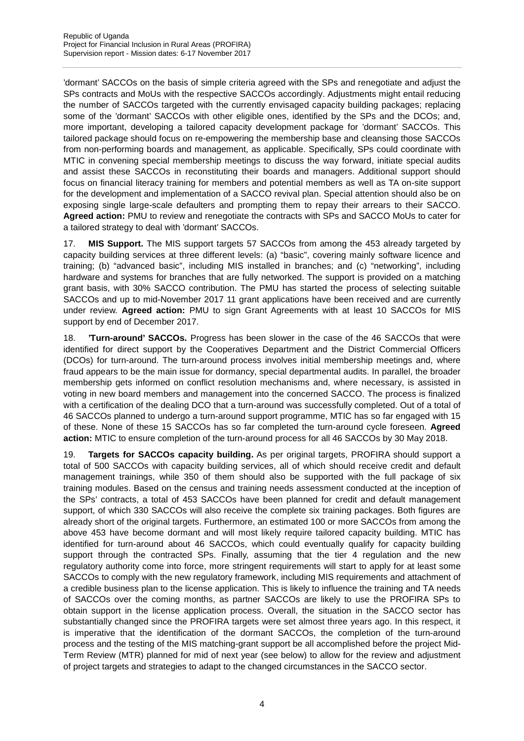'dormant' SACCOs on the basis of simple criteria agreed with the SPs and renegotiate and adjust the SPs contracts and MoUs with the respective SACCOs accordingly. Adjustments might entail reducing the number of SACCOs targeted with the currently envisaged capacity building packages; replacing some of the 'dormant' SACCOs with other eligible ones, identified by the SPs and the DCOs; and, more important, developing a tailored capacity development package for 'dormant' SACCOs. This tailored package should focus on re-empowering the membership base and cleansing those SACCOs from non-performing boards and management, as applicable. Specifically, SPs could coordinate with MTIC in convening special membership meetings to discuss the way forward, initiate special audits and assist these SACCOs in reconstituting their boards and managers. Additional support should focus on financial literacy training for members and potential members as well as TA on-site support for the development and implementation of a SACCO revival plan. Special attention should also be on exposing single large-scale defaulters and prompting them to repay their arrears to their SACCO. **Agreed action:** PMU to review and renegotiate the contracts with SPs and SACCO MoUs to cater for a tailored strategy to deal with 'dormant' SACCOs.

17. **MIS Support.** The MIS support targets 57 SACCOs from among the 453 already targeted by capacity building services at three different levels: (a) "basic", covering mainly software licence and training; (b) "advanced basic", including MIS installed in branches; and (c) "networking", including hardware and systems for branches that are fully networked. The support is provided on a matching grant basis, with 30% SACCO contribution. The PMU has started the process of selecting suitable SACCOs and up to mid-November 2017 11 grant applications have been received and are currently under review. **Agreed action:** PMU to sign Grant Agreements with at least 10 SACCOs for MIS support by end of December 2017.

18. **'Turn-around' SACCOs.** Progress has been slower in the case of the 46 SACCOs that were identified for direct support by the Cooperatives Department and the District Commercial Officers (DCOs) for turn-around. The turn-around process involves initial membership meetings and, where fraud appears to be the main issue for dormancy, special departmental audits. In parallel, the broader membership gets informed on conflict resolution mechanisms and, where necessary, is assisted in voting in new board members and management into the concerned SACCO. The process is finalized with a certification of the dealing DCO that a turn-around was successfully completed. Out of a total of 46 SACCOs planned to undergo a turn-around support programme, MTIC has so far engaged with 15 of these. None of these 15 SACCOs has so far completed the turn-around cycle foreseen. **Agreed action:** MTIC to ensure completion of the turn-around process for all 46 SACCOs by 30 May 2018.

19. **Targets for SACCOs capacity building.** As per original targets, PROFIRA should support a total of 500 SACCOs with capacity building services, all of which should receive credit and default management trainings, while 350 of them should also be supported with the full package of six training modules. Based on the census and training needs assessment conducted at the inception of the SPs' contracts, a total of 453 SACCOs have been planned for credit and default management support, of which 330 SACCOs will also receive the complete six training packages. Both figures are already short of the original targets. Furthermore, an estimated 100 or more SACCOs from among the above 453 have become dormant and will most likely require tailored capacity building. MTIC has identified for turn-around about 46 SACCOs, which could eventually qualify for capacity building support through the contracted SPs. Finally, assuming that the tier 4 regulation and the new regulatory authority come into force, more stringent requirements will start to apply for at least some SACCOs to comply with the new regulatory framework, including MIS requirements and attachment of a credible business plan to the license application. This is likely to influence the training and TA needs of SACCOs over the coming months, as partner SACCOs are likely to use the PROFIRA SPs to obtain support in the license application process. Overall, the situation in the SACCO sector has substantially changed since the PROFIRA targets were set almost three years ago. In this respect, it is imperative that the identification of the dormant SACCOs, the completion of the turn-around process and the testing of the MIS matching-grant support be all accomplished before the project Mid-Term Review (MTR) planned for mid of next year (see below) to allow for the review and adjustment of project targets and strategies to adapt to the changed circumstances in the SACCO sector.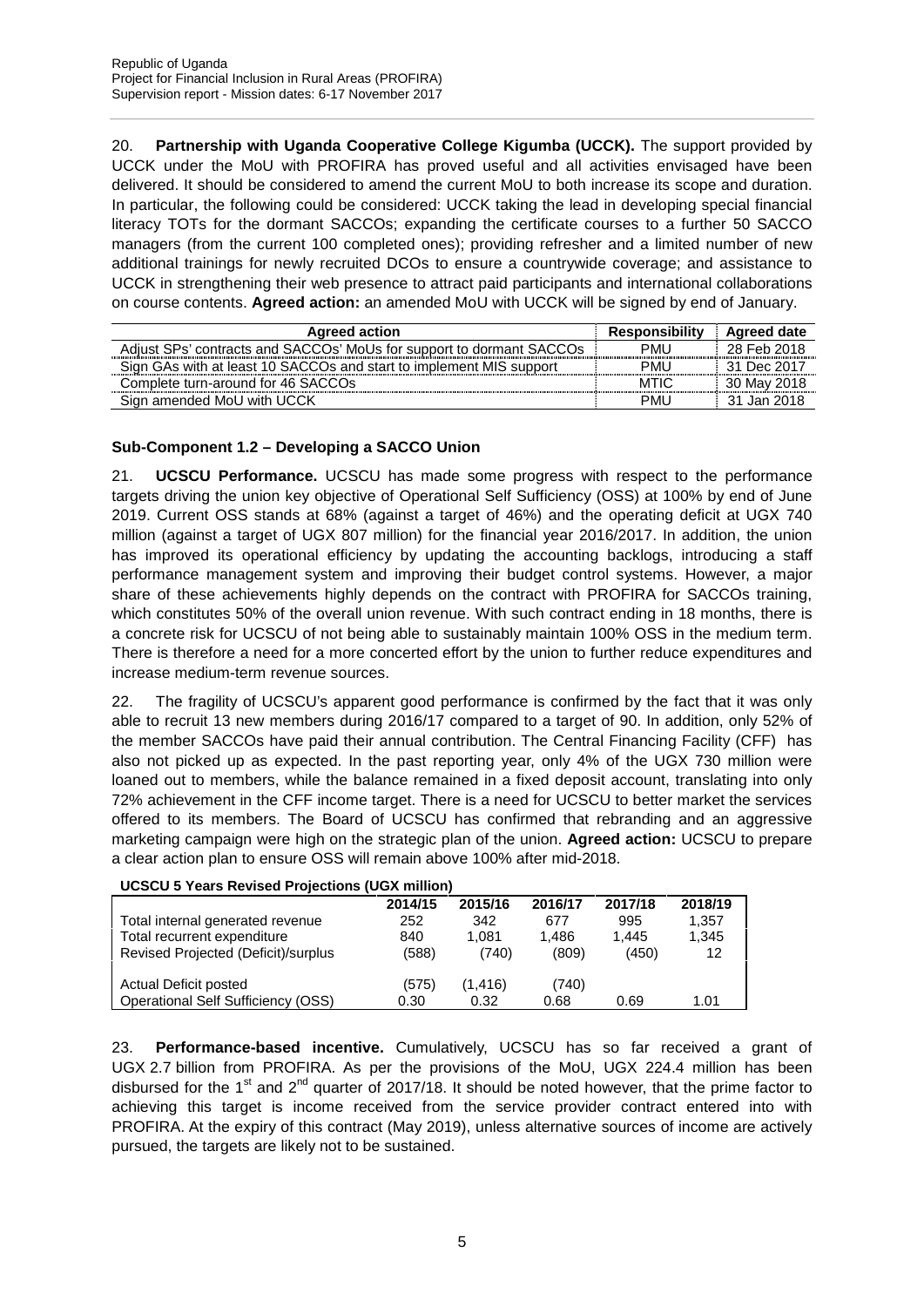20. **Partnership with Uganda Cooperative College Kigumba (UCCK).** The support provided by UCCK under the MoU with PROFIRA has proved useful and all activities envisaged have been delivered. It should be considered to amend the current MoU to both increase its scope and duration. In particular, the following could be considered: UCCK taking the lead in developing special financial literacy TOTs for the dormant SACCOs; expanding the certificate courses to a further 50 SACCO managers (from the current 100 completed ones); providing refresher and a limited number of new additional trainings for newly recruited DCOs to ensure a countrywide coverage; and assistance to UCCK in strengthening their web presence to attract paid participants and international collaborations on course contents. **Agreed action:** an amended MoU with UCCK will be signed by end of January.

| Agreed action | Responsibility | Agreed date |
|---|---|---|
| Adjust SPs' contracts and SACCOs' MoUs for support to dormant SACCOs | PMU | 28 Feb 2018 |
| Sign GAs with at least 10 SACCOs and start to implement MIS support | PMU | 31 Dec 2017 |
| Complete turn-around for 46 SACCOs | MTIC | 30 May 2018 |
| Sign amended MoU with UCCK | PMU | 31 Jan 2018 |

### Sub-Component 1.2 – Developing a SACCO Union

21. **UCSCU Performance.** UCSCU has made some progress with respect to the performance targets driving the union key objective of Operational Self Sufficiency (OSS) at 100% by end of June 2019. Current OSS stands at 68% (against a target of 46%) and the operating deficit at UGX 740 million (against a target of UGX 807 million) for the financial year 2016/2017. In addition, the union has improved its operational efficiency by updating the accounting backlogs, introducing a staff performance management system and improving their budget control systems. However, a major share of these achievements highly depends on the contract with PROFIRA for SACCOs training, which constitutes 50% of the overall union revenue. With such contract ending in 18 months, there is a concrete risk for UCSCU of not being able to sustainably maintain 100% OSS in the medium term. There is therefore a need for a more concerted effort by the union to further reduce expenditures and increase medium-term revenue sources.

22. The fragility of UCSCU's apparent good performance is confirmed by the fact that it was only able to recruit 13 new members during 2016/17 compared to a target of 90. In addition, only 52% of the member SACCOs have paid their annual contribution. The Central Financing Facility (CFF) has also not picked up as expected. In the past reporting year, only 4% of the UGX 730 million were loaned out to members, while the balance remained in a fixed deposit account, translating into only 72% achievement in the CFF income target. There is a need for UCSCU to better market the services offered to its members. The Board of UCSCU has confirmed that rebranding and an aggressive marketing campaign were high on the strategic plan of the union. **Agreed action:** UCSCU to prepare a clear action plan to ensure OSS will remain above 100% after mid-2018.

**UCSCU 5 Years Revised Projections (UGX million)**

| | 2014/15 | 2015/16 | 2016/17 | 2017/18 | 2018/19 |
|---|---|---|---|---|---|
| Total internal generated revenue | 252 | 342 | 677 | 995 | 1,357 |
| Total recurrent expenditure | 840 | 1,081 | 1,486 | 1,445 | 1,345 |
| Revised Projected (Deficit)/surplus | (588) | (740) | (809) | (450) | 12 |
| Actual Deficit posted | (575) | (1,416) | (740) | | |
| Operational Self Sufficiency (OSS) | 0.30 | 0.32 | 0.68 | 0.69 | 1.01 |

23. **Performance-based incentive.** Cumulatively, UCSCU has so far received a grant of UGX 2.7 billion from PROFIRA. As per the provisions of the MoU, UGX 224.4 million has been disbursed for the 1st and 2nd quarter of 2017/18. It should be noted however, that the prime factor to achieving this target is income received from the service provider contract entered into with PROFIRA. At the expiry of this contract (May 2019), unless alternative sources of income are actively pursued, the targets are likely not to be sustained.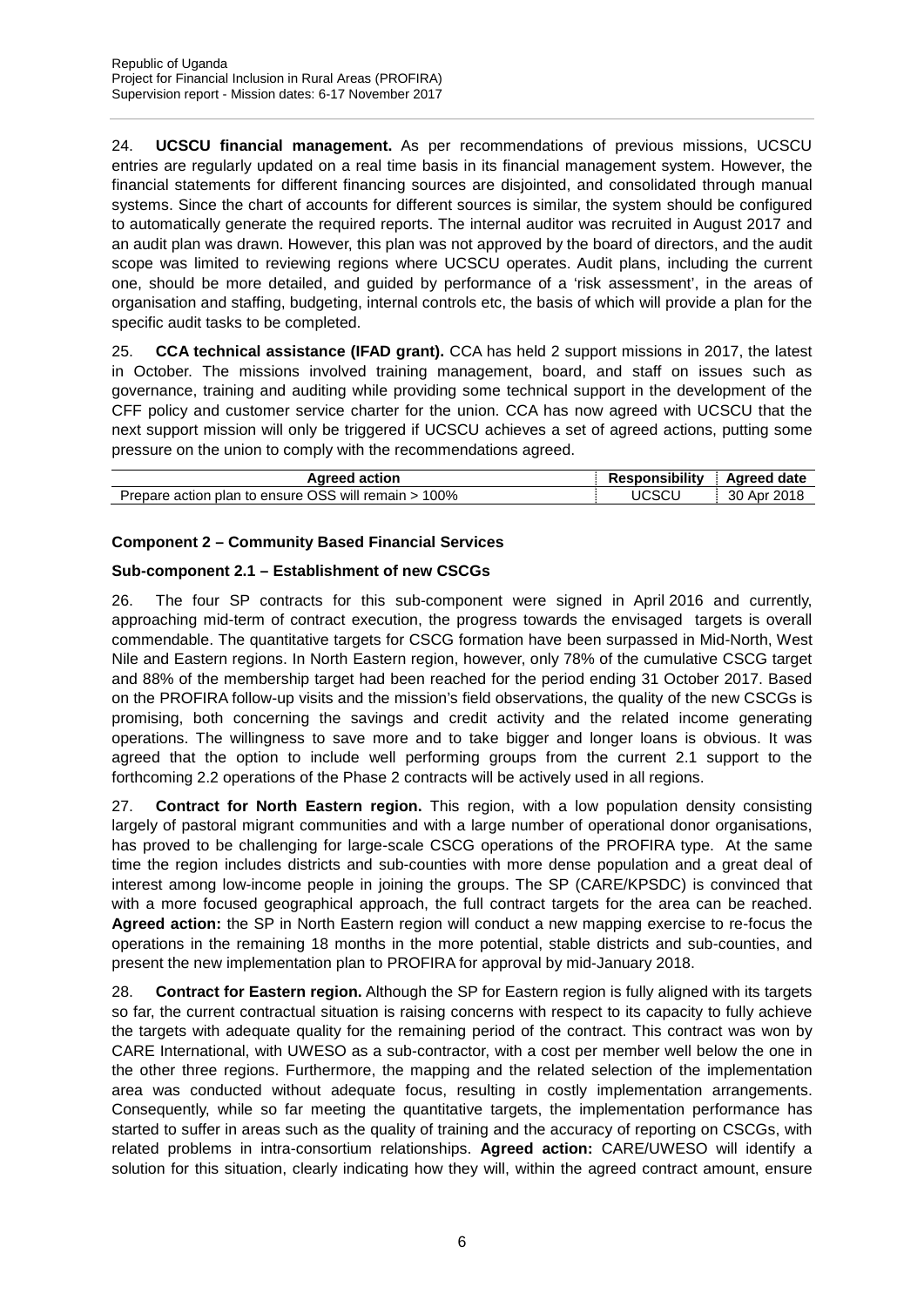24. **UCSCU financial management.** As per recommendations of previous missions, UCSCU entries are regularly updated on a real time basis in its financial management system. However, the financial statements for different financing sources are disjointed, and consolidated through manual systems. Since the chart of accounts for different sources is similar, the system should be configured to automatically generate the required reports. The internal auditor was recruited in August 2017 and an audit plan was drawn. However, this plan was not approved by the board of directors, and the audit scope was limited to reviewing regions where UCSCU operates. Audit plans, including the current one, should be more detailed, and guided by performance of a 'risk assessment', in the areas of organisation and staffing, budgeting, internal controls etc, the basis of which will provide a plan for the specific audit tasks to be completed.

25. **CCA technical assistance (IFAD grant).** CCA has held 2 support missions in 2017, the latest in October. The missions involved training management, board, and staff on issues such as governance, training and auditing while providing some technical support in the development of the CFF policy and customer service charter for the union. CCA has now agreed with UCSCU that the next support mission will only be triggered if UCSCU achieves a set of agreed actions, putting some pressure on the union to comply with the recommendations agreed.

| Agreed action | Responsibility | Agreed date |
|---|---|---|
| Prepare action plan to ensure OSS will remain > 100% | UCSCU | 30 Apr 2018 |

**Component 2 – Community Based Financial Services**

**Sub-component 2.1 – Establishment of new CSCGs**

26. The four SP contracts for this sub-component were signed in April 2016 and currently, approaching mid-term of contract execution, the progress towards the envisaged targets is overall commendable. The quantitative targets for CSCG formation have been surpassed in Mid-North, West Nile and Eastern regions. In North Eastern region, however, only 78% of the cumulative CSCG target and 88% of the membership target had been reached for the period ending 31 October 2017. Based on the PROFIRA follow-up visits and the mission's field observations, the quality of the new CSCGs is promising, both concerning the savings and credit activity and the related income generating operations. The willingness to save more and to take bigger and longer loans is obvious. It was agreed that the option to include well performing groups from the current 2.1 support to the forthcoming 2.2 operations of the Phase 2 contracts will be actively used in all regions.

27. **Contract for North Eastern region.** This region, with a low population density consisting largely of pastoral migrant communities and with a large number of operational donor organisations, has proved to be challenging for large-scale CSCG operations of the PROFIRA type. At the same time the region includes districts and sub-counties with more dense population and a great deal of interest among low-income people in joining the groups. The SP (CARE/KPSDC) is convinced that with a more focused geographical approach, the full contract targets for the area can be reached. **Agreed action:** the SP in North Eastern region will conduct a new mapping exercise to re-focus the operations in the remaining 18 months in the more potential, stable districts and sub-counties, and present the new implementation plan to PROFIRA for approval by mid-January 2018.

28. **Contract for Eastern region.** Although the SP for Eastern region is fully aligned with its targets so far, the current contractual situation is raising concerns with respect to its capacity to fully achieve the targets with adequate quality for the remaining period of the contract. This contract was won by CARE International, with UWESO as a sub-contractor, with a cost per member well below the one in the other three regions. Furthermore, the mapping and the related selection of the implementation area was conducted without adequate focus, resulting in costly implementation arrangements. Consequently, while so far meeting the quantitative targets, the implementation performance has started to suffer in areas such as the quality of training and the accuracy of reporting on CSCGs, with related problems in intra-consortium relationships. **Agreed action:** CARE/UWESO will identify a solution for this situation, clearly indicating how they will, within the agreed contract amount, ensure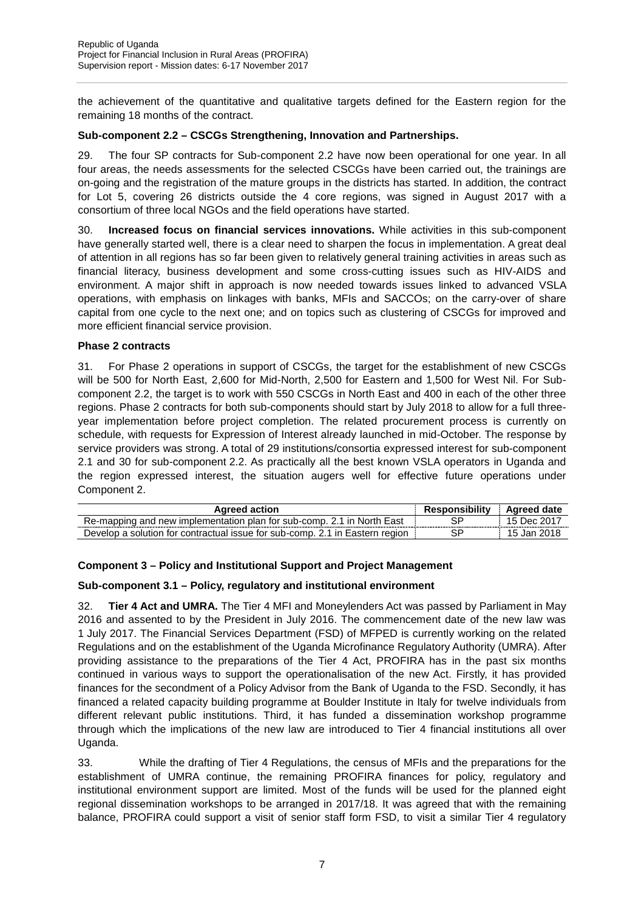the achievement of the quantitative and qualitative targets defined for the Eastern region for the remaining 18 months of the contract.

**Sub-component 2.2 – CSCGs Strengthening, Innovation and Partnerships.**

29. The four SP contracts for Sub-component 2.2 have now been operational for one year. In all four areas, the needs assessments for the selected CSCGs have been carried out, the trainings are on-going and the registration of the mature groups in the districts has started. In addition, the contract for Lot 5, covering 26 districts outside the 4 core regions, was signed in August 2017 with a consortium of three local NGOs and the field operations have started.

30. **Increased focus on financial services innovations.** While activities in this sub-component have generally started well, there is a clear need to sharpen the focus in implementation. A great deal of attention in all regions has so far been given to relatively general training activities in areas such as financial literacy, business development and some cross-cutting issues such as HIV-AIDS and environment. A major shift in approach is now needed towards issues linked to advanced VSLA operations, with emphasis on linkages with banks, MFIs and SACCOs; on the carry-over of share capital from one cycle to the next one; and on topics such as clustering of CSCGs for improved and more efficient financial service provision.

**Phase 2 contracts**

31. For Phase 2 operations in support of CSCGs, the target for the establishment of new CSCGs will be 500 for North East, 2,600 for Mid-North, 2,500 for Eastern and 1,500 for West Nil. For Sub-component 2.2, the target is to work with 550 CSCGs in North East and 400 in each of the other three regions. Phase 2 contracts for both sub-components should start by July 2018 to allow for a full three-year implementation before project completion. The related procurement process is currently on schedule, with requests for Expression of Interest already launched in mid-October. The response by service providers was strong. A total of 29 institutions/consortia expressed interest for sub-component 2.1 and 30 for sub-component 2.2. As practically all the best known VSLA operators in Uganda and the region expressed interest, the situation augers well for effective future operations under Component 2.

| Agreed action | Responsibility | Agreed date |
|---|---|---|
| Re-mapping and new implementation plan for sub-comp. 2.1 in North East | SP | 15 Dec 2017 |
| Develop a solution for contractual issue for sub-comp. 2.1 in Eastern region | SP | 15 Jan 2018 |

**Component 3 – Policy and Institutional Support and Project Management**

**Sub-component 3.1 – Policy, regulatory and institutional environment**

32. **Tier 4 Act and UMRA.** The Tier 4 MFI and Moneylenders Act was passed by Parliament in May 2016 and assented to by the President in July 2016. The commencement date of the new law was 1 July 2017. The Financial Services Department (FSD) of MFPED is currently working on the related Regulations and on the establishment of the Uganda Microfinance Regulatory Authority (UMRA). After providing assistance to the preparations of the Tier 4 Act, PROFIRA has in the past six months continued in various ways to support the operationalisation of the new Act. Firstly, it has provided finances for the secondment of a Policy Advisor from the Bank of Uganda to the FSD. Secondly, it has financed a related capacity building programme at Boulder Institute in Italy for twelve individuals from different relevant public institutions. Third, it has funded a dissemination workshop programme through which the implications of the new law are introduced to Tier 4 financial institutions all over Uganda.

33. While the drafting of Tier 4 Regulations, the census of MFIs and the preparations for the establishment of UMRA continue, the remaining PROFIRA finances for policy, regulatory and institutional environment support are limited. Most of the funds will be used for the planned eight regional dissemination workshops to be arranged in 2017/18. It was agreed that with the remaining balance, PROFIRA could support a visit of senior staff form FSD, to visit a similar Tier 4 regulatory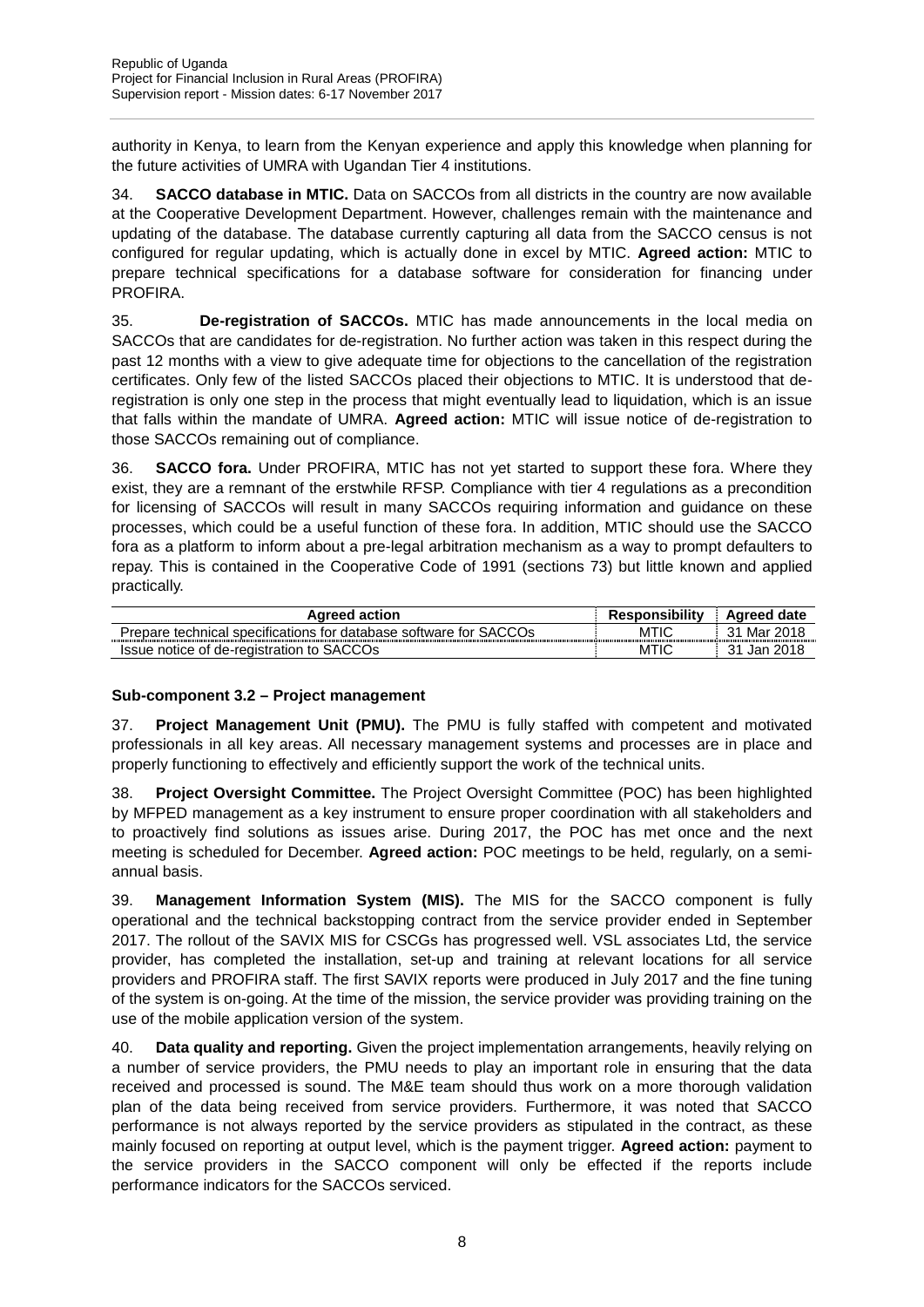authority in Kenya, to learn from the Kenyan experience and apply this knowledge when planning for the future activities of UMRA with Ugandan Tier 4 institutions.

34. **SACCO database in MTIC.** Data on SACCOs from all districts in the country are now available at the Cooperative Development Department. However, challenges remain with the maintenance and updating of the database. The database currently capturing all data from the SACCO census is not configured for regular updating, which is actually done in excel by MTIC. **Agreed action:** MTIC to prepare technical specifications for a database software for consideration for financing under PROFIRA.

35. **De-registration of SACCOs.** MTIC has made announcements in the local media on SACCOs that are candidates for de-registration. No further action was taken in this respect during the past 12 months with a view to give adequate time for objections to the cancellation of the registration certificates. Only few of the listed SACCOs placed their objections to MTIC. It is understood that de-registration is only one step in the process that might eventually lead to liquidation, which is an issue that falls within the mandate of UMRA. **Agreed action:** MTIC will issue notice of de-registration to those SACCOs remaining out of compliance.

36. **SACCO fora.** Under PROFIRA, MTIC has not yet started to support these fora. Where they exist, they are a remnant of the erstwhile RFSP. Compliance with tier 4 regulations as a precondition for licensing of SACCOs will result in many SACCOs requiring information and guidance on these processes, which could be a useful function of these fora. In addition, MTIC should use the SACCO fora as a platform to inform about a pre-legal arbitration mechanism as a way to prompt defaulters to repay. This is contained in the Cooperative Code of 1991 (sections 73) but little known and applied practically.

| Agreed action | Responsibility | Agreed date |
|---|---|---|
| Prepare technical specifications for database software for SACCOs | MTIC | 31 Mar 2018 |
| Issue notice of de-registration to SACCOs | MTIC | 31 Jan 2018 |

### Sub-component 3.2 – Project management

37. **Project Management Unit (PMU).** The PMU is fully staffed with competent and motivated professionals in all key areas. All necessary management systems and processes are in place and properly functioning to effectively and efficiently support the work of the technical units.

38. **Project Oversight Committee.** The Project Oversight Committee (POC) has been highlighted by MFPED management as a key instrument to ensure proper coordination with all stakeholders and to proactively find solutions as issues arise. During 2017, the POC has met once and the next meeting is scheduled for December. **Agreed action:** POC meetings to be held, regularly, on a semi-annual basis.

39. **Management Information System (MIS).** The MIS for the SACCO component is fully operational and the technical backstopping contract from the service provider ended in September 2017. The rollout of the SAVIX MIS for CSCGs has progressed well. VSL associates Ltd, the service provider, has completed the installation, set-up and training at relevant locations for all service providers and PROFIRA staff. The first SAVIX reports were produced in July 2017 and the fine tuning of the system is on-going. At the time of the mission, the service provider was providing training on the use of the mobile application version of the system.

40. **Data quality and reporting.** Given the project implementation arrangements, heavily relying on a number of service providers, the PMU needs to play an important role in ensuring that the data received and processed is sound. The M&E team should thus work on a more thorough validation plan of the data being received from service providers. Furthermore, it was noted that SACCO performance is not always reported by the service providers as stipulated in the contract, as these mainly focused on reporting at output level, which is the payment trigger. **Agreed action:** payment to the service providers in the SACCO component will only be effected if the reports include performance indicators for the SACCOs serviced.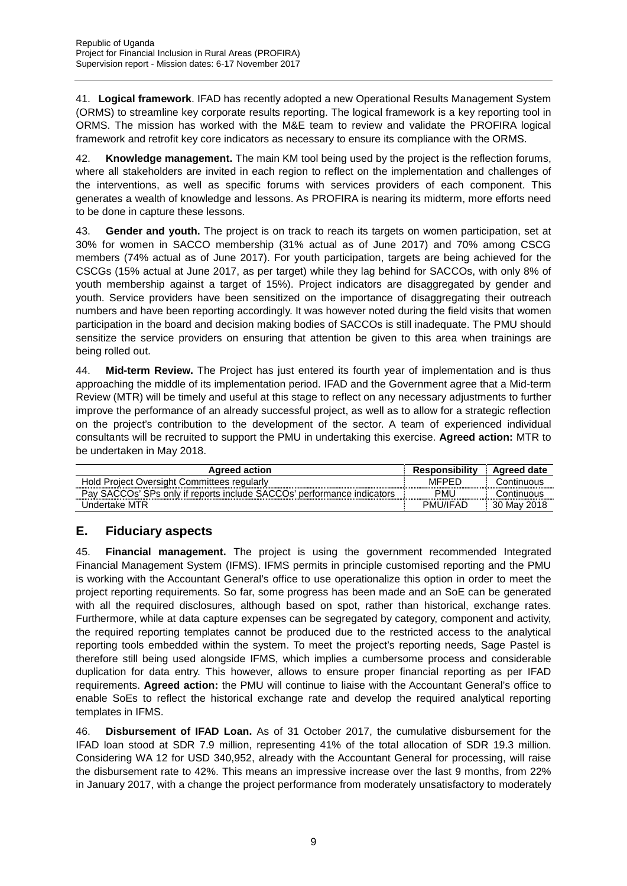41. **Logical framework**. IFAD has recently adopted a new Operational Results Management System (ORMS) to streamline key corporate results reporting. The logical framework is a key reporting tool in ORMS. The mission has worked with the M&E team to review and validate the PROFIRA logical framework and retrofit key core indicators as necessary to ensure its compliance with the ORMS.

42. **Knowledge management.** The main KM tool being used by the project is the reflection forums, where all stakeholders are invited in each region to reflect on the implementation and challenges of the interventions, as well as specific forums with services providers of each component. This generates a wealth of knowledge and lessons. As PROFIRA is nearing its midterm, more efforts need to be done in capture these lessons.

43. **Gender and youth.** The project is on track to reach its targets on women participation, set at 30% for women in SACCO membership (31% actual as of June 2017) and 70% among CSCG members (74% actual as of June 2017). For youth participation, targets are being achieved for the CSCGs (15% actual at June 2017, as per target) while they lag behind for SACCOs, with only 8% of youth membership against a target of 15%). Project indicators are disaggregated by gender and youth. Service providers have been sensitized on the importance of disaggregating their outreach numbers and have been reporting accordingly. It was however noted during the field visits that women participation in the board and decision making bodies of SACCOs is still inadequate. The PMU should sensitize the service providers on ensuring that attention be given to this area when trainings are being rolled out.

44. **Mid-term Review.** The Project has just entered its fourth year of implementation and is thus approaching the middle of its implementation period. IFAD and the Government agree that a Mid-term Review (MTR) will be timely and useful at this stage to reflect on any necessary adjustments to further improve the performance of an already successful project, as well as to allow for a strategic reflection on the project's contribution to the development of the sector. A team of experienced individual consultants will be recruited to support the PMU in undertaking this exercise. **Agreed action:** MTR to be undertaken in May 2018.

| Agreed action | Responsibility | Agreed date |
|---|---|---|
| Hold Project Oversight Committees regularly | MFPED | Continuous |
| Pay SACCOs' SPs only if reports include SACCOs' performance indicators | PMU | Continuous |
| Undertake MTR | PMU/IFAD | 30 May 2018 |

## E. Fiduciary aspects

45. **Financial management.** The project is using the government recommended Integrated Financial Management System (IFMS). IFMS permits in principle customised reporting and the PMU is working with the Accountant General's office to use operationalize this option in order to meet the project reporting requirements. So far, some progress has been made and an SoE can be generated with all the required disclosures, although based on spot, rather than historical, exchange rates. Furthermore, while at data capture expenses can be segregated by category, component and activity, the required reporting templates cannot be produced due to the restricted access to the analytical reporting tools embedded within the system. To meet the project's reporting needs, Sage Pastel is therefore still being used alongside IFMS, which implies a cumbersome process and considerable duplication for data entry. This however, allows to ensure proper financial reporting as per IFAD requirements. **Agreed action:** the PMU will continue to liaise with the Accountant General's office to enable SoEs to reflect the historical exchange rate and develop the required analytical reporting templates in IFMS.

46. **Disbursement of IFAD Loan.** As of 31 October 2017, the cumulative disbursement for the IFAD loan stood at SDR 7.9 million, representing 41% of the total allocation of SDR 19.3 million. Considering WA 12 for USD 340,952, already with the Accountant General for processing, will raise the disbursement rate to 42%. This means an impressive increase over the last 9 months, from 22% in January 2017, with a change the project performance from moderately unsatisfactory to moderately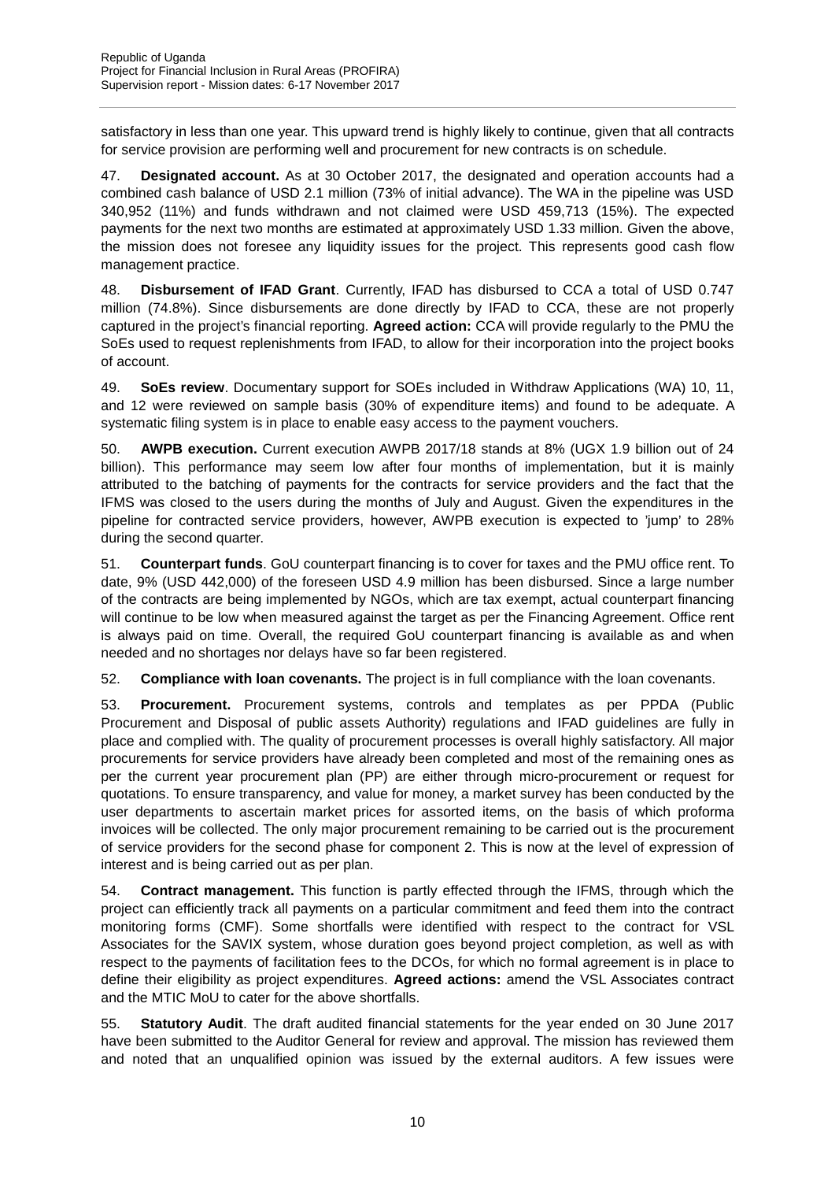satisfactory in less than one year. This upward trend is highly likely to continue, given that all contracts for service provision are performing well and procurement for new contracts is on schedule.

47. **Designated account.** As at 30 October 2017, the designated and operation accounts had a combined cash balance of USD 2.1 million (73% of initial advance). The WA in the pipeline was USD 340,952 (11%) and funds withdrawn and not claimed were USD 459,713 (15%). The expected payments for the next two months are estimated at approximately USD 1.33 million. Given the above, the mission does not foresee any liquidity issues for the project. This represents good cash flow management practice.

48. **Disbursement of IFAD Grant**. Currently, IFAD has disbursed to CCA a total of USD 0.747 million (74.8%). Since disbursements are done directly by IFAD to CCA, these are not properly captured in the project's financial reporting. **Agreed action:** CCA will provide regularly to the PMU the SoEs used to request replenishments from IFAD, to allow for their incorporation into the project books of account.

49. **SoEs review**. Documentary support for SOEs included in Withdraw Applications (WA) 10, 11, and 12 were reviewed on sample basis (30% of expenditure items) and found to be adequate. A systematic filing system is in place to enable easy access to the payment vouchers.

50. **AWPB execution.** Current execution AWPB 2017/18 stands at 8% (UGX 1.9 billion out of 24 billion). This performance may seem low after four months of implementation, but it is mainly attributed to the batching of payments for the contracts for service providers and the fact that the IFMS was closed to the users during the months of July and August. Given the expenditures in the pipeline for contracted service providers, however, AWPB execution is expected to 'jump' to 28% during the second quarter.

51. **Counterpart funds**. GoU counterpart financing is to cover for taxes and the PMU office rent. To date, 9% (USD 442,000) of the foreseen USD 4.9 million has been disbursed. Since a large number of the contracts are being implemented by NGOs, which are tax exempt, actual counterpart financing will continue to be low when measured against the target as per the Financing Agreement. Office rent is always paid on time. Overall, the required GoU counterpart financing is available as and when needed and no shortages nor delays have so far been registered.

52. **Compliance with loan covenants.** The project is in full compliance with the loan covenants.

53. **Procurement.** Procurement systems, controls and templates as per PPDA (Public Procurement and Disposal of public assets Authority) regulations and IFAD guidelines are fully in place and complied with. The quality of procurement processes is overall highly satisfactory. All major procurements for service providers have already been completed and most of the remaining ones as per the current year procurement plan (PP) are either through micro-procurement or request for quotations. To ensure transparency, and value for money, a market survey has been conducted by the user departments to ascertain market prices for assorted items, on the basis of which proforma invoices will be collected. The only major procurement remaining to be carried out is the procurement of service providers for the second phase for component 2. This is now at the level of expression of interest and is being carried out as per plan.

54. **Contract management.** This function is partly effected through the IFMS, through which the project can efficiently track all payments on a particular commitment and feed them into the contract monitoring forms (CMF). Some shortfalls were identified with respect to the contract for VSL Associates for the SAVIX system, whose duration goes beyond project completion, as well as with respect to the payments of facilitation fees to the DCOs, for which no formal agreement is in place to define their eligibility as project expenditures. **Agreed actions:** amend the VSL Associates contract and the MTIC MoU to cater for the above shortfalls.

55. **Statutory Audit**. The draft audited financial statements for the year ended on 30 June 2017 have been submitted to the Auditor General for review and approval. The mission has reviewed them and noted that an unqualified opinion was issued by the external auditors. A few issues were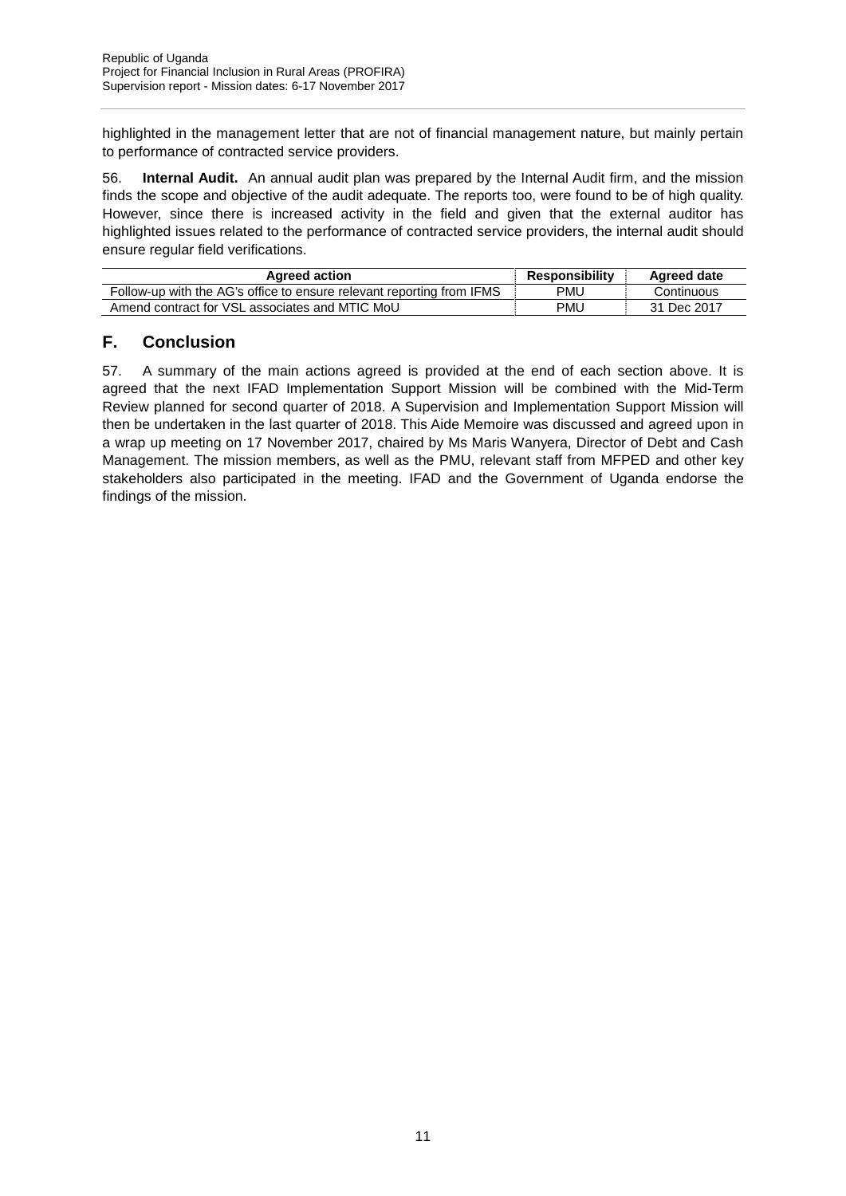highlighted in the management letter that are not of financial management nature, but mainly pertain to performance of contracted service providers.

56. **Internal Audit.** An annual audit plan was prepared by the Internal Audit firm, and the mission finds the scope and objective of the audit adequate. The reports too, were found to be of high quality. However, since there is increased activity in the field and given that the external auditor has highlighted issues related to the performance of contracted service providers, the internal audit should ensure regular field verifications.

| Agreed action | Responsibility | Agreed date |
|---|---|---|
| Follow-up with the AG's office to ensure relevant reporting from IFMS | PMU | Continuous |
| Amend contract for VSL associates and MTIC MoU | PMU | 31 Dec 2017 |

## F. Conclusion

57. A summary of the main actions agreed is provided at the end of each section above. It is agreed that the next IFAD Implementation Support Mission will be combined with the Mid-Term Review planned for second quarter of 2018. A Supervision and Implementation Support Mission will then be undertaken in the last quarter of 2018. This Aide Memoire was discussed and agreed upon in a wrap up meeting on 17 November 2017, chaired by Ms Maris Wanyera, Director of Debt and Cash Management. The mission members, as well as the PMU, relevant staff from MFPED and other key stakeholders also participated in the meeting. IFAD and the Government of Uganda endorse the findings of the mission.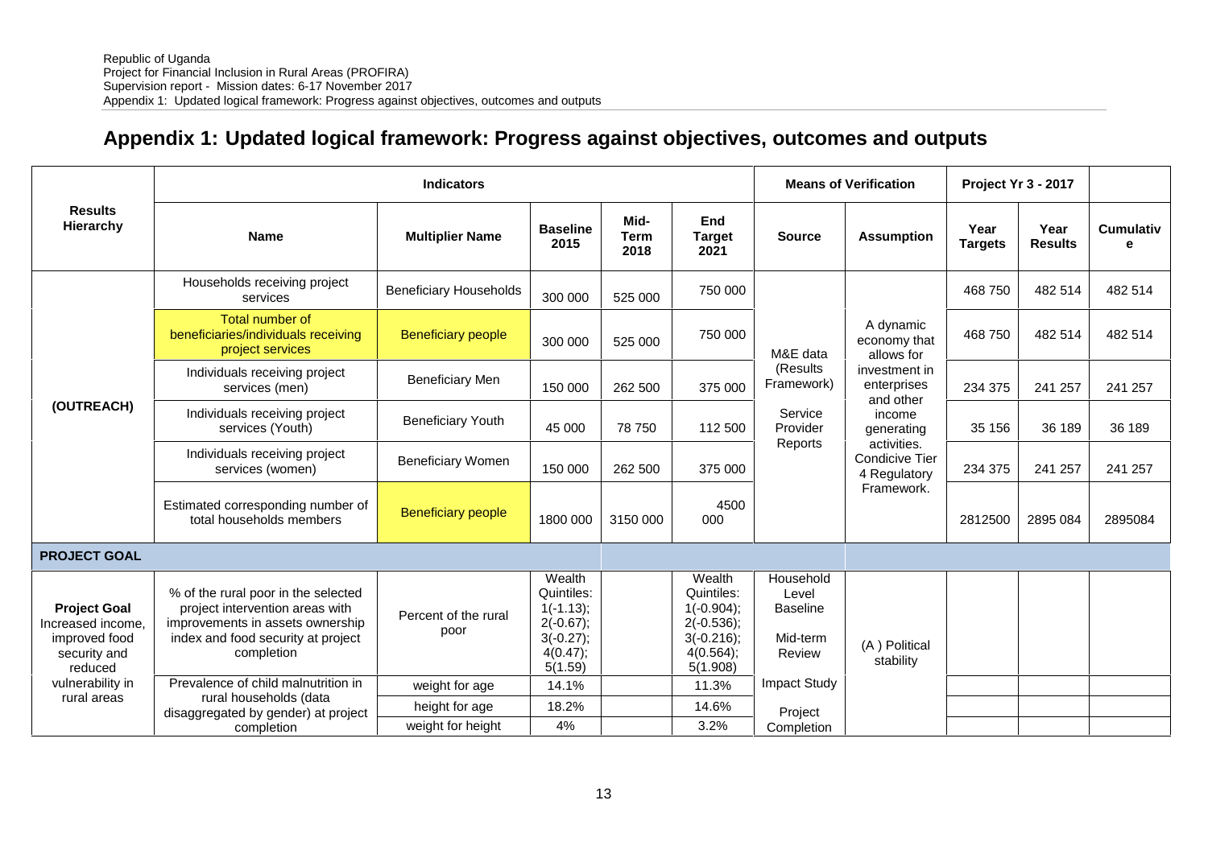# Appendix 1: Updated logical framework: Progress against objectives, outcomes and outputs

| Results Hierarchy | Indicators | | | | | Means of Verification | | Project Yr 3 - 2017 | | |
|---|---|---|---|---|---|---|---|---|---|---|
| | **Name** | **Multiplier Name** | **Baseline 2015** | **Mid-Term 2018** | **End Target 2021** | **Source** | **Assumption** | **Year Targets** | **Year Results** | **Cumulative** |
| **(OUTREACH)** | Households receiving project services | Beneficiary Households | 300 000 | 525 000 | 750 000 | M&E data (Results Framework) Service Provider Reports | A dynamic economy that allows for investment in enterprises and other income generating activities. Condicive Tier 4 Regulatory Framework. | 468 750 | 482 514 | 482 514 |
| | Total number of beneficiaries/individuals receiving project services | Beneficiary people | 300 000 | 525 000 | 750 000 | | | 468 750 | 482 514 | 482 514 |
| | Individuals receiving project services (men) | Beneficiary Men | 150 000 | 262 500 | 375 000 | | | 234 375 | 241 257 | 241 257 |
| | Individuals receiving project services (Youth) | Beneficiary Youth | 45 000 | 78 750 | 112 500 | | | 35 156 | 36 189 | 36 189 |
| | Individuals receiving project services (women) | Beneficiary Women | 150 000 | 262 500 | 375 000 | | | 234 375 | 241 257 | 241 257 |
| | Estimated corresponding number of total households members | Beneficiary people | 1800 000 | 3150 000 | 4500 000 | | | 2812500 | 2895 084 | 2895084 |
| **PROJECT GOAL** | | | | | | | | | | |
| **Project Goal** Increased income, improved food security and reduced vulnerability in rural areas | % of the rural poor in the selected project intervention areas with improvements in assets ownership index and food security at project completion | Percent of the rural poor | Wealth Quintiles: 1(-1.13); 2(-0.67); 3(-0.27); 4(0.47); 5(1.59) | | Wealth Quintiles: 1(-0.904); 2(-0.536); 3(-0.216); 4(0.564); 5(1.908) | Household Level Baseline Mid-term Review | (A ) Political stability | | | |
| | Prevalence of child malnutrition in rural households (data disaggregated by gender) at project completion | weight for age | 14.1% | | 11.3% | Impact Study | | | | |
| | | height for age | 18.2% | | 14.6% | Project Completion | | | | |
| | | weight for height | 4% | | 3.2% | | | | | |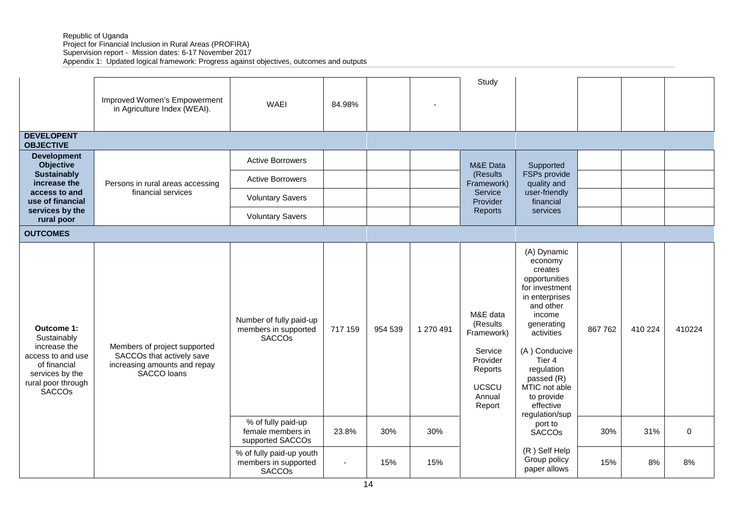|  |  |  |  |  |  |  |  |  |  |  |
|---|---|---|---|---|---|---|---|---|---|---|
|  | Improved Women's Empowerment in Agriculture Index (WEAI). | WAEI | 84.98% |  | - | Study |  |  |  |  |
| **DEVELOPENT OBJECTIVE** |  |  |  |  |  |  |  |  |  |  |
| **Development Objective Sustainably increase the access to and use of financial services by the rural poor** | Persons in rural areas accessing financial services | Active Borrowers |  |  |  | M&E Data (Results Framework) Service Provider Reports | Supported FSPs provide quality and user-friendly financial services |  |  |  |
|  |  | Active Borrowers |  |  |  |  |  |  |  |  |
|  |  | Voluntary Savers |  |  |  |  |  |  |  |  |
|  |  | Voluntary Savers |  |  |  |  |  |  |  |  |
| **OUTCOMES** |  |  |  |  |  |  |  |  |  |  |
| **Outcome 1:** Sustainably increase the access to and use of financial services by the rural poor through SACCOs | Members of project supported SACCOs that actively save increasing amounts and repay SACCO loans | Number of fully paid-up members in supported SACCOs | 717 159 | 954 539 | 1 270 491 | M&E data (Results Framework) Service Provider Reports UCSCU Annual Report | (A) Dynamic economy creates opportunities for investment in enterprises and other income generating activities (A ) Conducive Tier 4 regulation passed (R) MTIC not able to provide effective regulation/support to SACCOs (R ) Self Help Group policy paper allows | 867 762 | 410 224 | 410224 |
|  |  | % of fully paid-up female members in supported SACCOs | 23.8% | 30% | 30% |  |  | 30% | 31% | 0 |
|  |  | % of fully paid-up youth members in supported SACCOs | - | 15% | 15% |  |  | 15% | 8% | 8% |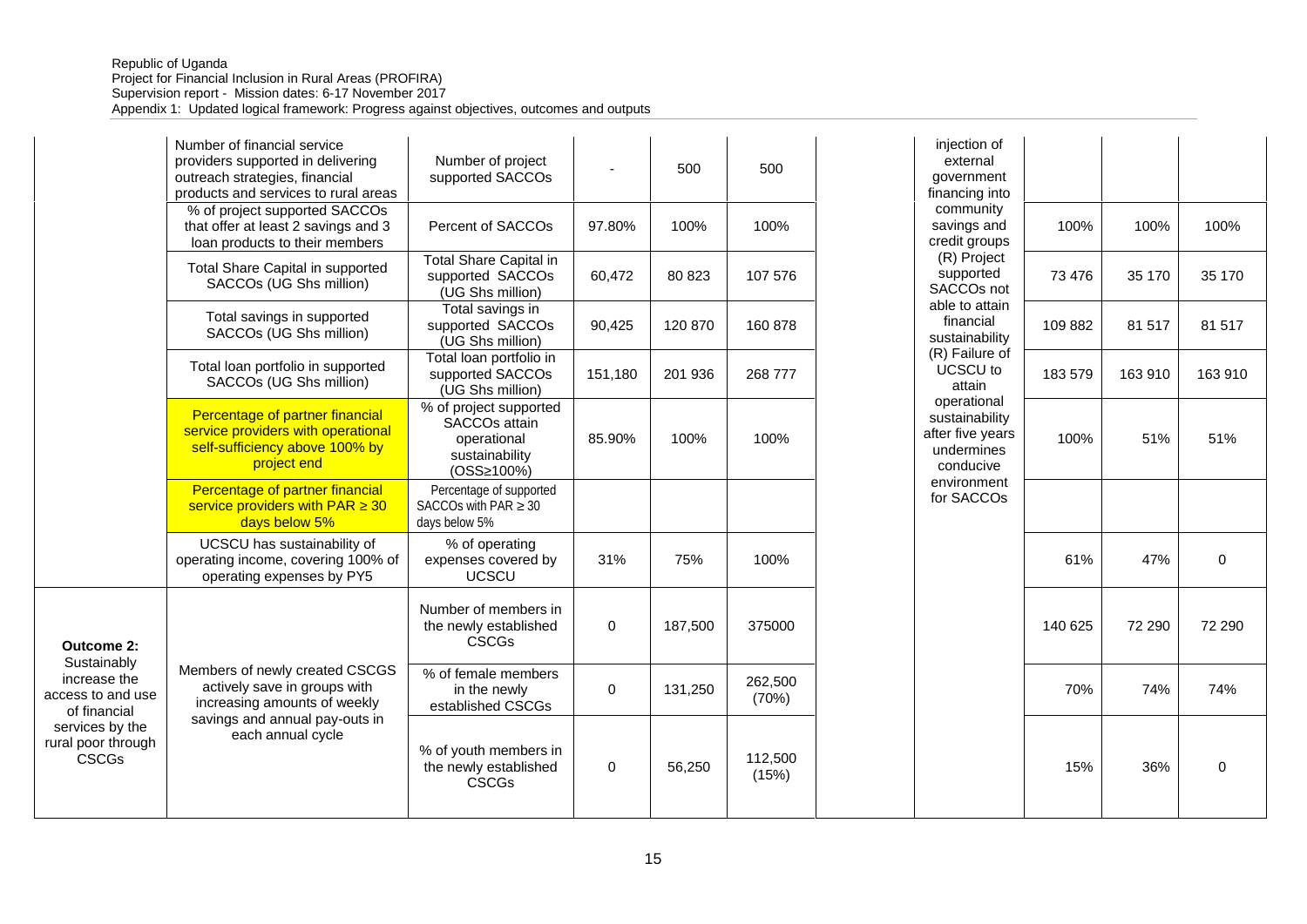Republic of Uganda
Project for Financial Inclusion in Rural Areas (PROFIRA)
Supervision report - Mission dates: 6-17 November 2017
Appendix 1: Updated logical framework: Progress against objectives, outcomes and outputs

| | | | | | | | | | | |
|---|---|---|---|---|---|---|---|---|---|---|
| | Number of financial service providers supported in delivering outreach strategies, financial products and services to rural areas | Number of project supported SACCOs | - | 500 | 500 | | injection of external government financing into community savings and credit groups (R) Project supported SACCOs not able to attain financial sustainability (R) Failure of UCSCU to attain operational sustainability after five years undermines conducive environment for SACCOs | | | |
| | % of project supported SACCOs that offer at least 2 savings and 3 loan products to their members | Percent of SACCOs | 97.80% | 100% | 100% | | | 100% | 100% | 100% |
| | Total Share Capital in supported SACCOs (UG Shs million) | Total Share Capital in supported SACCOs (UG Shs million) | 60,472 | 80 823 | 107 576 | | | 73 476 | 35 170 | 35 170 |
| | Total savings in supported SACCOs (UG Shs million) | Total savings in supported SACCOs (UG Shs million) | 90,425 | 120 870 | 160 878 | | | 109 882 | 81 517 | 81 517 |
| | Total loan portfolio in supported SACCOs (UG Shs million) | Total loan portfolio in supported SACCOs (UG Shs million) | 151,180 | 201 936 | 268 777 | | | 183 579 | 163 910 | 163 910 |
| | Percentage of partner financial service providers with operational self-sufficiency above 100% by project end | % of project supported SACCOs attain operational sustainability (OSS≥100%) | 85.90% | 100% | 100% | | | 100% | 51% | 51% |
| | Percentage of partner financial service providers with PAR ≥ 30 days below 5% | Percentage of supported SACCOs with PAR ≥ 30 days below 5% | | | | | | | | |
| | UCSCU has sustainability of operating income, covering 100% of operating expenses by PY5 | % of operating expenses covered by UCSCU | 31% | 75% | 100% | | | 61% | 47% | 0 |
| **Outcome 2:** Sustainably increase the access to and use of financial services by the rural poor through CSCGs | Members of newly created CSCGS actively save in groups with increasing amounts of weekly savings and annual pay-outs in each annual cycle | Number of members in the newly established CSCGs | 0 | 187,500 | 375000 | | | 140 625 | 72 290 | 72 290 |
| | | % of female members in the newly established CSCGs | 0 | 131,250 | 262,500 (70%) | | | 70% | 74% | 74% |
| | | % of youth members in the newly established CSCGs | 0 | 56,250 | 112,500 (15%) | | | 15% | 36% | 0 |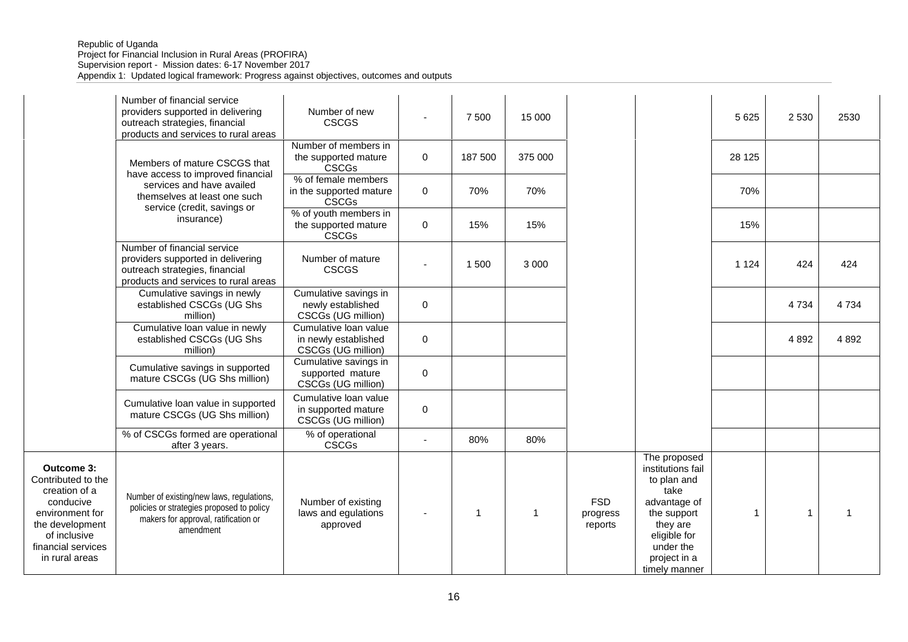| | Number of financial service providers supported in delivering outreach strategies, financial products and services to rural areas | Number of new CSCGS | - | 7 500 | 15 000 | | | 5 625 | 2 530 | 2530 |
|---|---|---|---|---|---|---|---|---|---|---|
| | Members of mature CSCGS that have access to improved financial services and have availed themselves at least one such service (credit, savings or insurance) | Number of members in the supported mature CSCGs | 0 | 187 500 | 375 000 | | | 28 125 | | |
| | | % of female members in the supported mature CSCGs | 0 | 70% | 70% | | | 70% | | |
| | | % of youth members in the supported mature CSCGs | 0 | 15% | 15% | | | 15% | | |
| | Number of financial service providers supported in delivering outreach strategies, financial products and services to rural areas | Number of mature CSCGS | - | 1 500 | 3 000 | | | 1 124 | 424 | 424 |
| | Cumulative savings in newly established CSCGs (UG Shs million) | Cumulative savings in newly established CSCGs (UG million) | 0 | | | | | | 4 734 | 4 734 |
| | Cumulative loan value in newly established CSCGs (UG Shs million) | Cumulative loan value in newly established CSCGs (UG million) | 0 | | | | | | 4 892 | 4 892 |
| | Cumulative savings in supported mature CSCGs (UG Shs million) | Cumulative savings in supported mature CSCGs (UG million) | 0 | | | | | | | |
| | Cumulative loan value in supported mature CSCGs (UG Shs million) | Cumulative loan value in supported mature CSCGs (UG million) | 0 | | | | | | | |
| | % of CSCGs formed are operational after 3 years. | % of operational CSCGs | - | 80% | 80% | | | | | |
| **Outcome 3:** Contributed to the creation of a conducive environment for the development of inclusive financial services in rural areas | Number of existing/new laws, regulations, policies or strategies proposed to policy makers for approval, ratification or amendment | Number of existing laws and egulations approved | - | 1 | 1 | FSD progress reports | The proposed institutions fail to plan and take advantage of the support they are eligible for under the project in a timely manner | 1 | 1 | 1 |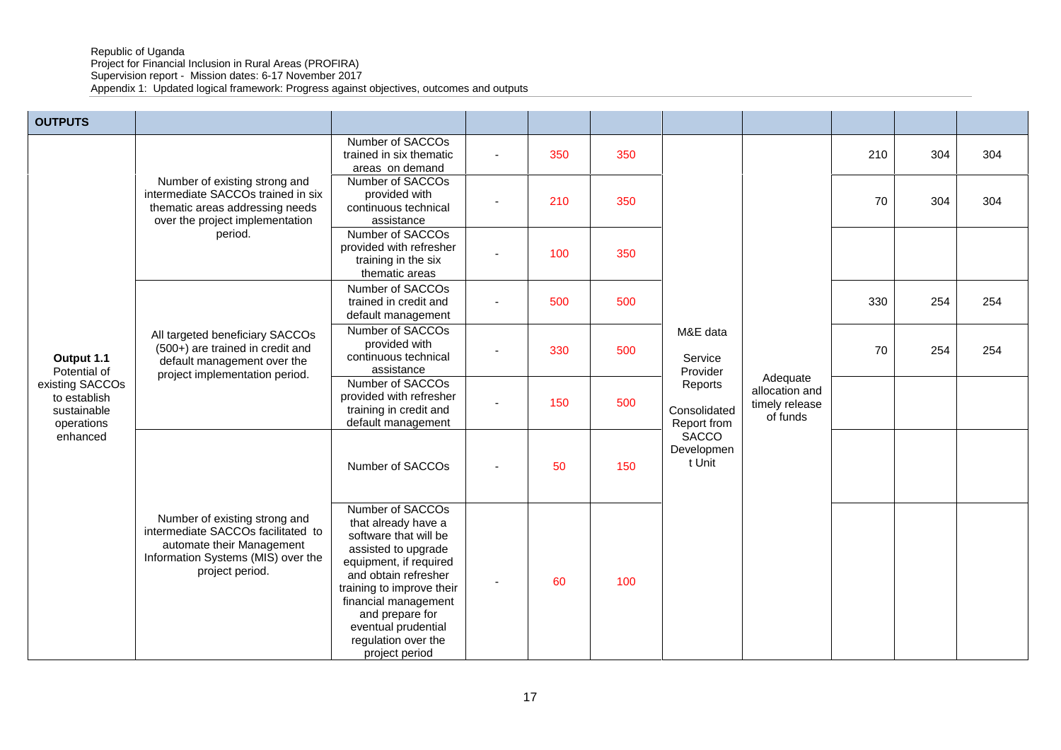Republic of Uganda
Project for Financial Inclusion in Rural Areas (PROFIRA)
Supervision report - Mission dates: 6-17 November 2017
Appendix 1: Updated logical framework: Progress against objectives, outcomes and outputs

| **OUTPUTS** | | | | | | | | | | |
|---|---|---|---|---|---|---|---|---|---|---|
| **Output 1.1** Potential of existing SACCOs to establish sustainable operations enhanced | Number of existing strong and intermediate SACCOs trained in six thematic areas addressing needs over the project implementation period. | Number of SACCOs trained in six thematic areas on demand | - | 350 | 350 | M&E data Service Provider Reports Consolidated Report from SACCO Development Unit | Adequate allocation and timely release of funds | 210 | 304 | 304 |
| | | Number of SACCOs provided with continuous technical assistance | - | 210 | 350 | | | 70 | 304 | 304 |
| | | Number of SACCOs provided with refresher training in the six thematic areas | - | 100 | 350 | | | | | |
| | All targeted beneficiary SACCOs (500+) are trained in credit and default management over the project implementation period. | Number of SACCOs trained in credit and default management | - | 500 | 500 | | | 330 | 254 | 254 |
| | | Number of SACCOs provided with continuous technical assistance | - | 330 | 500 | | | 70 | 254 | 254 |
| | | Number of SACCOs provided with refresher training in credit and default management | - | 150 | 500 | | | | | |
| | Number of existing strong and intermediate SACCOs facilitated to automate their Management Information Systems (MIS) over the project period. | Number of SACCOs | - | 50 | 150 | | | | | |
| | | Number of SACCOs that already have a software that will be assisted to upgrade equipment, if required and obtain refresher training to improve their financial management and prepare for eventual prudential regulation over the project period | - | 60 | 100 | | | | | |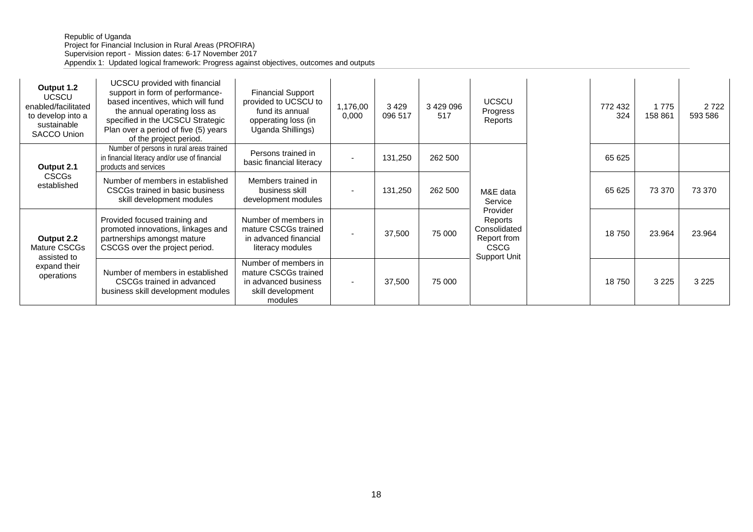Republic of Uganda
Project for Financial Inclusion in Rural Areas (PROFIRA)
Supervision report - Mission dates: 6-17 November 2017
Appendix 1: Updated logical framework: Progress against objectives, outcomes and outputs

| | | | | | | | | | | |
|---|---|---|---|---|---|---|---|---|---|---|
| **Output 1.2** UCSCU enabled/facilitated to develop into a sustainable SACCO Union | UCSCU provided with financial support in form of performance-based incentives, which will fund the annual operating loss as specified in the UCSCU Strategic Plan over a period of five (5) years of the project period. | Financial Support provided to UCSCU to fund its annual opperating loss (in Uganda Shillings) | 1,176,00 0,000 | 3 429 096 517 | 3 429 096 517 | UCSCU Progress Reports | | 772 432 324 | 1 775 158 861 | 2 722 593 586 |
| **Output 2.1** CSCGs established | Number of persons in rural areas trained in financial literacy and/or use of financial products and services | Persons trained in basic financial literacy | - | 131,250 | 262 500 | M&E data Service Provider Reports Consolidated Report from CSCG Support Unit | | 65 625 | | |
| | Number of members in established CSCGs trained in basic business skill development modules | Members trained in business skill development modules | - | 131,250 | 262 500 | | | 65 625 | 73 370 | 73 370 |
| **Output 2.2** Mature CSCGs assisted to expand their operations | Provided focused training and promoted innovations, linkages and partnerships amongst mature CSCGS over the project period. | Number of members in mature CSCGs trained in advanced financial literacy modules | - | 37,500 | 75 000 | | | 18 750 | 23.964 | 23.964 |
| | Number of members in established CSCGs trained in advanced business skill development modules | Number of members in mature CSCGs trained in advanced business skill development modules | - | 37,500 | 75 000 | | | 18 750 | 3 225 | 3 225 |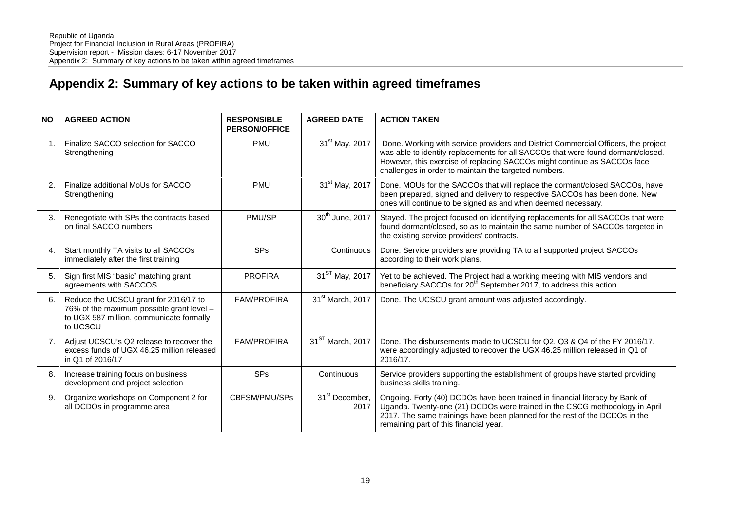## Appendix 2: Summary of key actions to be taken within agreed timeframes

| NO | AGREED ACTION | RESPONSIBLE PERSON/OFFICE | AGREED DATE | ACTION TAKEN |
|---|---|---|---|---|
| 1. | Finalize SACCO selection for SACCO Strengthening | PMU | 31st May, 2017 | Done. Working with service providers and District Commercial Officers, the project was able to identify replacements for all SACCOs that were found dormant/closed. However, this exercise of replacing SACCOs might continue as SACCOs face challenges in order to maintain the targeted numbers. |
| 2. | Finalize additional MoUs for SACCO Strengthening | PMU | 31st May, 2017 | Done. MOUs for the SACCOs that will replace the dormant/closed SACCOs, have been prepared, signed and delivery to respective SACCOs has been done. New ones will continue to be signed as and when deemed necessary. |
| 3. | Renegotiate with SPs the contracts based on final SACCO numbers | PMU/SP | 30th June, 2017 | Stayed. The project focused on identifying replacements for all SACCOs that were found dormant/closed, so as to maintain the same number of SACCOs targeted in the existing service providers' contracts. |
| 4. | Start monthly TA visits to all SACCOs immediately after the first training | SPs | Continuous | Done. Service providers are providing TA to all supported project SACCOs according to their work plans. |
| 5. | Sign first MIS "basic" matching grant agreements with SACCOS | PROFIRA | 31ST May, 2017 | Yet to be achieved. The Project had a working meeting with MIS vendors and beneficiary SACCOs for 20th September 2017, to address this action. |
| 6. | Reduce the UCSCU grant for 2016/17 to 76% of the maximum possible grant level – to UGX 587 million, communicate formally to UCSCU | FAM/PROFIRA | 31st March, 2017 | Done. The UCSCU grant amount was adjusted accordingly. |
| 7. | Adjust UCSCU's Q2 release to recover the excess funds of UGX 46.25 million released in Q1 of 2016/17 | FAM/PROFIRA | 31ST March, 2017 | Done. The disbursements made to UCSCU for Q2, Q3 & Q4 of the FY 2016/17, were accordingly adjusted to recover the UGX 46.25 million released in Q1 of 2016/17. |
| 8. | Increase training focus on business development and project selection | SPs | Continuous | Service providers supporting the establishment of groups have started providing business skills training. |
| 9. | Organize workshops on Component 2 for all DCDOs in programme area | CBFSM/PMU/SPs | 31st December, 2017 | Ongoing. Forty (40) DCDOs have been trained in financial literacy by Bank of Uganda. Twenty-one (21) DCDOs were trained in the CSCG methodology in April 2017. The same trainings have been planned for the rest of the DCDOs in the remaining part of this financial year. |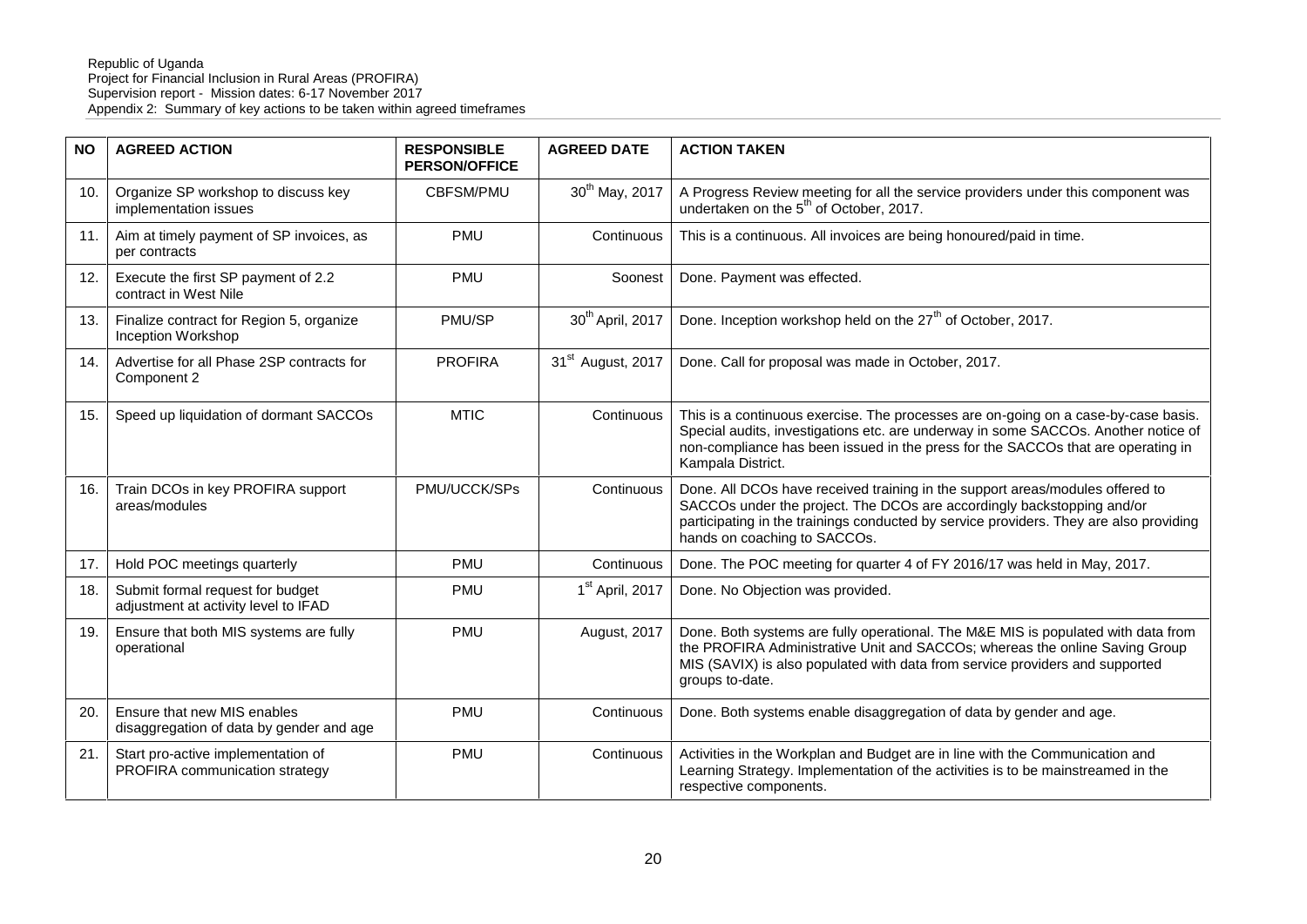| NO | AGREED ACTION | RESPONSIBLE PERSON/OFFICE | AGREED DATE | ACTION TAKEN |
|---|---|---|---|---|
| 10. | Organize SP workshop to discuss key implementation issues | CBFSM/PMU | 30th May, 2017 | A Progress Review meeting for all the service providers under this component was undertaken on the 5th of October, 2017. |
| 11. | Aim at timely payment of SP invoices, as per contracts | PMU | Continuous | This is a continuous. All invoices are being honoured/paid in time. |
| 12. | Execute the first SP payment of 2.2 contract in West Nile | PMU | Soonest | Done. Payment was effected. |
| 13. | Finalize contract for Region 5, organize Inception Workshop | PMU/SP | 30th April, 2017 | Done. Inception workshop held on the 27th of October, 2017. |
| 14. | Advertise for all Phase 2SP contracts for Component 2 | PROFIRA | 31st August, 2017 | Done. Call for proposal was made in October, 2017. |
| 15. | Speed up liquidation of dormant SACCOs | MTIC | Continuous | This is a continuous exercise. The processes are on-going on a case-by-case basis. Special audits, investigations etc. are underway in some SACCOs. Another notice of non-compliance has been issued in the press for the SACCOs that are operating in Kampala District. |
| 16. | Train DCOs in key PROFIRA support areas/modules | PMU/UCCK/SPs | Continuous | Done. All DCOs have received training in the support areas/modules offered to SACCOs under the project. The DCOs are accordingly backstopping and/or participating in the trainings conducted by service providers. They are also providing hands on coaching to SACCOs. |
| 17. | Hold POC meetings quarterly | PMU | Continuous | Done. The POC meeting for quarter 4 of FY 2016/17 was held in May, 2017. |
| 18. | Submit formal request for budget adjustment at activity level to IFAD | PMU | 1st April, 2017 | Done. No Objection was provided. |
| 19. | Ensure that both MIS systems are fully operational | PMU | August, 2017 | Done. Both systems are fully operational. The M&E MIS is populated with data from the PROFIRA Administrative Unit and SACCOs; whereas the online Saving Group MIS (SAVIX) is also populated with data from service providers and supported groups to-date. |
| 20. | Ensure that new MIS enables disaggregation of data by gender and age | PMU | Continuous | Done. Both systems enable disaggregation of data by gender and age. |
| 21. | Start pro-active implementation of PROFIRA communication strategy | PMU | Continuous | Activities in the Workplan and Budget are in line with the Communication and Learning Strategy. Implementation of the activities is to be mainstreamed in the respective components. |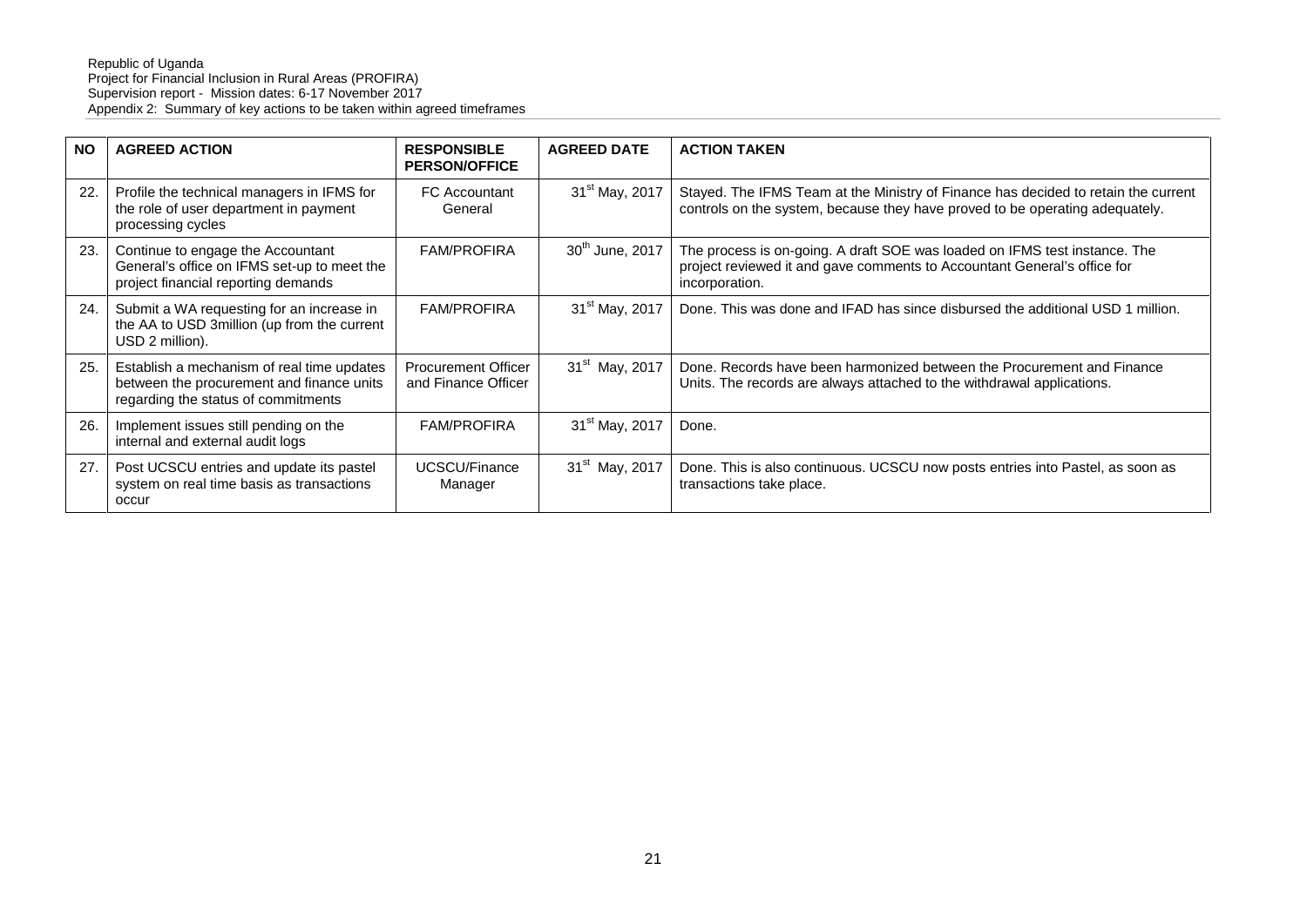| NO | AGREED ACTION | RESPONSIBLE PERSON/OFFICE | AGREED DATE | ACTION TAKEN |
|---|---|---|---|---|
| 22. | Profile the technical managers in IFMS for the role of user department in payment processing cycles | FC Accountant General | 31st May, 2017 | Stayed. The IFMS Team at the Ministry of Finance has decided to retain the current controls on the system, because they have proved to be operating adequately. |
| 23. | Continue to engage the Accountant General's office on IFMS set-up to meet the project financial reporting demands | FAM/PROFIRA | 30th June, 2017 | The process is on-going. A draft SOE was loaded on IFMS test instance. The project reviewed it and gave comments to Accountant General's office for incorporation. |
| 24. | Submit a WA requesting for an increase in the AA to USD 3million (up from the current USD 2 million). | FAM/PROFIRA | 31st May, 2017 | Done. This was done and IFAD has since disbursed the additional USD 1 million. |
| 25. | Establish a mechanism of real time updates between the procurement and finance units regarding the status of commitments | Procurement Officer and Finance Officer | 31st May, 2017 | Done. Records have been harmonized between the Procurement and Finance Units. The records are always attached to the withdrawal applications. |
| 26. | Implement issues still pending on the internal and external audit logs | FAM/PROFIRA | 31st May, 2017 | Done. |
| 27. | Post UCSCU entries and update its pastel system on real time basis as transactions occur | UCSCU/Finance Manager | 31st May, 2017 | Done. This is also continuous. UCSCU now posts entries into Pastel, as soon as transactions take place. |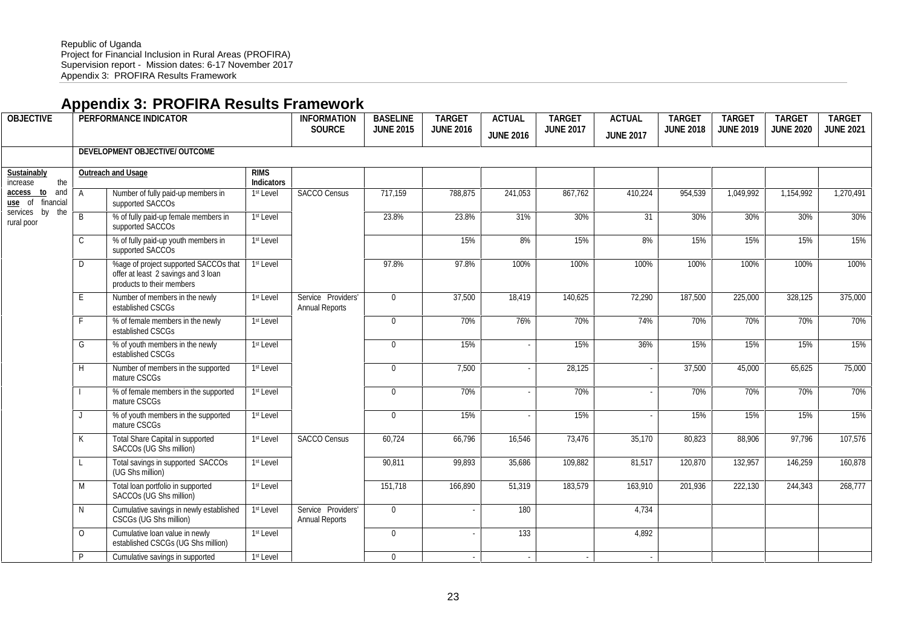# Appendix 3: PROFIRA Results Framework

| OBJECTIVE | PERFORMANCE INDICATOR | | | INFORMATION SOURCE | BASELINE JUNE 2015 | TARGET JUNE 2016 | ACTUAL JUNE 2016 | TARGET JUNE 2017 | ACTUAL JUNE 2017 | TARGET JUNE 2018 | TARGET JUNE 2019 | TARGET JUNE 2020 | TARGET JUNE 2021 |
|---|---|---|---|---|---|---|---|---|---|---|---|---|---|
| | DEVELOPMENT OBJECTIVE/ OUTCOME | | | | | | | | | | | | |
| **Sustainably** increase the **access to** and **use** of financial services by the rural poor | **Outreach and Usage** | | **RIMS Indicators** | | | | | | | | | | |
| | A | Number of fully paid-up members in supported SACCOs | 1st Level | SACCO Census | 717,159 | 788,875 | 241,053 | 867,762 | 410,224 | 954,539 | 1,049,992 | 1,154,992 | 1,270,491 |
| | B | % of fully paid-up female members in supported SACCOs | 1st Level | | 23.8% | 23.8% | 31% | 30% | 31 | 30% | 30% | 30% | 30% |
| | C | % of fully paid-up youth members in supported SACCOs | 1st Level | | | 15% | 8% | 15% | 8% | 15% | 15% | 15% | 15% |
| | D | %age of project supported SACCOs that offer at least 2 savings and 3 loan products to their members | 1st Level | | 97.8% | 97.8% | 100% | 100% | 100% | 100% | 100% | 100% | 100% |
| | E | Number of members in the newly established CSCGs | 1st Level | Service Providers' Annual Reports | 0 | 37,500 | 18,419 | 140,625 | 72,290 | 187,500 | 225,000 | 328,125 | 375,000 |
| | F | % of female members in the newly established CSCGs | 1st Level | | 0 | 70% | 76% | 70% | 74% | 70% | 70% | 70% | 70% |
| | G | % of youth members in the newly established CSCGs | 1st Level | | 0 | 15% | - | 15% | 36% | 15% | 15% | 15% | 15% |
| | H | Number of members in the supported mature CSCGs | 1st Level | | 0 | 7,500 | - | 28,125 | - | 37,500 | 45,000 | 65,625 | 75,000 |
| | I | % of female members in the supported mature CSCGs | 1st Level | | 0 | 70% | - | 70% | - | 70% | 70% | 70% | 70% |
| | J | % of youth members in the supported mature CSCGs | 1st Level | | 0 | 15% | - | 15% | - | 15% | 15% | 15% | 15% |
| | K | Total Share Capital in supported SACCOs (UG Shs million) | 1st Level | SACCO Census | 60,724 | 66,796 | 16,546 | 73,476 | 35,170 | 80,823 | 88,906 | 97,796 | 107,576 |
| | L | Total savings in supported SACCOs (UG Shs million) | 1st Level | | 90,811 | 99,893 | 35,686 | 109,882 | 81,517 | 120,870 | 132,957 | 146,259 | 160,878 |
| | M | Total loan portfolio in supported SACCOs (UG Shs million) | 1st Level | | 151,718 | 166,890 | 51,319 | 183,579 | 163,910 | 201,936 | 222,130 | 244,343 | 268,777 |
| | N | Cumulative savings in newly established CSCGs (UG Shs million) | 1st Level | Service Providers' Annual Reports | 0 | - | 180 | | 4,734 | | | | |
| | O | Cumulative loan value in newly established CSCGs (UG Shs million) | 1st Level | | 0 | - | 133 | | 4,892 | | | | |
| | P | Cumulative savings in supported | 1st Level | | 0 | - | - | - | - | | | | |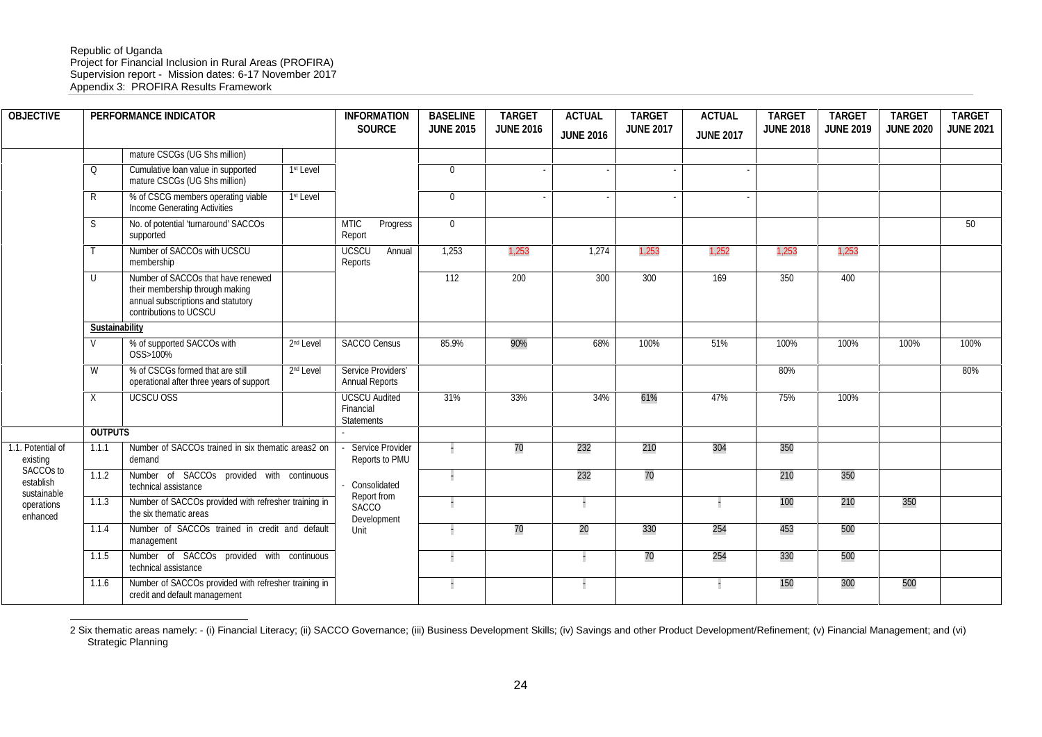| OBJECTIVE | | PERFORMANCE INDICATOR | | INFORMATION SOURCE | BASELINE JUNE 2015 | TARGET JUNE 2016 | ACTUAL JUNE 2016 | TARGET JUNE 2017 | ACTUAL JUNE 2017 | TARGET JUNE 2018 | TARGET JUNE 2019 | TARGET JUNE 2020 | TARGET JUNE 2021 |
|---|---|---|---|---|---|---|---|---|---|---|---|---|---|
| | | mature CSCGs (UG Shs million) | | | | | | | | | | | |
| | Q | Cumulative loan value in supported mature CSCGs (UG Shs million) | 1st Level | | 0 | - | - | - | - | | | | |
| | R | % of CSCG members operating viable Income Generating Activities | 1st Level | | 0 | - | - | - | - | | | | |
| | S | No. of potential 'turnaround' SACCOs supported | | MTIC Progress Report | 0 | | | | | | | | 50 |
| | T | Number of SACCOs with UCSCU membership | | UCSCU Annual Reports | 1,253 | 1,253 | 1,274 | 1,253 | 1,252 | 1,253 | 1,253 | | |
| | U | Number of SACCOs that have renewed their membership through making annual subscriptions and statutory contributions to UCSCU | | | 112 | 200 | 300 | 300 | 169 | 350 | 400 | | |
| | **Sustainability** | | | | | | | | | | | | |
| | V | % of supported SACCOs with OSS>100% | 2nd Level | SACCO Census | 85.9% | 90% | 68% | 100% | 51% | 100% | 100% | 100% | 100% |
| | W | % of CSCGs formed that are still operational after three years of support | 2nd Level | Service Providers' Annual Reports | | | | | | 80% | | | 80% |
| | X | UCSCU OSS | | UCSCU Audited Financial Statements | 31% | 33% | 34% | 61% | 47% | 75% | 100% | | |
| | **OUTPUTS** | | | - | | | | | | | | | |
| 1.1. Potential of existing SACCOs to establish sustainable operations enhanced | 1.1.1 | Number of SACCOs trained in six thematic areas[2] on demand | | - Service Provider Reports to PMU | - | 70 | 232 | 210 | 304 | 350 | | | |
| | 1.1.2 | Number of SACCOs provided with continuous technical assistance | | - Consolidated Report from SACCO Development Unit | - | | 232 | 70 | | 210 | 350 | | |
| | 1.1.3 | Number of SACCOs provided with refresher training in the six thematic areas | | | - | | - | | - | 100 | 210 | 350 | |
| | 1.1.4 | Number of SACCOs trained in credit and default management | | | - | 70 | 20 | 330 | 254 | 453 | 500 | | |
| | 1.1.5 | Number of SACCOs provided with continuous technical assistance | | | - | | - | 70 | 254 | 330 | 500 | | |
| | 1.1.6 | Number of SACCOs provided with refresher training in credit and default management | | | - | | - | | - | 150 | 300 | 500 | |

[2] Six thematic areas namely: - (i) Financial Literacy; (ii) SACCO Governance; (iii) Business Development Skills; (iv) Savings and other Product Development/Refinement; (v) Financial Management; and (vi) Strategic Planning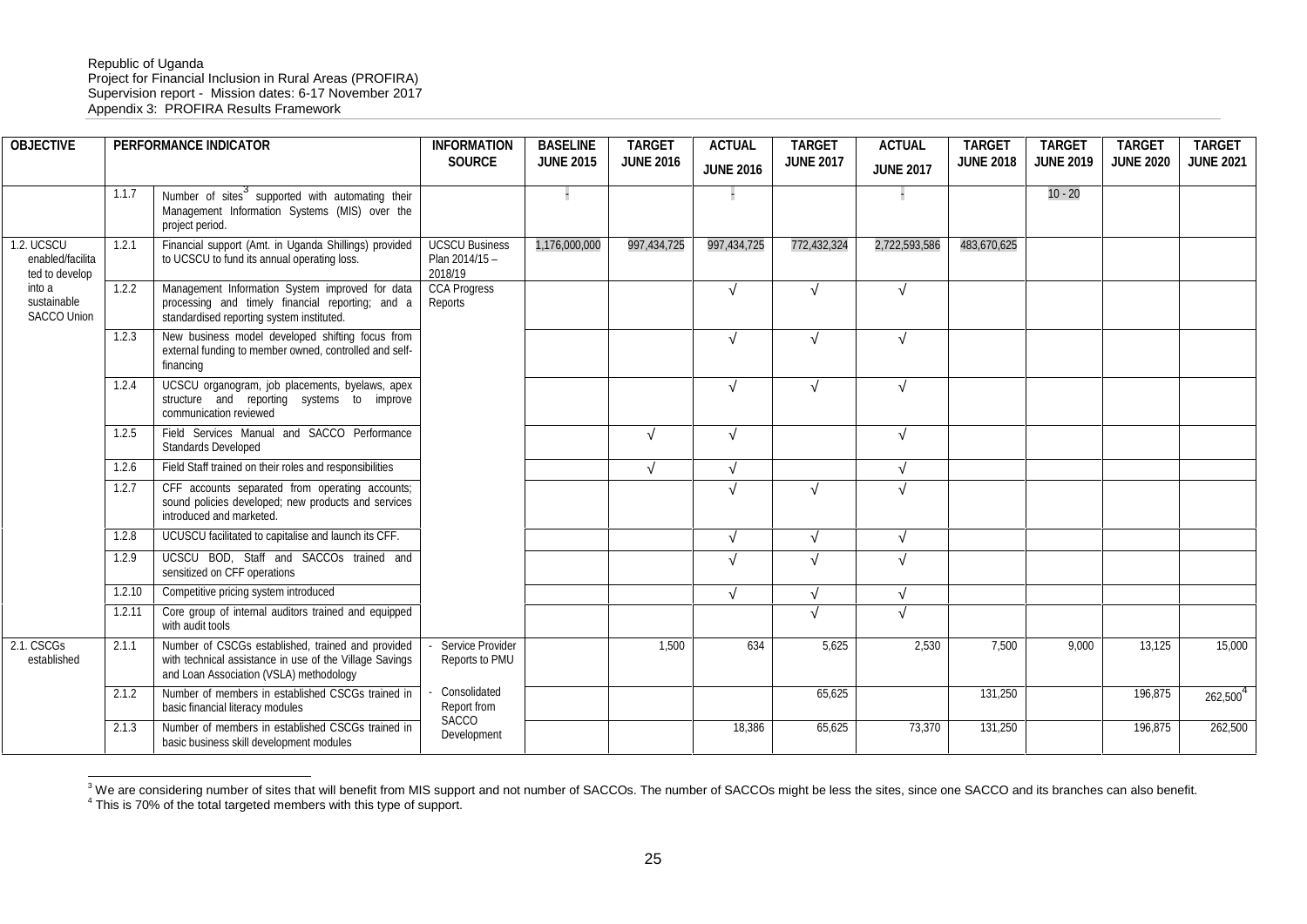Republic of Uganda
Project for Financial Inclusion in Rural Areas (PROFIRA)
Supervision report - Mission dates: 6-17 November 2017
Appendix 3: PROFIRA Results Framework

| OBJECTIVE | PERFORMANCE INDICATOR | | INFORMATION SOURCE | BASELINE JUNE 2015 | TARGET JUNE 2016 | ACTUAL JUNE 2016 | TARGET JUNE 2017 | ACTUAL JUNE 2017 | TARGET JUNE 2018 | TARGET JUNE 2019 | TARGET JUNE 2020 | TARGET JUNE 2021 |
|---|---|---|---|---|---|---|---|---|---|---|---|---|
| | 1.1.7 | Number of sites[3] supported with automating their Management Information Systems (MIS) over the project period. | | - | | - | | - | | 10 - 20 | | |
| 1.2. UCSCU enabled/facilitated to develop into a sustainable SACCO Union | 1.2.1 | Financial support (Amt. in Uganda Shillings) provided to UCSCU to fund its annual operating loss. | UCSCU Business Plan 2014/15 – 2018/19 | 1,176,000,000 | 997,434,725 | 997,434,725 | 772,432,324 | 2,722,593,586 | 483,670,625 | | | |
| | 1.2.2 | Management Information System improved for data processing and timely financial reporting; and a standardised reporting system instituted. | CCA Progress Reports | | | √ | √ | √ | | | | |
| | 1.2.3 | New business model developed shifting focus from external funding to member owned, controlled and self-financing | | | | √ | √ | √ | | | | |
| | 1.2.4 | UCSCU organogram, job placements, byelaws, apex structure and reporting systems to improve communication reviewed | | | | √ | √ | √ | | | | |
| | 1.2.5 | Field Services Manual and SACCO Performance Standards Developed | | | √ | √ | | √ | | | | |
| | 1.2.6 | Field Staff trained on their roles and responsibilities | | | √ | √ | | √ | | | | |
| | 1.2.7 | CFF accounts separated from operating accounts; sound policies developed; new products and services introduced and marketed. | | | | √ | √ | √ | | | | |
| | 1.2.8 | UCUSCU facilitated to capitalise and launch its CFF. | | | | √ | √ | √ | | | | |
| | 1.2.9 | UCSCU BOD, Staff and SACCOs trained and sensitized on CFF operations | | | | √ | √ | √ | | | | |
| | 1.2.10 | Competitive pricing system introduced | | | | √ | √ | √ | | | | |
| | 1.2.11 | Core group of internal auditors trained and equipped with audit tools | | | | | √ | √ | | | | |
| 2.1. CSCGs established | 2.1.1 | Number of CSCGs established, trained and provided with technical assistance in use of the Village Savings and Loan Association (VSLA) methodology | - Service Provider Reports to PMU | | 1,500 | 634 | 5,625 | 2,530 | 7,500 | 9,000 | 13,125 | 15,000 |
| | 2.1.2 | Number of members in established CSCGs trained in basic financial literacy modules | - Consolidated Report from SACCO Development | | | | 65,625 | | 131,250 | | 196,875 | 262,500[4] |
| | 2.1.3 | Number of members in established CSCGs trained in basic business skill development modules | | | | 18,386 | 65,625 | 73,370 | 131,250 | | 196,875 | 262,500 |

[3] We are considering number of sites that will benefit from MIS support and not number of SACCOs. The number of SACCOs might be less the sites, since one SACCO and its branches can also benefit.
[4] This is 70% of the total targeted members with this type of support.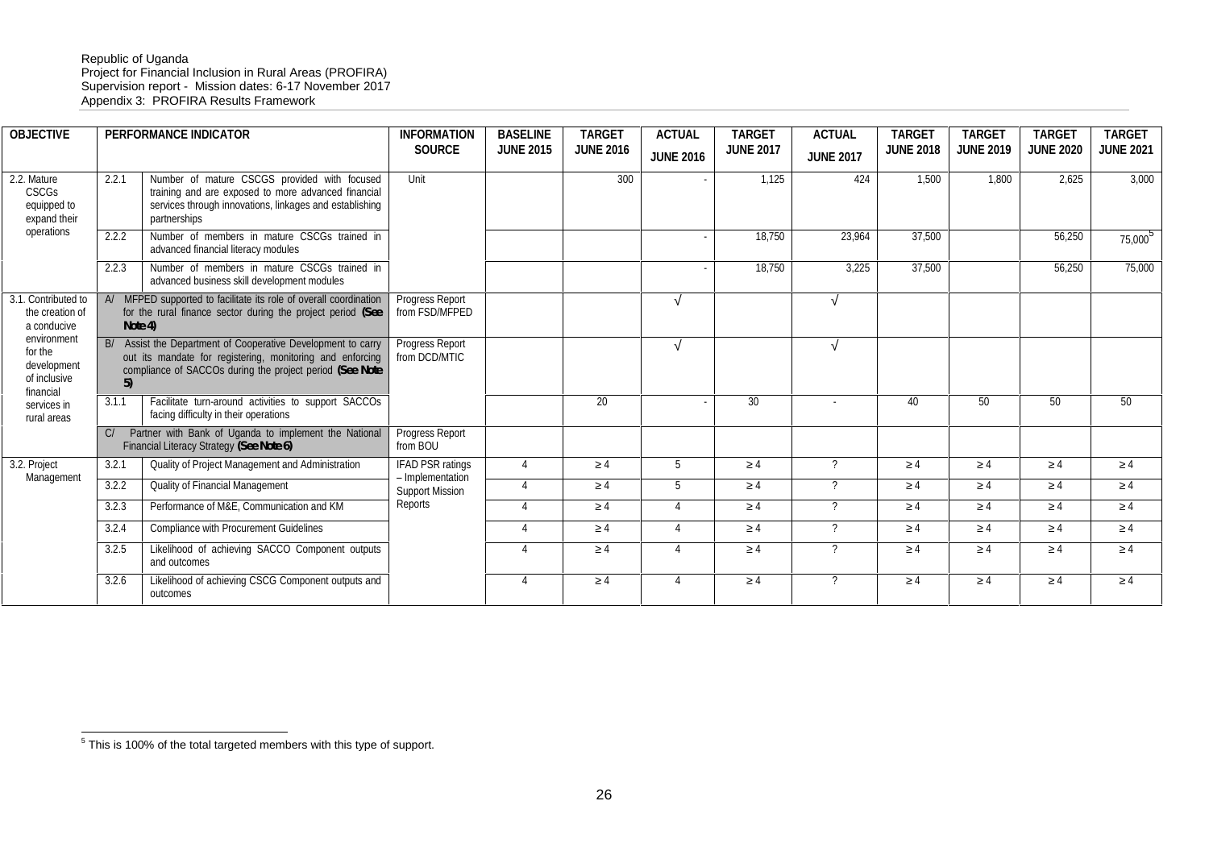Republic of Uganda
Project for Financial Inclusion in Rural Areas (PROFIRA)
Supervision report - Mission dates: 6-17 November 2017
Appendix 3: PROFIRA Results Framework

| OBJECTIVE | PERFORMANCE INDICATOR | | INFORMATION SOURCE | BASELINE JUNE 2015 | TARGET JUNE 2016 | ACTUAL JUNE 2016 | TARGET JUNE 2017 | ACTUAL JUNE 2017 | TARGET JUNE 2018 | TARGET JUNE 2019 | TARGET JUNE 2020 | TARGET JUNE 2021 |
|---|---|---|---|---|---|---|---|---|---|---|---|---|
| 2.2. Mature CSCGs equipped to expand their operations | 2.2.1 | Number of mature CSCGS provided with focused training and are exposed to more advanced financial services through innovations, linkages and establishing partnerships | Unit | | 300 | - | 1,125 | 424 | 1,500 | 1,800 | 2,625 | 3,000 |
| | 2.2.2 | Number of members in mature CSCGs trained in advanced financial literacy modules | | | | - | 18,750 | 23,964 | 37,500 | | 56,250 | 75,000[5] |
| | 2.2.3 | Number of members in mature CSCGs trained in advanced business skill development modules | | | | - | 18,750 | 3,225 | 37,500 | | 56,250 | 75,000 |
| 3.1. Contributed to the creation of a conducive environment for the development of inclusive financial services in rural areas | A/ | MFPED supported to facilitate its role of overall coordination for the rural finance sector during the project period **(See Note 4)** | Progress Report from FSD/MFPED | | | √ | | √ | | | | |
| | B/ | Assist the Department of Cooperative Development to carry out its mandate for registering, monitoring and enforcing compliance of SACCOs during the project period **(See Note 5)** | Progress Report from DCD/MTIC | | | √ | | √ | | | | |
| | 3.1.1 | Facilitate turn-around activities to support SACCOs facing difficulty in their operations | | | 20 | - | 30 | - | 40 | 50 | 50 | 50 |
| | C/ | Partner with Bank of Uganda to implement the National Financial Literacy Strategy **(See Note 6)** | Progress Report from BOU | | | | | | | | | |
| 3.2. Project Management | 3.2.1 | Quality of Project Management and Administration | IFAD PSR ratings – Implementation Support Mission Reports | 4 | ≥ 4 | 5 | ≥ 4 | ? | ≥ 4 | ≥ 4 | ≥ 4 | ≥ 4 |
| | 3.2.2 | Quality of Financial Management | | 4 | ≥ 4 | 5 | ≥ 4 | ? | ≥ 4 | ≥ 4 | ≥ 4 | ≥ 4 |
| | 3.2.3 | Performance of M&E, Communication and KM | | 4 | ≥ 4 | 4 | ≥ 4 | ? | ≥ 4 | ≥ 4 | ≥ 4 | ≥ 4 |
| | 3.2.4 | Compliance with Procurement Guidelines | | 4 | ≥ 4 | 4 | ≥ 4 | ? | ≥ 4 | ≥ 4 | ≥ 4 | ≥ 4 |
| | 3.2.5 | Likelihood of achieving SACCO Component outputs and outcomes | | 4 | ≥ 4 | 4 | ≥ 4 | ? | ≥ 4 | ≥ 4 | ≥ 4 | ≥ 4 |
| | 3.2.6 | Likelihood of achieving CSCG Component outputs and outcomes | | 4 | ≥ 4 | 4 | ≥ 4 | ? | ≥ 4 | ≥ 4 | ≥ 4 | ≥ 4 |

[5] This is 100% of the total targeted members with this type of support.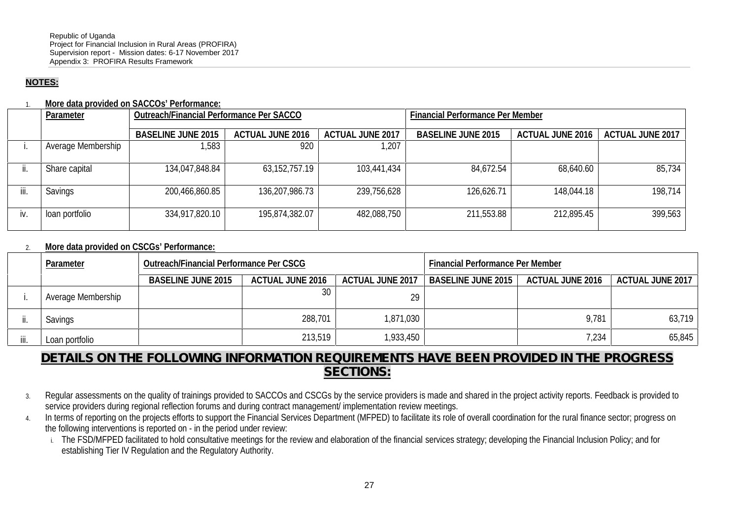**NOTES:**

1. **More data provided on SACCOs' Performance:**

| | Parameter | Outreach/Financial Performance Per SACCO | | | Financial Performance Per Member | | |
|---|---|---|---|---|---|---|---|
| | | BASELINE JUNE 2015 | ACTUAL JUNE 2016 | ACTUAL JUNE 2017 | BASELINE JUNE 2015 | ACTUAL JUNE 2016 | ACTUAL JUNE 2017 |
| i. | Average Membership | 1,583 | 920 | 1,207 | | | |
| ii. | Share capital | 134,047,848.84 | 63,152,757.19 | 103,441,434 | 84,672.54 | 68,640.60 | 85,734 |
| iii. | Savings | 200,466,860.85 | 136,207,986.73 | 239,756,628 | 126,626.71 | 148,044.18 | 198,714 |
| iv. | loan portfolio | 334,917,820.10 | 195,874,382.07 | 482,088,750 | 211,553.88 | 212,895.45 | 399,563 |

2. **More data provided on CSCGs' Performance:**

| | Parameter | Outreach/Financial Performance Per CSCG | | | Financial Performance Per Member | | |
|---|---|---|---|---|---|---|---|
| | | BASELINE JUNE 2015 | ACTUAL JUNE 2016 | ACTUAL JUNE 2017 | BASELINE JUNE 2015 | ACTUAL JUNE 2016 | ACTUAL JUNE 2017 |
| i. | Average Membership | | 30 | 29 | | | |
| ii. | Savings | | 288,701 | 1,871,030 | | 9,781 | 63,719 |
| iii. | Loan portfolio | | 213,519 | 1,933,450 | | 7,234 | 65,845 |

## DETAILS ON THE FOLLOWING INFORMATION REQUIREMENTS HAVE BEEN PROVIDED IN THE PROGRESS SECTIONS:

3. Regular assessments on the quality of trainings provided to SACCOs and CSCGs by the service providers is made and shared in the project activity reports. Feedback is provided to service providers during regional reflection forums and during contract management/ implementation review meetings.
4. In terms of reporting on the projects efforts to support the Financial Services Department (MFPED) to facilitate its role of overall coordination for the rural finance sector; progress on the following interventions is reported on - in the period under review:
   i. The FSD/MFPED facilitated to hold consultative meetings for the review and elaboration of the financial services strategy; developing the Financial Inclusion Policy; and for establishing Tier IV Regulation and the Regulatory Authority.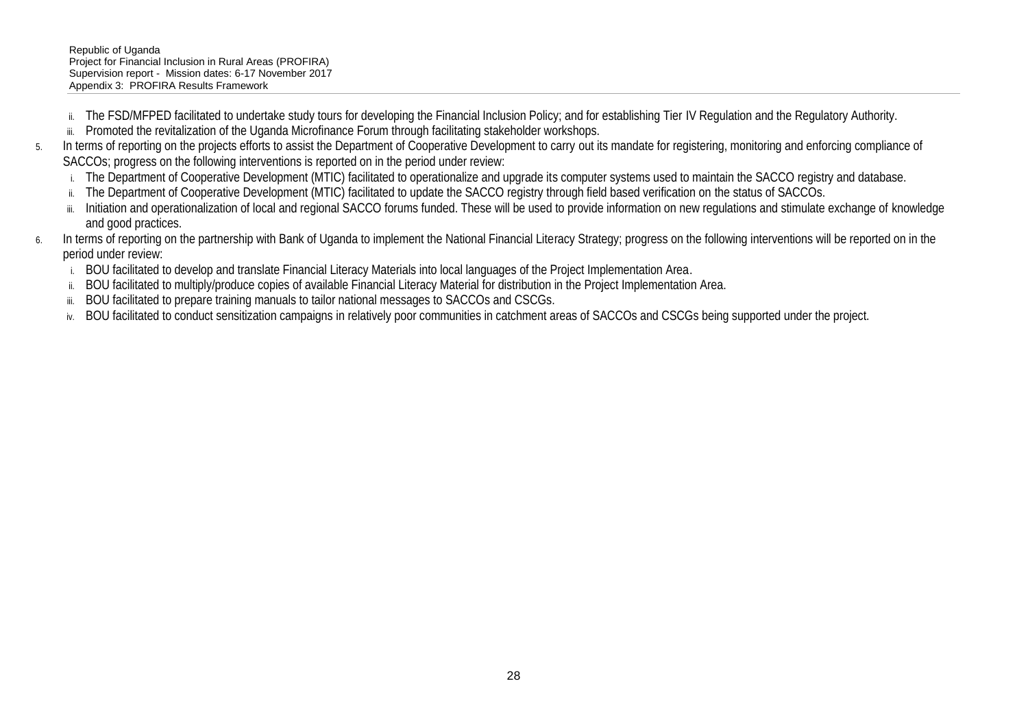ii. The FSD/MFPED facilitated to undertake study tours for developing the Financial Inclusion Policy; and for establishing Tier IV Regulation and the Regulatory Authority.
   iii. Promoted the revitalization of the Uganda Microfinance Forum through facilitating stakeholder workshops.

5. In terms of reporting on the projects efforts to assist the Department of Cooperative Development to carry out its mandate for registering, monitoring and enforcing compliance of SACCOs; progress on the following interventions is reported on in the period under review:
   i. The Department of Cooperative Development (MTIC) facilitated to operationalize and upgrade its computer systems used to maintain the SACCO registry and database.
   ii. The Department of Cooperative Development (MTIC) facilitated to update the SACCO registry through field based verification on the status of SACCOs.
   iii. Initiation and operationalization of local and regional SACCO forums funded. These will be used to provide information on new regulations and stimulate exchange of knowledge and good practices.

6. In terms of reporting on the partnership with Bank of Uganda to implement the National Financial Literacy Strategy; progress on the following interventions will be reported on in the period under review:
   i. BOU facilitated to develop and translate Financial Literacy Materials into local languages of the Project Implementation Area.
   ii. BOU facilitated to multiply/produce copies of available Financial Literacy Material for distribution in the Project Implementation Area.
   iii. BOU facilitated to prepare training manuals to tailor national messages to SACCOs and CSCGs.
   iv. BOU facilitated to conduct sensitization campaigns in relatively poor communities in catchment areas of SACCOs and CSCGs being supported under the project.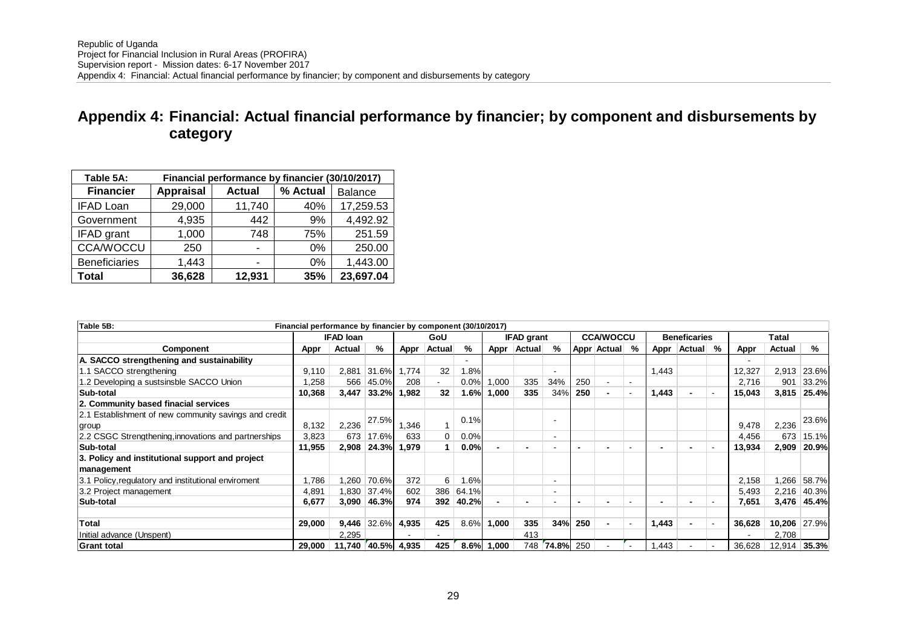# Appendix 4: Financial: Actual financial performance by financier; by component and disbursements by category

| Table 5A: | Financial performance by financier (30/10/2017) | | | |
|---|---|---|---|---|
| **Financier** | **Appraisal** | **Actual** | **% Actual** | **Balance** |
| IFAD Loan | 29,000 | 11,740 | 40% | 17,259.53 |
| Government | 4,935 | 442 | 9% | 4,492.92 |
| IFAD grant | 1,000 | 748 | 75% | 251.59 |
| CCA/WOCCU | 250 | - | 0% | 250.00 |
| Beneficiaries | 1,443 | - | 0% | 1,443.00 |
| **Total** | **36,628** | **12,931** | **35%** | **23,697.04** |

| Table 5B: | Financial performance by financier by component (30/10/2017) | | | | | | | | | | | | | | | | | |
|---|---|---|---|---|---|---|---|---|---|---|---|---|---|---|---|---|---|---|
| | IFAD loan | | | GoU | | | IFAD grant | | | CCA/WOCCU | | | Beneficaries | | | Tatal | | |
| **Component** | **Appr** | **Actual** | **%** | **Appr** | **Actual** | **%** | **Appr** | **Actual** | **%** | **Appr** | **Actual** | **%** | **Appr** | **Actual** | **%** | **Appr** | **Actual** | **%** |
| **A. SACCO strengthening and sustainability** | | | | | | - | | | | | | | | | | - | | |
| 1.1 SACCO strengthening | 9,110 | 2,881 | 31.6% | 1,774 | 32 | 1.8% | | | - | | | | 1,443 | | | 12,327 | 2,913 | 23.6% |
| 1.2 Developing a sustsinsble SACCO Union | 1,258 | 566 | 45.0% | 208 | - | 0.0% | 1,000 | 335 | 34% | 250 | - | - | | | | 2,716 | 901 | 33.2% |
| **Sub-total** | **10,368** | **3,447** | **33.2%** | **1,982** | **32** | **1.6%** | **1,000** | **335** | **34%** | **250** | **-** | - | **1,443** | **-** | - | **15,043** | **3,815** | **25.4%** |
| **2. Community based finacial services** | | | | | | | | | | | | | | | | | | |
| 2.1 Establishment of new community savings and credit group | 8,132 | 2,236 | 27.5% | 1,346 | 1 | 0.1% | | | - | | | | | | | 9,478 | 2,236 | 23.6% |
| 2.2 CSGC Strengthening,innovations and partnerships | 3,823 | 673 | 17.6% | 633 | 0 | 0.0% | | | - | | | | | | | 4,456 | 673 | 15.1% |
| **Sub-total** | **11,955** | **2,908** | **24.3%** | **1,979** | **1** | **0.0%** | **-** | **-** | - | **-** | **-** | - | **-** | **-** | - | **13,934** | **2,909** | **20.9%** |
| **3. Policy and institutional support and project management** | | | | | | | | | | | | | | | | | | |
| 3.1 Policy,regulatory and institutional enviroment | 1,786 | 1,260 | 70.6% | 372 | 6 | 1.6% | | | - | | | | | | | 2,158 | 1,266 | 58.7% |
| 3.2 Project management | 4,891 | 1,830 | 37.4% | 602 | 386 | 64.1% | | | - | | | | | | | 5,493 | 2,216 | 40.3% |
| **Sub-total** | **6,677** | **3,090** | **46.3%** | **974** | **392** | **40.2%** | **-** | **-** | - | **-** | **-** | - | **-** | **-** | - | **7,651** | **3,476** | **45.4%** |
| **Total** | **29,000** | **9,446** | 32.6% | **4,935** | **425** | 8.6% | **1,000** | **335** | **34%** | **250** | **-** | - | **1,443** | **-** | - | **36,628** | **10,206** | 27.9% |
| Initial advance (Unspent) | | 2,295 | | - | - | | | 413 | | | | | | | | - | 2,708 | |
| **Grant total** | **29,000** | **11,740** | **40.5%** | **4,935** | **425** | **8.6%** | **1,000** | 748 | **74.8%** | 250 | - | - | 1,443 | - | - | 36,628 | 12,914 | **35.3%** |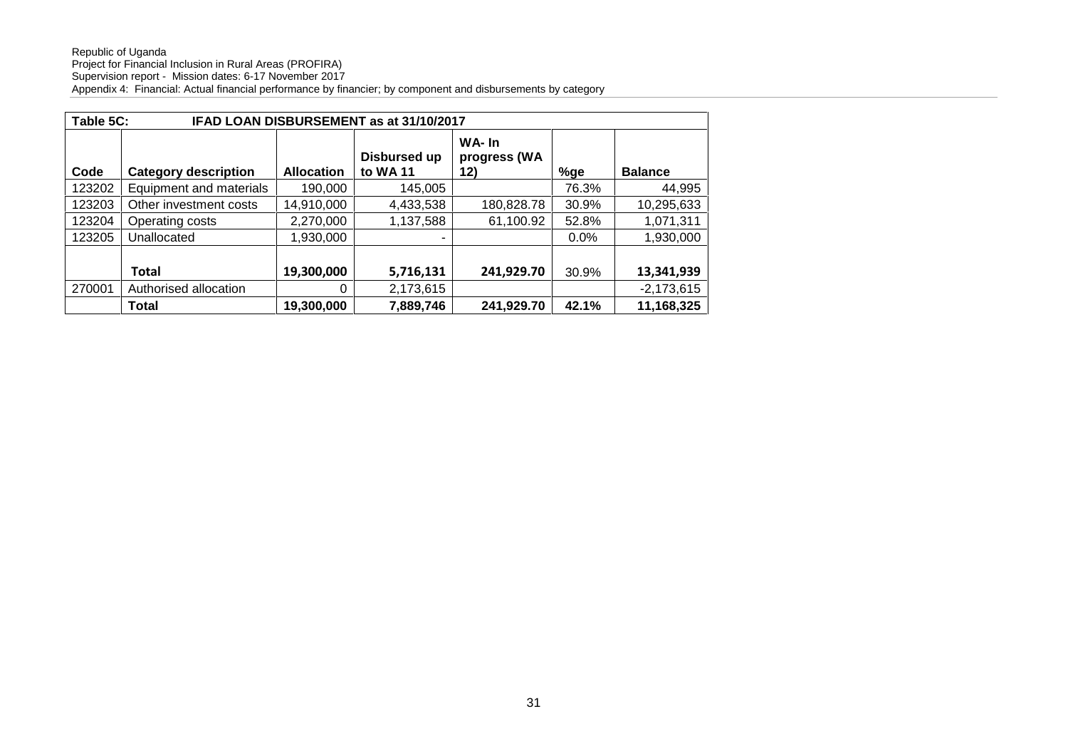Republic of Uganda
Project for Financial Inclusion in Rural Areas (PROFIRA)
Supervision report - Mission dates: 6-17 November 2017
Appendix 4: Financial: Actual financial performance by financier; by component and disbursements by category

| Table 5C: | IFAD LOAN DISBURSEMENT as at 31/10/2017 | | | | | |
|---|---|---|---|---|---|---|
| **Code** | **Category description** | **Allocation** | **Disbursed up to WA 11** | **WA- In progress (WA 12)** | **%ge** | **Balance** |
| 123202 | Equipment and materials | 190,000 | 145,005 | | 76.3% | 44,995 |
| 123203 | Other investment costs | 14,910,000 | 4,433,538 | 180,828.78 | 30.9% | 10,295,633 |
| 123204 | Operating costs | 2,270,000 | 1,137,588 | 61,100.92 | 52.8% | 1,071,311 |
| 123205 | Unallocated | 1,930,000 | - | | 0.0% | 1,930,000 |
| | **Total** | **19,300,000** | **5,716,131** | **241,929.70** | 30.9% | **13,341,939** |
| 270001 | Authorised allocation | 0 | 2,173,615 | | | -2,173,615 |
| | **Total** | **19,300,000** | **7,889,746** | **241,929.70** | **42.1%** | **11,168,325** |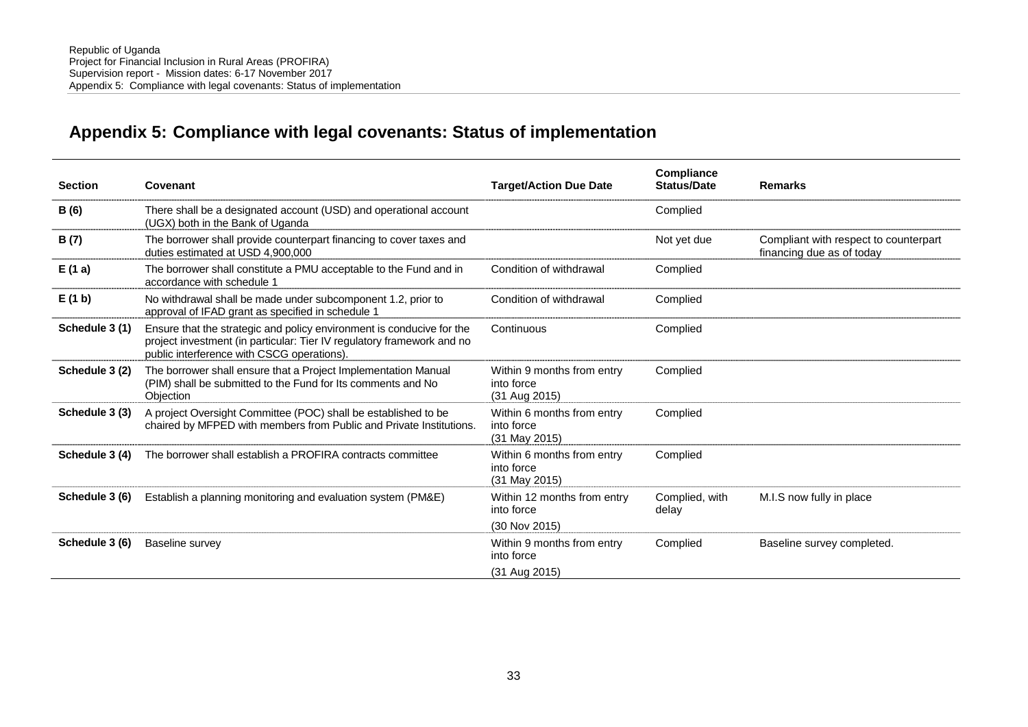## Appendix 5: Compliance with legal covenants: Status of implementation

| Section | Covenant | Target/Action Due Date | Compliance Status/Date | Remarks |
|---|---|---|---|---|
| **B (6)** | There shall be a designated account (USD) and operational account (UGX) both in the Bank of Uganda | | Complied | |
| **B (7)** | The borrower shall provide counterpart financing to cover taxes and duties estimated at USD 4,900,000 | | Not yet due | Compliant with respect to counterpart financing due as of today |
| **E (1 a)** | The borrower shall constitute a PMU acceptable to the Fund and in accordance with schedule 1 | Condition of withdrawal | Complied | |
| **E (1 b)** | No withdrawal shall be made under subcomponent 1.2, prior to approval of IFAD grant as specified in schedule 1 | Condition of withdrawal | Complied | |
| **Schedule 3 (1)** | Ensure that the strategic and policy environment is conducive for the project investment (in particular: Tier IV regulatory framework and no public interference with CSCG operations). | Continuous | Complied | |
| **Schedule 3 (2)** | The borrower shall ensure that a Project Implementation Manual (PIM) shall be submitted to the Fund for Its comments and No Objection | Within 9 months from entry into force (31 Aug 2015) | Complied | |
| **Schedule 3 (3)** | A project Oversight Committee (POC) shall be established to be chaired by MFPED with members from Public and Private Institutions. | Within 6 months from entry into force (31 May 2015) | Complied | |
| **Schedule 3 (4)** | The borrower shall establish a PROFIRA contracts committee | Within 6 months from entry into force (31 May 2015) | Complied | |
| **Schedule 3 (6)** | Establish a planning monitoring and evaluation system (PM&E) | Within 12 months from entry into force (30 Nov 2015) | Complied, with delay | M.I.S now fully in place |
| **Schedule 3 (6)** | Baseline survey | Within 9 months from entry into force (31 Aug 2015) | Complied | Baseline survey completed. |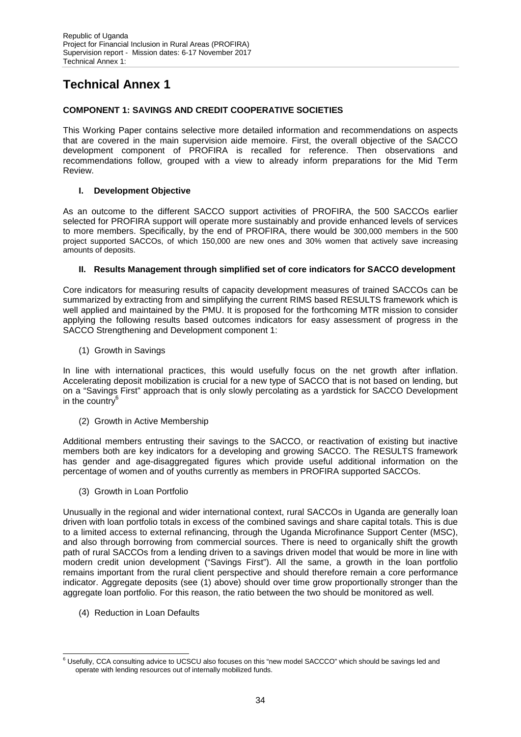# Technical Annex 1

**COMPONENT 1: SAVINGS AND CREDIT COOPERATIVE SOCIETIES**

This Working Paper contains selective more detailed information and recommendations on aspects that are covered in the main supervision aide memoire. First, the overall objective of the SACCO development component of PROFIRA is recalled for reference. Then observations and recommendations follow, grouped with a view to already inform preparations for the Mid Term Review.

## I. Development Objective

As an outcome to the different SACCO support activities of PROFIRA, the 500 SACCOs earlier selected for PROFIRA support will operate more sustainably and provide enhanced levels of services to more members. Specifically, by the end of PROFIRA, there would be 300,000 members in the 500 project supported SACCOs, of which 150,000 are new ones and 30% women that actively save increasing amounts of deposits.

## II. Results Management through simplified set of core indicators for SACCO development

Core indicators for measuring results of capacity development measures of trained SACCOs can be summarized by extracting from and simplifying the current RIMS based RESULTS framework which is well applied and maintained by the PMU. It is proposed for the forthcoming MTR mission to consider applying the following results based outcomes indicators for easy assessment of progress in the SACCO Strengthening and Development component 1:

(1) Growth in Savings

In line with international practices, this would usefully focus on the net growth after inflation. Accelerating deposit mobilization is crucial for a new type of SACCO that is not based on lending, but on a "Savings First" approach that is only slowly percolating as a yardstick for SACCO Development in the country[6]

(2) Growth in Active Membership

Additional members entrusting their savings to the SACCO, or reactivation of existing but inactive members both are key indicators for a developing and growing SACCO. The RESULTS framework has gender and age-disaggregated figures which provide useful additional information on the percentage of women and of youths currently as members in PROFIRA supported SACCOs.

(3) Growth in Loan Portfolio

Unusually in the regional and wider international context, rural SACCOs in Uganda are generally loan driven with loan portfolio totals in excess of the combined savings and share capital totals. This is due to a limited access to external refinancing, through the Uganda Microfinance Support Center (MSC), and also through borrowing from commercial sources. There is need to organically shift the growth path of rural SACCOs from a lending driven to a savings driven model that would be more in line with modern credit union development ("Savings First"). All the same, a growth in the loan portfolio remains important from the rural client perspective and should therefore remain a core performance indicator. Aggregate deposits (see (1) above) should over time grow proportionally stronger than the aggregate loan portfolio. For this reason, the ratio between the two should be monitored as well.

(4) Reduction in Loan Defaults

[6] Usefully, CCA consulting advice to UCSCU also focuses on this "new model SACCCO" which should be savings led and operate with lending resources out of internally mobilized funds.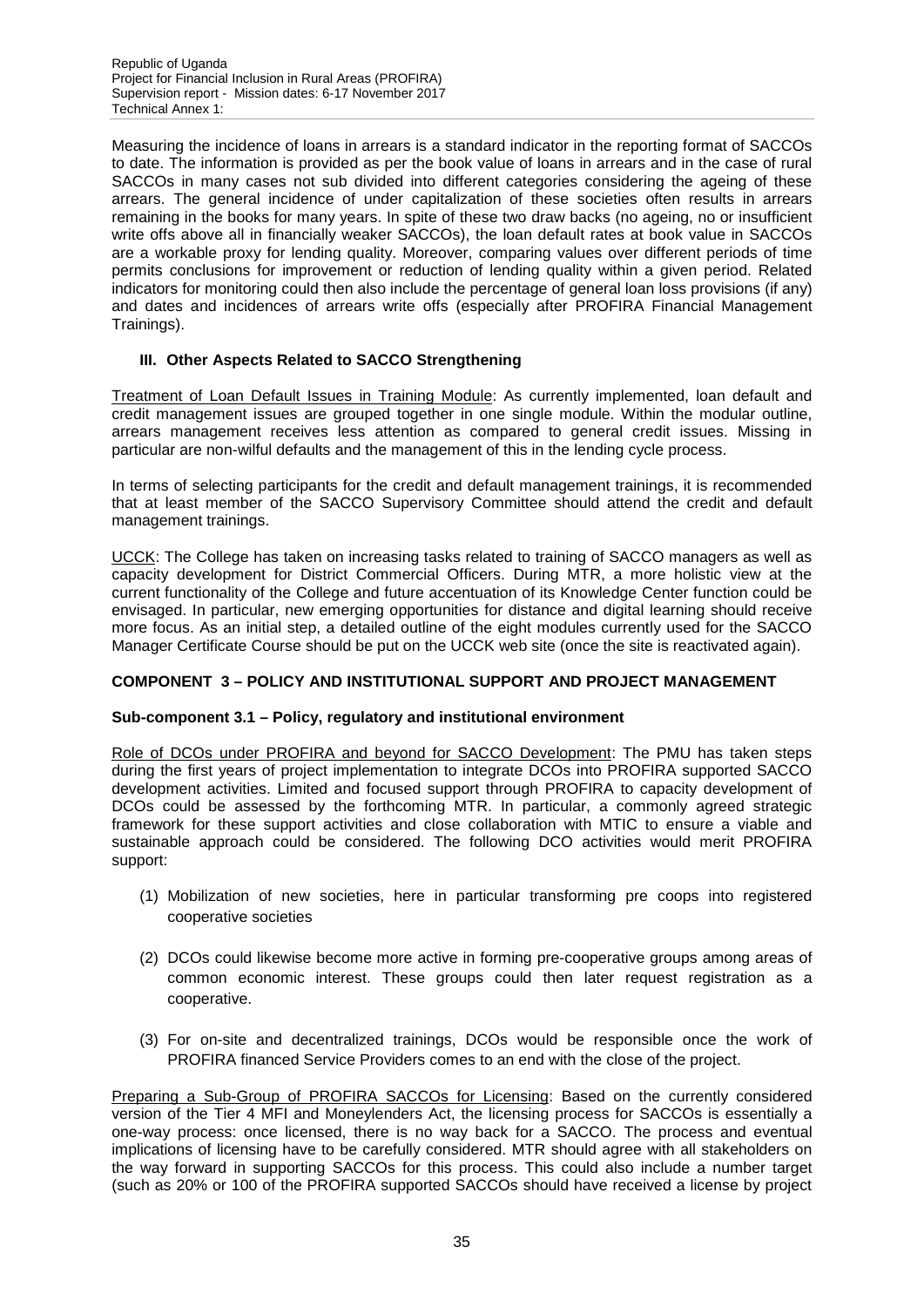Measuring the incidence of loans in arrears is a standard indicator in the reporting format of SACCOs to date. The information is provided as per the book value of loans in arrears and in the case of rural SACCOs in many cases not sub divided into different categories considering the ageing of these arrears. The general incidence of under capitalization of these societies often results in arrears remaining in the books for many years. In spite of these two draw backs (no ageing, no or insufficient write offs above all in financially weaker SACCOs), the loan default rates at book value in SACCOs are a workable proxy for lending quality. Moreover, comparing values over different periods of time permits conclusions for improvement or reduction of lending quality within a given period. Related indicators for monitoring could then also include the percentage of general loan loss provisions (if any) and dates and incidences of arrears write offs (especially after PROFIRA Financial Management Trainings).

### III. Other Aspects Related to SACCO Strengthening

Treatment of Loan Default Issues in Training Module: As currently implemented, loan default and credit management issues are grouped together in one single module. Within the modular outline, arrears management receives less attention as compared to general credit issues. Missing in particular are non-wilful defaults and the management of this in the lending cycle process.

In terms of selecting participants for the credit and default management trainings, it is recommended that at least member of the SACCO Supervisory Committee should attend the credit and default management trainings.

UCCK: The College has taken on increasing tasks related to training of SACCO managers as well as capacity development for District Commercial Officers. During MTR, a more holistic view at the current functionality of the College and future accentuation of its Knowledge Center function could be envisaged. In particular, new emerging opportunities for distance and digital learning should receive more focus. As an initial step, a detailed outline of the eight modules currently used for the SACCO Manager Certificate Course should be put on the UCCK web site (once the site is reactivated again).

## COMPONENT 3 – POLICY AND INSTITUTIONAL SUPPORT AND PROJECT MANAGEMENT

### Sub-component 3.1 – Policy, regulatory and institutional environment

Role of DCOs under PROFIRA and beyond for SACCO Development: The PMU has taken steps during the first years of project implementation to integrate DCOs into PROFIRA supported SACCO development activities. Limited and focused support through PROFIRA to capacity development of DCOs could be assessed by the forthcoming MTR. In particular, a commonly agreed strategic framework for these support activities and close collaboration with MTIC to ensure a viable and sustainable approach could be considered. The following DCO activities would merit PROFIRA support:

(1) Mobilization of new societies, here in particular transforming pre coops into registered cooperative societies

(2) DCOs could likewise become more active in forming pre-cooperative groups among areas of common economic interest. These groups could then later request registration as a cooperative.

(3) For on-site and decentralized trainings, DCOs would be responsible once the work of PROFIRA financed Service Providers comes to an end with the close of the project.

Preparing a Sub-Group of PROFIRA SACCOs for Licensing: Based on the currently considered version of the Tier 4 MFI and Moneylenders Act, the licensing process for SACCOs is essentially a one-way process: once licensed, there is no way back for a SACCO. The process and eventual implications of licensing have to be carefully considered. MTR should agree with all stakeholders on the way forward in supporting SACCOs for this process. This could also include a number target (such as 20% or 100 of the PROFIRA supported SACCOs should have received a license by project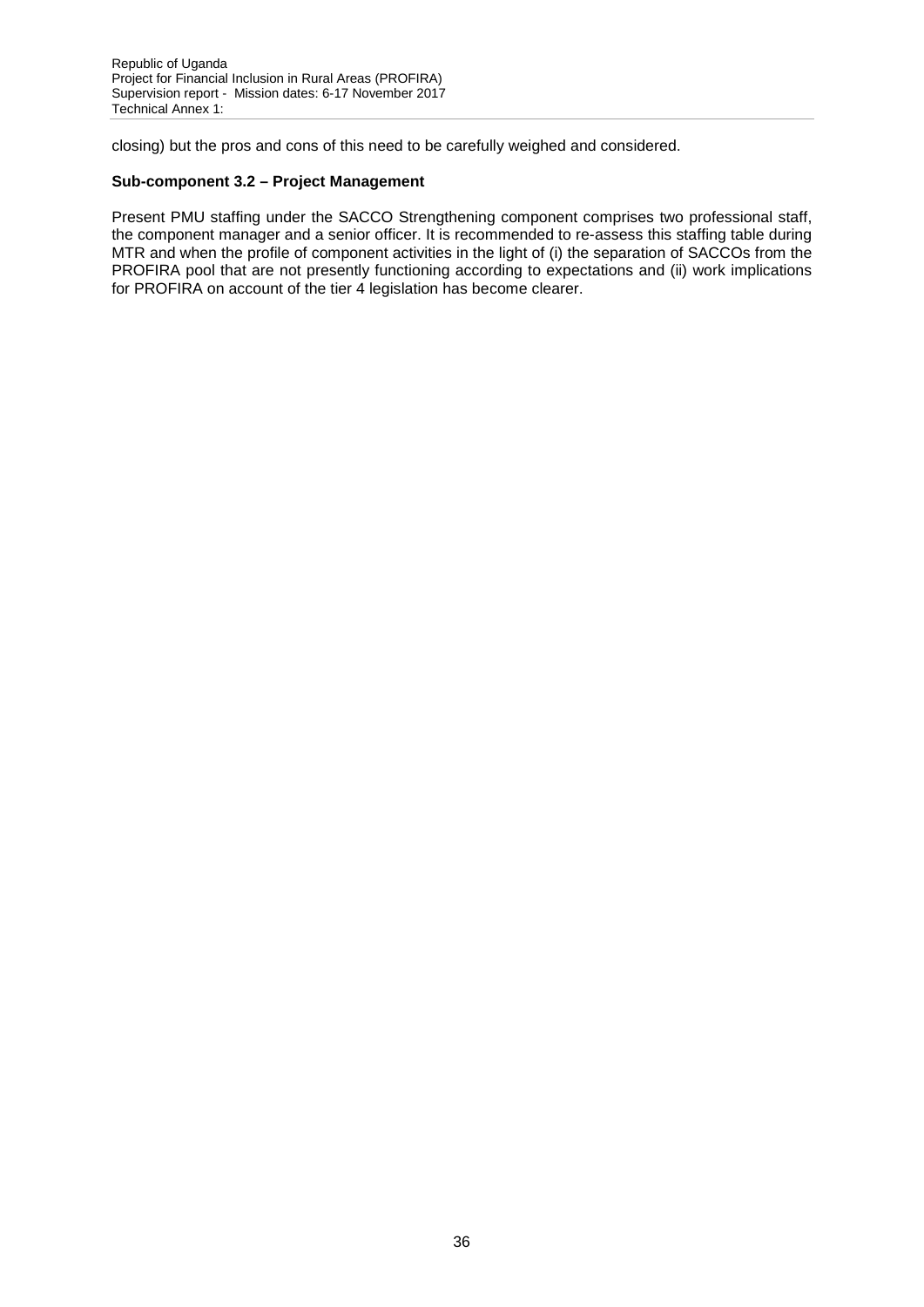closing) but the pros and cons of this need to be carefully weighed and considered.

**Sub-component 3.2 – Project Management**

Present PMU staffing under the SACCO Strengthening component comprises two professional staff, the component manager and a senior officer. It is recommended to re-assess this staffing table during MTR and when the profile of component activities in the light of (i) the separation of SACCOs from the PROFIRA pool that are not presently functioning according to expectations and (ii) work implications for PROFIRA on account of the tier 4 legislation has become clearer.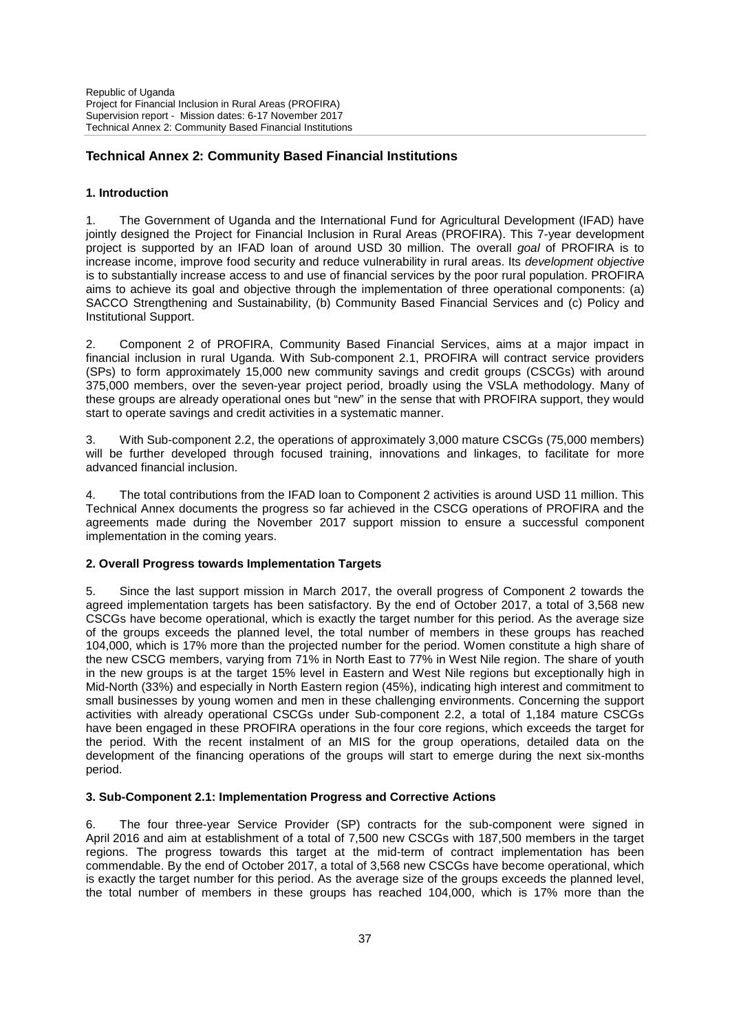## Technical Annex 2: Community Based Financial Institutions

### 1. Introduction

1. The Government of Uganda and the International Fund for Agricultural Development (IFAD) have jointly designed the Project for Financial Inclusion in Rural Areas (PROFIRA). This 7-year development project is supported by an IFAD loan of around USD 30 million. The overall *goal* of PROFIRA is to increase income, improve food security and reduce vulnerability in rural areas. Its *development objective* is to substantially increase access to and use of financial services by the poor rural population. PROFIRA aims to achieve its goal and objective through the implementation of three operational components: (a) SACCO Strengthening and Sustainability, (b) Community Based Financial Services and (c) Policy and Institutional Support.

2. Component 2 of PROFIRA, Community Based Financial Services, aims at a major impact in financial inclusion in rural Uganda. With Sub-component 2.1, PROFIRA will contract service providers (SPs) to form approximately 15,000 new community savings and credit groups (CSCGs) with around 375,000 members, over the seven-year project period, broadly using the VSLA methodology. Many of these groups are already operational ones but "new" in the sense that with PROFIRA support, they would start to operate savings and credit activities in a systematic manner.

3. With Sub-component 2.2, the operations of approximately 3,000 mature CSCGs (75,000 members) will be further developed through focused training, innovations and linkages, to facilitate for more advanced financial inclusion.

4. The total contributions from the IFAD loan to Component 2 activities is around USD 11 million. This Technical Annex documents the progress so far achieved in the CSCG operations of PROFIRA and the agreements made during the November 2017 support mission to ensure a successful component implementation in the coming years.

### 2. Overall Progress towards Implementation Targets

5. Since the last support mission in March 2017, the overall progress of Component 2 towards the agreed implementation targets has been satisfactory. By the end of October 2017, a total of 3,568 new CSCGs have become operational, which is exactly the target number for this period. As the average size of the groups exceeds the planned level, the total number of members in these groups has reached 104,000, which is 17% more than the projected number for the period. Women constitute a high share of the new CSCG members, varying from 71% in North East to 77% in West Nile region. The share of youth in the new groups is at the target 15% level in Eastern and West Nile regions but exceptionally high in Mid-North (33%) and especially in North Eastern region (45%), indicating high interest and commitment to small businesses by young women and men in these challenging environments. Concerning the support activities with already operational CSCGs under Sub-component 2.2, a total of 1,184 mature CSCGs have been engaged in these PROFIRA operations in the four core regions, which exceeds the target for the period. With the recent instalment of an MIS for the group operations, detailed data on the development of the financing operations of the groups will start to emerge during the next six-months period.

### 3. Sub-Component 2.1: Implementation Progress and Corrective Actions

6. The four three-year Service Provider (SP) contracts for the sub-component were signed in April 2016 and aim at establishment of a total of 7,500 new CSCGs with 187,500 members in the target regions. The progress towards this target at the mid-term of contract implementation has been commendable. By the end of October 2017, a total of 3,568 new CSCGs have become operational, which is exactly the target number for this period. As the average size of the groups exceeds the planned level, the total number of members in these groups has reached 104,000, which is 17% more than the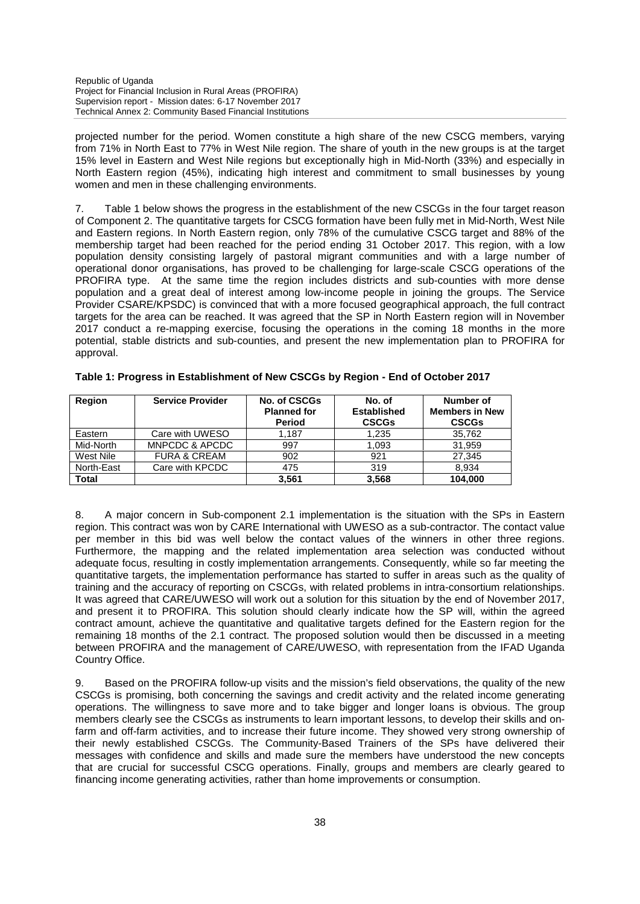projected number for the period. Women constitute a high share of the new CSCG members, varying from 71% in North East to 77% in West Nile region. The share of youth in the new groups is at the target 15% level in Eastern and West Nile regions but exceptionally high in Mid-North (33%) and especially in North Eastern region (45%), indicating high interest and commitment to small businesses by young women and men in these challenging environments.

7. Table 1 below shows the progress in the establishment of the new CSCGs in the four target reason of Component 2. The quantitative targets for CSCG formation have been fully met in Mid-North, West Nile and Eastern regions. In North Eastern region, only 78% of the cumulative CSCG target and 88% of the membership target had been reached for the period ending 31 October 2017. This region, with a low population density consisting largely of pastoral migrant communities and with a large number of operational donor organisations, has proved to be challenging for large-scale CSCG operations of the PROFIRA type. At the same time the region includes districts and sub-counties with more dense population and a great deal of interest among low-income people in joining the groups. The Service Provider CSARE/KPSDC) is convinced that with a more focused geographical approach, the full contract targets for the area can be reached. It was agreed that the SP in North Eastern region will in November 2017 conduct a re-mapping exercise, focusing the operations in the coming 18 months in the more potential, stable districts and sub-counties, and present the new implementation plan to PROFIRA for approval.

**Table 1: Progress in Establishment of New CSCGs by Region - End of October 2017**

| Region | Service Provider | No. of CSCGs Planned for Period | No. of Established CSCGs | Number of Members in New CSCGs |
|---|---|---|---|---|
| Eastern | Care with UWESO | 1,187 | 1,235 | 35,762 |
| Mid-North | MNPCDC & APCDC | 997 | 1,093 | 31,959 |
| West Nile | FURA & CREAM | 902 | 921 | 27,345 |
| North-East | Care with KPCDC | 475 | 319 | 8,934 |
| **Total** | | **3,561** | **3,568** | **104,000** |

8. A major concern in Sub-component 2.1 implementation is the situation with the SPs in Eastern region. This contract was won by CARE International with UWESO as a sub-contractor. The contact value per member in this bid was well below the contact values of the winners in other three regions. Furthermore, the mapping and the related implementation area selection was conducted without adequate focus, resulting in costly implementation arrangements. Consequently, while so far meeting the quantitative targets, the implementation performance has started to suffer in areas such as the quality of training and the accuracy of reporting on CSCGs, with related problems in intra-consortium relationships. It was agreed that CARE/UWESO will work out a solution for this situation by the end of November 2017, and present it to PROFIRA. This solution should clearly indicate how the SP will, within the agreed contract amount, achieve the quantitative and qualitative targets defined for the Eastern region for the remaining 18 months of the 2.1 contract. The proposed solution would then be discussed in a meeting between PROFIRA and the management of CARE/UWESO, with representation from the IFAD Uganda Country Office.

9. Based on the PROFIRA follow-up visits and the mission's field observations, the quality of the new CSCGs is promising, both concerning the savings and credit activity and the related income generating operations. The willingness to save more and to take bigger and longer loans is obvious. The group members clearly see the CSCGs as instruments to learn important lessons, to develop their skills and on-farm and off-farm activities, and to increase their future income. They showed very strong ownership of their newly established CSCGs. The Community-Based Trainers of the SPs have delivered their messages with confidence and skills and made sure the members have understood the new concepts that are crucial for successful CSCG operations. Finally, groups and members are clearly geared to financing income generating activities, rather than home improvements or consumption.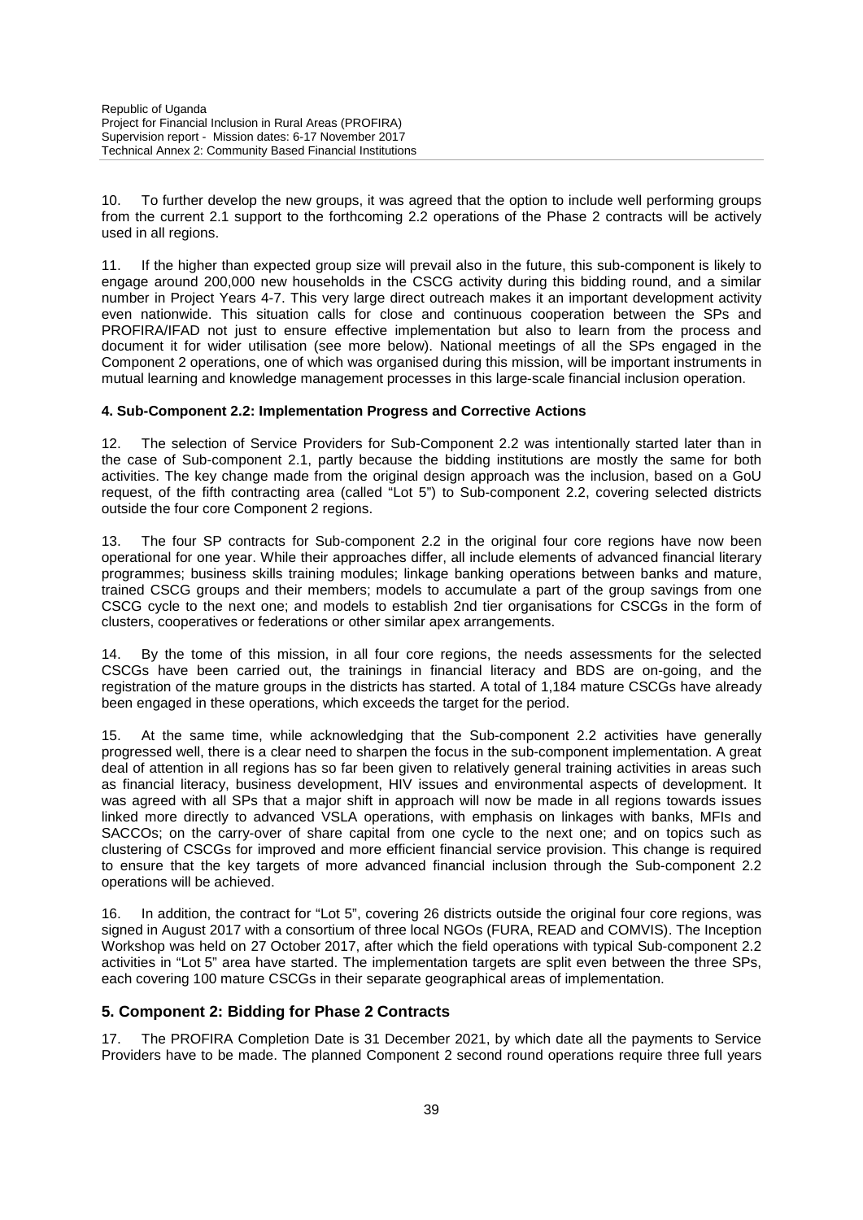10. To further develop the new groups, it was agreed that the option to include well performing groups from the current 2.1 support to the forthcoming 2.2 operations of the Phase 2 contracts will be actively used in all regions.

11. If the higher than expected group size will prevail also in the future, this sub-component is likely to engage around 200,000 new households in the CSCG activity during this bidding round, and a similar number in Project Years 4-7. This very large direct outreach makes it an important development activity even nationwide. This situation calls for close and continuous cooperation between the SPs and PROFIRA/IFAD not just to ensure effective implementation but also to learn from the process and document it for wider utilisation (see more below). National meetings of all the SPs engaged in the Component 2 operations, one of which was organised during this mission, will be important instruments in mutual learning and knowledge management processes in this large-scale financial inclusion operation.

**4. Sub-Component 2.2: Implementation Progress and Corrective Actions**

12. The selection of Service Providers for Sub-Component 2.2 was intentionally started later than in the case of Sub-component 2.1, partly because the bidding institutions are mostly the same for both activities. The key change made from the original design approach was the inclusion, based on a GoU request, of the fifth contracting area (called "Lot 5") to Sub-component 2.2, covering selected districts outside the four core Component 2 regions.

13. The four SP contracts for Sub-component 2.2 in the original four core regions have now been operational for one year. While their approaches differ, all include elements of advanced financial literary programmes; business skills training modules; linkage banking operations between banks and mature, trained CSCG groups and their members; models to accumulate a part of the group savings from one CSCG cycle to the next one; and models to establish 2nd tier organisations for CSCGs in the form of clusters, cooperatives or federations or other similar apex arrangements.

14. By the tome of this mission, in all four core regions, the needs assessments for the selected CSCGs have been carried out, the trainings in financial literacy and BDS are on-going, and the registration of the mature groups in the districts has started. A total of 1,184 mature CSCGs have already been engaged in these operations, which exceeds the target for the period.

15. At the same time, while acknowledging that the Sub-component 2.2 activities have generally progressed well, there is a clear need to sharpen the focus in the sub-component implementation. A great deal of attention in all regions has so far been given to relatively general training activities in areas such as financial literacy, business development, HIV issues and environmental aspects of development. It was agreed with all SPs that a major shift in approach will now be made in all regions towards issues linked more directly to advanced VSLA operations, with emphasis on linkages with banks, MFIs and SACCOs; on the carry-over of share capital from one cycle to the next one; and on topics such as clustering of CSCGs for improved and more efficient financial service provision. This change is required to ensure that the key targets of more advanced financial inclusion through the Sub-component 2.2 operations will be achieved.

16. In addition, the contract for "Lot 5", covering 26 districts outside the original four core regions, was signed in August 2017 with a consortium of three local NGOs (FURA, READ and COMVIS). The Inception Workshop was held on 27 October 2017, after which the field operations with typical Sub-component 2.2 activities in "Lot 5" area have started. The implementation targets are split even between the three SPs, each covering 100 mature CSCGs in their separate geographical areas of implementation.

## 5. Component 2: Bidding for Phase 2 Contracts

17. The PROFIRA Completion Date is 31 December 2021, by which date all the payments to Service Providers have to be made. The planned Component 2 second round operations require three full years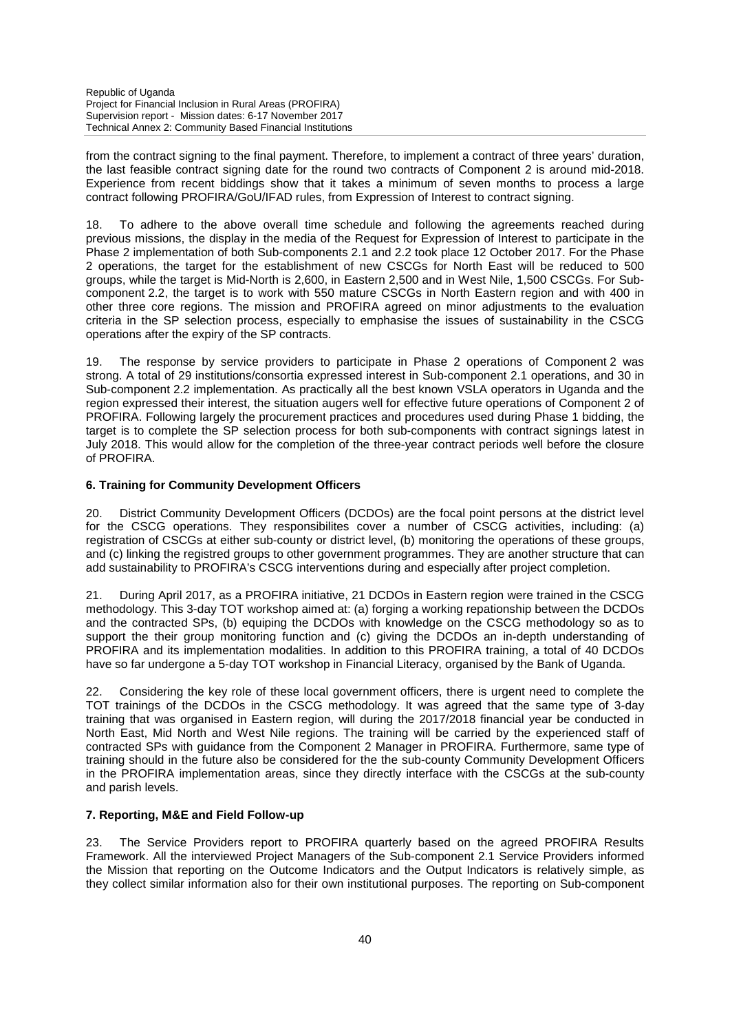from the contract signing to the final payment. Therefore, to implement a contract of three years' duration, the last feasible contract signing date for the round two contracts of Component 2 is around mid-2018. Experience from recent biddings show that it takes a minimum of seven months to process a large contract following PROFIRA/GoU/IFAD rules, from Expression of Interest to contract signing.

18. To adhere to the above overall time schedule and following the agreements reached during previous missions, the display in the media of the Request for Expression of Interest to participate in the Phase 2 implementation of both Sub-components 2.1 and 2.2 took place 12 October 2017. For the Phase 2 operations, the target for the establishment of new CSCGs for North East will be reduced to 500 groups, while the target is Mid-North is 2,600, in Eastern 2,500 and in West Nile, 1,500 CSCGs. For Sub-component 2.2, the target is to work with 550 mature CSCGs in North Eastern region and with 400 in other three core regions. The mission and PROFIRA agreed on minor adjustments to the evaluation criteria in the SP selection process, especially to emphasise the issues of sustainability in the CSCG operations after the expiry of the SP contracts.

19. The response by service providers to participate in Phase 2 operations of Component 2 was strong. A total of 29 institutions/consortia expressed interest in Sub-component 2.1 operations, and 30 in Sub-component 2.2 implementation. As practically all the best known VSLA operators in Uganda and the region expressed their interest, the situation augers well for effective future operations of Component 2 of PROFIRA. Following largely the procurement practices and procedures used during Phase 1 bidding, the target is to complete the SP selection process for both sub-components with contract signings latest in July 2018. This would allow for the completion of the three-year contract periods well before the closure of PROFIRA.

### 6. Training for Community Development Officers

20. District Community Development Officers (DCDOs) are the focal point persons at the district level for the CSCG operations. They responsibilites cover a number of CSCG activities, including: (a) registration of CSCGs at either sub-county or district level, (b) monitoring the operations of these groups, and (c) linking the registred groups to other government programmes. They are another structure that can add sustainability to PROFIRA's CSCG interventions during and especially after project completion.

21. During April 2017, as a PROFIRA initiative, 21 DCDOs in Eastern region were trained in the CSCG methodology. This 3-day TOT workshop aimed at: (a) forging a working repationship between the DCDOs and the contracted SPs, (b) equiping the DCDOs with knowledge on the CSCG methodology so as to support the their group monitoring function and (c) giving the DCDOs an in-depth understanding of PROFIRA and its implementation modalities. In addition to this PROFIRA training, a total of 40 DCDOs have so far undergone a 5-day TOT workshop in Financial Literacy, organised by the Bank of Uganda.

22. Considering the key role of these local government officers, there is urgent need to complete the TOT trainings of the DCDOs in the CSCG methodology. It was agreed that the same type of 3-day training that was organised in Eastern region, will during the 2017/2018 financial year be conducted in North East, Mid North and West Nile regions. The training will be carried by the experienced staff of contracted SPs with guidance from the Component 2 Manager in PROFIRA. Furthermore, same type of training should in the future also be considered for the the sub-county Community Development Officers in the PROFIRA implementation areas, since they directly interface with the CSCGs at the sub-county and parish levels.

### 7. Reporting, M&E and Field Follow-up

23. The Service Providers report to PROFIRA quarterly based on the agreed PROFIRA Results Framework. All the interviewed Project Managers of the Sub-component 2.1 Service Providers informed the Mission that reporting on the Outcome Indicators and the Output Indicators is relatively simple, as they collect similar information also for their own institutional purposes. The reporting on Sub-component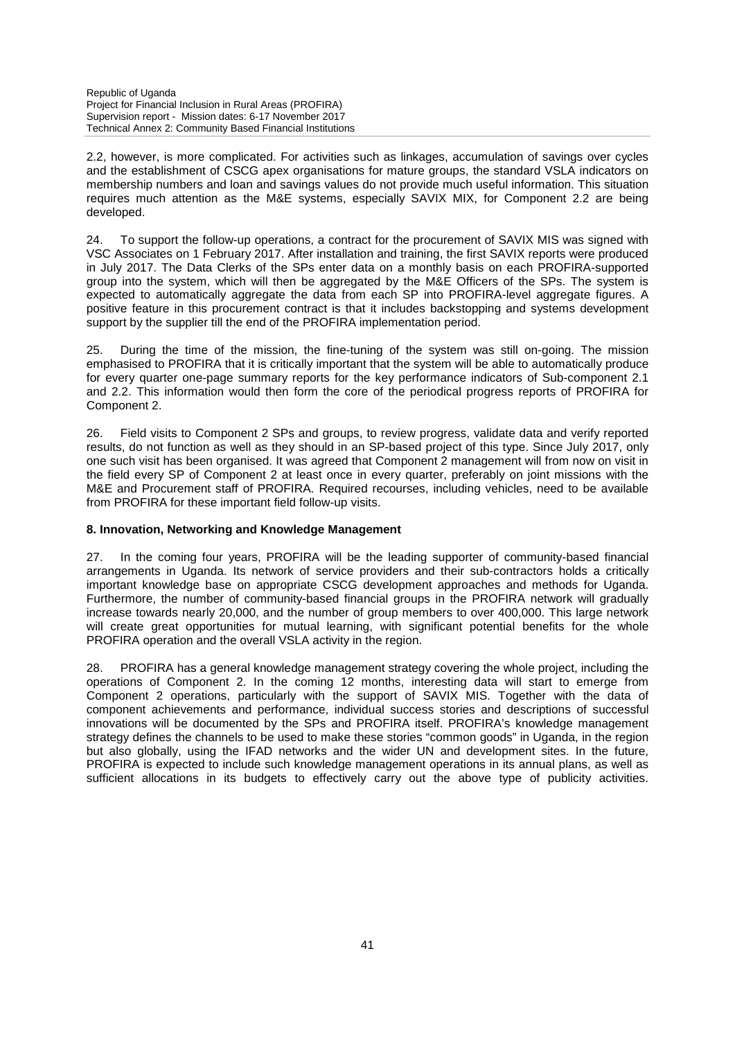2.2, however, is more complicated. For activities such as linkages, accumulation of savings over cycles and the establishment of CSCG apex organisations for mature groups, the standard VSLA indicators on membership numbers and loan and savings values do not provide much useful information. This situation requires much attention as the M&E systems, especially SAVIX MIX, for Component 2.2 are being developed.

24. To support the follow-up operations, a contract for the procurement of SAVIX MIS was signed with VSC Associates on 1 February 2017. After installation and training, the first SAVIX reports were produced in July 2017. The Data Clerks of the SPs enter data on a monthly basis on each PROFIRA-supported group into the system, which will then be aggregated by the M&E Officers of the SPs. The system is expected to automatically aggregate the data from each SP into PROFIRA-level aggregate figures. A positive feature in this procurement contract is that it includes backstopping and systems development support by the supplier till the end of the PROFIRA implementation period.

25. During the time of the mission, the fine-tuning of the system was still on-going. The mission emphasised to PROFIRA that it is critically important that the system will be able to automatically produce for every quarter one-page summary reports for the key performance indicators of Sub-component 2.1 and 2.2. This information would then form the core of the periodical progress reports of PROFIRA for Component 2.

26. Field visits to Component 2 SPs and groups, to review progress, validate data and verify reported results, do not function as well as they should in an SP-based project of this type. Since July 2017, only one such visit has been organised. It was agreed that Component 2 management will from now on visit in the field every SP of Component 2 at least once in every quarter, preferably on joint missions with the M&E and Procurement staff of PROFIRA. Required recourses, including vehicles, need to be available from PROFIRA for these important field follow-up visits.

**8. Innovation, Networking and Knowledge Management**

27. In the coming four years, PROFIRA will be the leading supporter of community-based financial arrangements in Uganda. Its network of service providers and their sub-contractors holds a critically important knowledge base on appropriate CSCG development approaches and methods for Uganda. Furthermore, the number of community-based financial groups in the PROFIRA network will gradually increase towards nearly 20,000, and the number of group members to over 400,000. This large network will create great opportunities for mutual learning, with significant potential benefits for the whole PROFIRA operation and the overall VSLA activity in the region.

28. PROFIRA has a general knowledge management strategy covering the whole project, including the operations of Component 2. In the coming 12 months, interesting data will start to emerge from Component 2 operations, particularly with the support of SAVIX MIS. Together with the data of component achievements and performance, individual success stories and descriptions of successful innovations will be documented by the SPs and PROFIRA itself. PROFIRA's knowledge management strategy defines the channels to be used to make these stories "common goods" in Uganda, in the region but also globally, using the IFAD networks and the wider UN and development sites. In the future, PROFIRA is expected to include such knowledge management operations in its annual plans, as well as sufficient allocations in its budgets to effectively carry out the above type of publicity activities.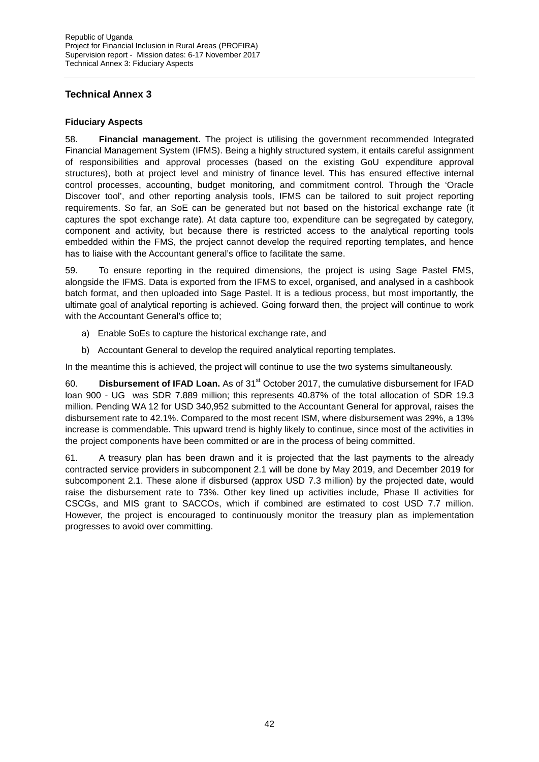## Technical Annex 3

### Fiduciary Aspects

58. **Financial management.** The project is utilising the government recommended Integrated Financial Management System (IFMS). Being a highly structured system, it entails careful assignment of responsibilities and approval processes (based on the existing GoU expenditure approval structures), both at project level and ministry of finance level. This has ensured effective internal control processes, accounting, budget monitoring, and commitment control. Through the 'Oracle Discover tool', and other reporting analysis tools, IFMS can be tailored to suit project reporting requirements. So far, an SoE can be generated but not based on the historical exchange rate (it captures the spot exchange rate). At data capture too, expenditure can be segregated by category, component and activity, but because there is restricted access to the analytical reporting tools embedded within the FMS, the project cannot develop the required reporting templates, and hence has to liaise with the Accountant general's office to facilitate the same.

59. To ensure reporting in the required dimensions, the project is using Sage Pastel FMS, alongside the IFMS. Data is exported from the IFMS to excel, organised, and analysed in a cashbook batch format, and then uploaded into Sage Pastel. It is a tedious process, but most importantly, the ultimate goal of analytical reporting is achieved. Going forward then, the project will continue to work with the Accountant General's office to;

a) Enable SoEs to capture the historical exchange rate, and

b) Accountant General to develop the required analytical reporting templates.

In the meantime this is achieved, the project will continue to use the two systems simultaneously.

60. **Disbursement of IFAD Loan.** As of 31st October 2017, the cumulative disbursement for IFAD loan 900 - UG was SDR 7.889 million; this represents 40.87% of the total allocation of SDR 19.3 million. Pending WA 12 for USD 340,952 submitted to the Accountant General for approval, raises the disbursement rate to 42.1%. Compared to the most recent ISM, where disbursement was 29%, a 13% increase is commendable. This upward trend is highly likely to continue, since most of the activities in the project components have been committed or are in the process of being committed.

61. A treasury plan has been drawn and it is projected that the last payments to the already contracted service providers in subcomponent 2.1 will be done by May 2019, and December 2019 for subcomponent 2.1. These alone if disbursed (approx USD 7.3 million) by the projected date, would raise the disbursement rate to 73%. Other key lined up activities include, Phase II activities for CSCGs, and MIS grant to SACCOs, which if combined are estimated to cost USD 7.7 million. However, the project is encouraged to continuously monitor the treasury plan as implementation progresses to avoid over committing.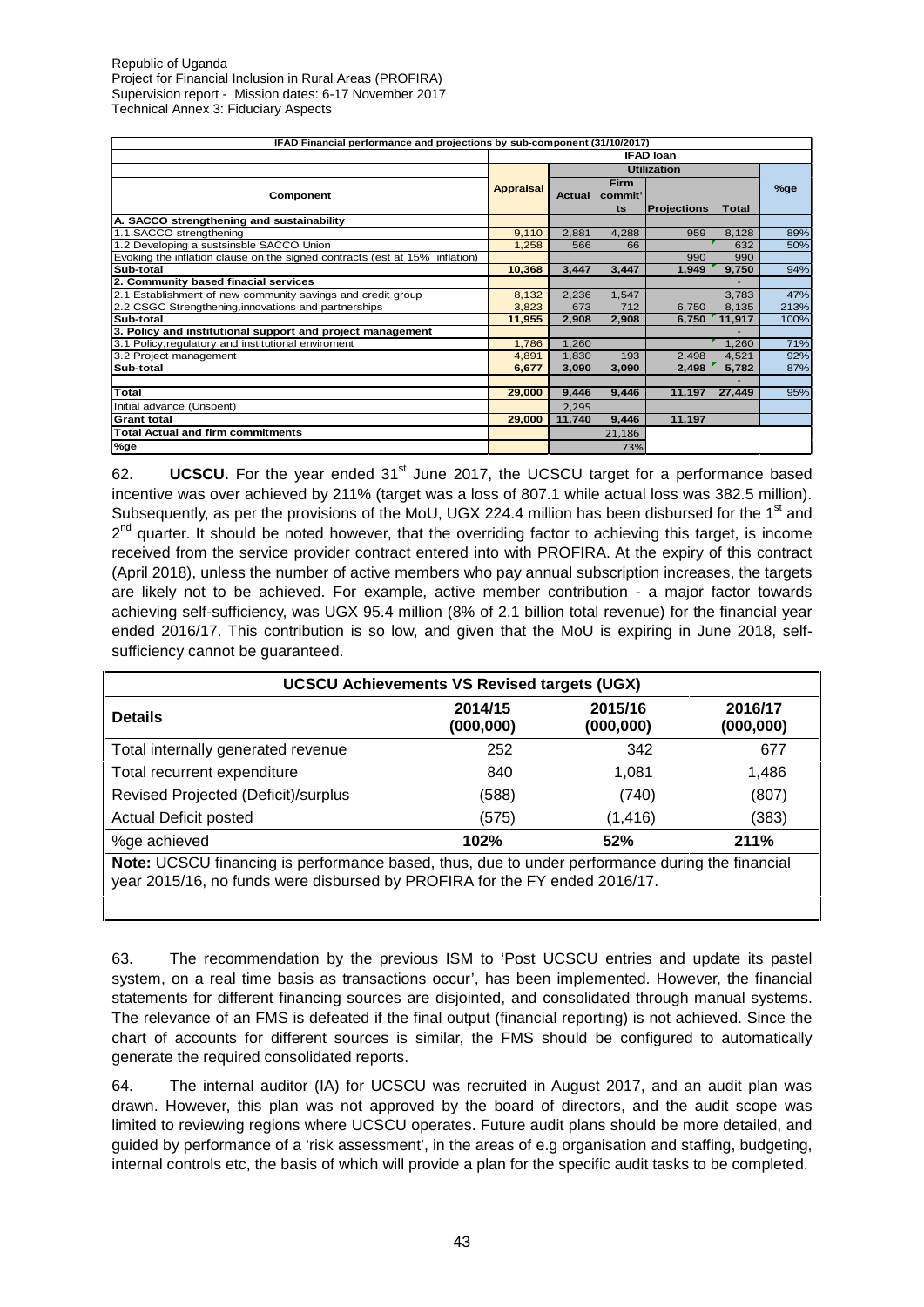| IFAD Financial performance and projections by sub-component (31/10/2017) | | | | | | |
|---|---|---|---|---|---|---|
| | IFAD loan | | | | | |
| | | Utilization | | | | |
| Component | Appraisal | Actual | Firm commit'ts | Projections | Total | %ge |
| **A. SACCO strengthening and sustainability** | | | | | | |
| 1.1 SACCO strengthening | 9,110 | 2,881 | 4,288 | 959 | 8,128 | 89% |
| 1.2 Developing a sustsinsble SACCO Union | 1,258 | 566 | 66 | | 632 | 50% |
| Evoking the inflation clause on the signed contracts (est at 15% inflation) | | | | 990 | 990 | |
| **Sub-total** | **10,368** | **3,447** | **3,447** | **1,949** | **9,750** | 94% |
| **2. Community based finacial services** | | | | | - | |
| 2.1 Establishment of new community savings and credit group | 8,132 | 2,236 | 1,547 | | 3,783 | 47% |
| 2.2 CSGC Strengthening,innovations and partnerships | 3,823 | 673 | 712 | 6,750 | 8,135 | 213% |
| **Sub-total** | **11,955** | **2,908** | **2,908** | **6,750** | **11,917** | 100% |
| **3. Policy and institutional support and project management** | | | | | - | |
| 3.1 Policy,regulatory and institutional enviroment | 1,786 | 1,260 | | | 1,260 | 71% |
| 3.2 Project management | 4,891 | 1,830 | 193 | 2,498 | 4,521 | 92% |
| **Sub-total** | **6,677** | **3,090** | **3,090** | **2,498** | **5,782** | 87% |
| | | | | | - | |
| **Total** | **29,000** | **9,446** | **9,446** | **11,197** | **27,449** | 95% |
| Initial advance (Unspent) | | 2,295 | | | | |
| **Grant total** | **29,000** | **11,740** | **9,446** | **11,197** | | |
| **Total Actual and firm commitments** | | | 21,186 | | | |
| **%ge** | | | 73% | | | |

62. **UCSCU.** For the year ended 31[st] June 2017, the UCSCU target for a performance based incentive was over achieved by 211% (target was a loss of 807.1 while actual loss was 382.5 million). Subsequently, as per the provisions of the MoU, UGX 224.4 million has been disbursed for the 1[st] and 2[nd] quarter. It should be noted however, that the overriding factor to achieving this target, is income received from the service provider contract entered into with PROFIRA. At the expiry of this contract (April 2018), unless the number of active members who pay annual subscription increases, the targets are likely not to be achieved. For example, active member contribution - a major factor towards achieving self-sufficiency, was UGX 95.4 million (8% of 2.1 billion total revenue) for the financial year ended 2016/17. This contribution is so low, and given that the MoU is expiring in June 2018, self-sufficiency cannot be guaranteed.

| UCSCU Achievements VS Revised targets (UGX) | | | |
|---|---|---|---|
| **Details** | **2014/15 (000,000)** | **2015/16 (000,000)** | **2016/17 (000,000)** |
| Total internally generated revenue | 252 | 342 | 677 |
| Total recurrent expenditure | 840 | 1,081 | 1,486 |
| Revised Projected (Deficit)/surplus | (588) | (740) | (807) |
| Actual Deficit posted | (575) | (1,416) | (383) |
| %ge achieved | **102%** | **52%** | **211%** |

**Note:** UCSCU financing is performance based, thus, due to under performance during the financial year 2015/16, no funds were disbursed by PROFIRA for the FY ended 2016/17.

63. The recommendation by the previous ISM to 'Post UCSCU entries and update its pastel system, on a real time basis as transactions occur', has been implemented. However, the financial statements for different financing sources are disjointed, and consolidated through manual systems. The relevance of an FMS is defeated if the final output (financial reporting) is not achieved. Since the chart of accounts for different sources is similar, the FMS should be configured to automatically generate the required consolidated reports.

64. The internal auditor (IA) for UCSCU was recruited in August 2017, and an audit plan was drawn. However, this plan was not approved by the board of directors, and the audit scope was limited to reviewing regions where UCSCU operates. Future audit plans should be more detailed, and guided by performance of a 'risk assessment', in the areas of e.g organisation and staffing, budgeting, internal controls etc, the basis of which will provide a plan for the specific audit tasks to be completed.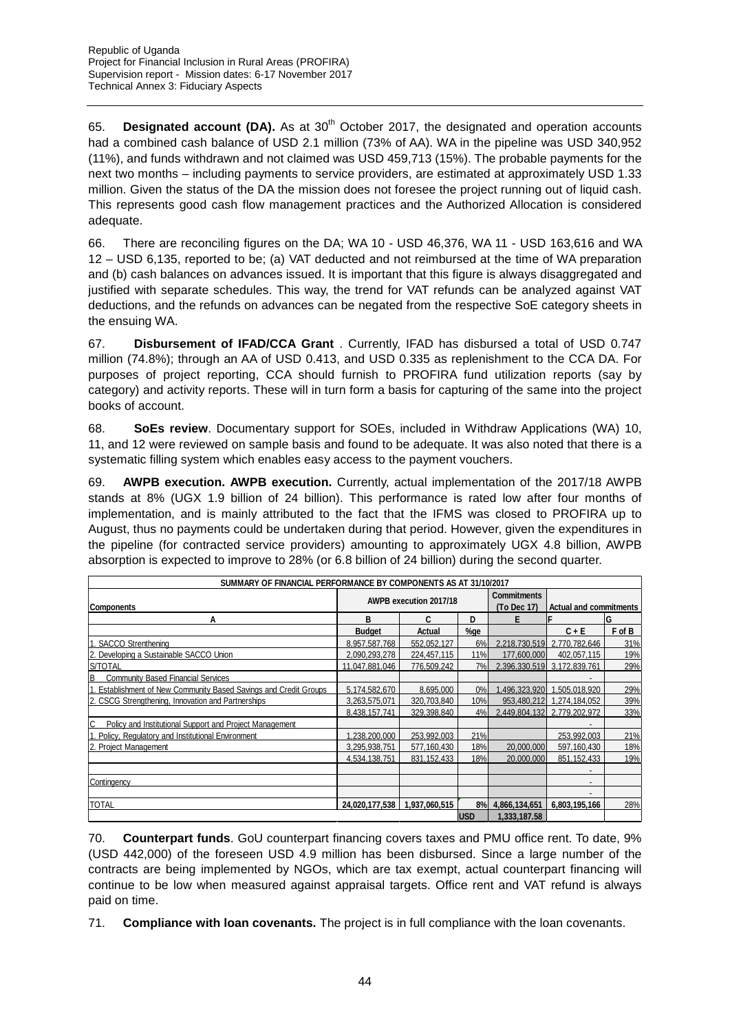65. **Designated account (DA).** As at 30[th] October 2017, the designated and operation accounts had a combined cash balance of USD 2.1 million (73% of AA). WA in the pipeline was USD 340,952 (11%), and funds withdrawn and not claimed was USD 459,713 (15%). The probable payments for the next two months – including payments to service providers, are estimated at approximately USD 1.33 million. Given the status of the DA the mission does not foresee the project running out of liquid cash. This represents good cash flow management practices and the Authorized Allocation is considered adequate.

66. There are reconciling figures on the DA; WA 10 - USD 46,376, WA 11 - USD 163,616 and WA 12 – USD 6,135, reported to be; (a) VAT deducted and not reimbursed at the time of WA preparation and (b) cash balances on advances issued. It is important that this figure is always disaggregated and justified with separate schedules. This way, the trend for VAT refunds can be analyzed against VAT deductions, and the refunds on advances can be negated from the respective SoE category sheets in the ensuing WA.

67. **Disbursement of IFAD/CCA Grant** . Currently, IFAD has disbursed a total of USD 0.747 million (74.8%); through an AA of USD 0.413, and USD 0.335 as replenishment to the CCA DA. For purposes of project reporting, CCA should furnish to PROFIRA fund utilization reports (say by category) and activity reports. These will in turn form a basis for capturing of the same into the project books of account.

68. **SoEs review**. Documentary support for SOEs, included in Withdraw Applications (WA) 10, 11, and 12 were reviewed on sample basis and found to be adequate. It was also noted that there is a systematic filling system which enables easy access to the payment vouchers.

69. **AWPB execution. AWPB execution.** Currently, actual implementation of the 2017/18 AWPB stands at 8% (UGX 1.9 billion of 24 billion). This performance is rated low after four months of implementation, and is mainly attributed to the fact that the IFMS was closed to PROFIRA up to August, thus no payments could be undertaken during that period. However, given the expenditures in the pipeline (for contracted service providers) amounting to approximately UGX 4.8 billion, AWPB absorption is expected to improve to 28% (or 6.8 billion of 24 billion) during the second quarter.

| SUMMARY OF FINANCIAL PERFORMANCE BY COMPONENTS AS AT 31/10/2017 | | | | | | |
|---|---|---|---|---|---|---|
| Components | AWPB execution 2017/18 | | | Commitments (To Dec 17) | Actual and commitments | |
| A | B | C | D | E | F | G |
| | Budget | Actual | %ge | | C + E | F of B |
| 1. SACCO Strenthening | 8,957,587,768 | 552,052,127 | 6% | 2,218,730,519 | 2,770,782,646 | 31% |
| 2. Developing a Sustainable SACCO Union | 2,090,293,278 | 224,457,115 | 11% | 177,600,000 | 402,057,115 | 19% |
| S/TOTAL | 11,047,881,046 | 776,509,242 | 7% | 2,396,330,519 | 3,172,839,761 | 29% |
| B Community Based Financial Services | | | | | - | |
| 1. Establishment of New Community Based Savings and Credit Groups | 5,174,582,670 | 8,695,000 | 0% | 1,496,323,920 | 1,505,018,920 | 29% |
| 2. CSCG Strengthening, Innovation and Partnerships | 3,263,575,071 | 320,703,840 | 10% | 953,480,212 | 1,274,184,052 | 39% |
| | 8,438,157,741 | 329,398,840 | 4% | 2,449,804,132 | 2,779,202,972 | 33% |
| C Policy and Institutional Support and Project Management | | | | | - | |
| 1. Policy, Regulatory and Institutional Environment | 1,238,200,000 | 253,992,003 | 21% | | 253,992,003 | 21% |
| 2. Project Management | 3,295,938,751 | 577,160,430 | 18% | 20,000,000 | 597,160,430 | 18% |
| | 4,534,138,751 | 831,152,433 | 18% | 20,000,000 | 851,152,433 | 19% |
| | | | | | - | |
| Contingency | | | | | - | |
| | | | | | - | |
| TOTAL | 24,020,177,538 | 1,937,060,515 | 8% | 4,866,134,651 | 6,803,195,166 | 28% |
| | | | USD | 1,333,187.58 | | |

70. **Counterpart funds**. GoU counterpart financing covers taxes and PMU office rent. To date, 9% (USD 442,000) of the foreseen USD 4.9 million has been disbursed. Since a large number of the contracts are being implemented by NGOs, which are tax exempt, actual counterpart financing will continue to be low when measured against appraisal targets. Office rent and VAT refund is always paid on time.

71. **Compliance with loan covenants.** The project is in full compliance with the loan covenants.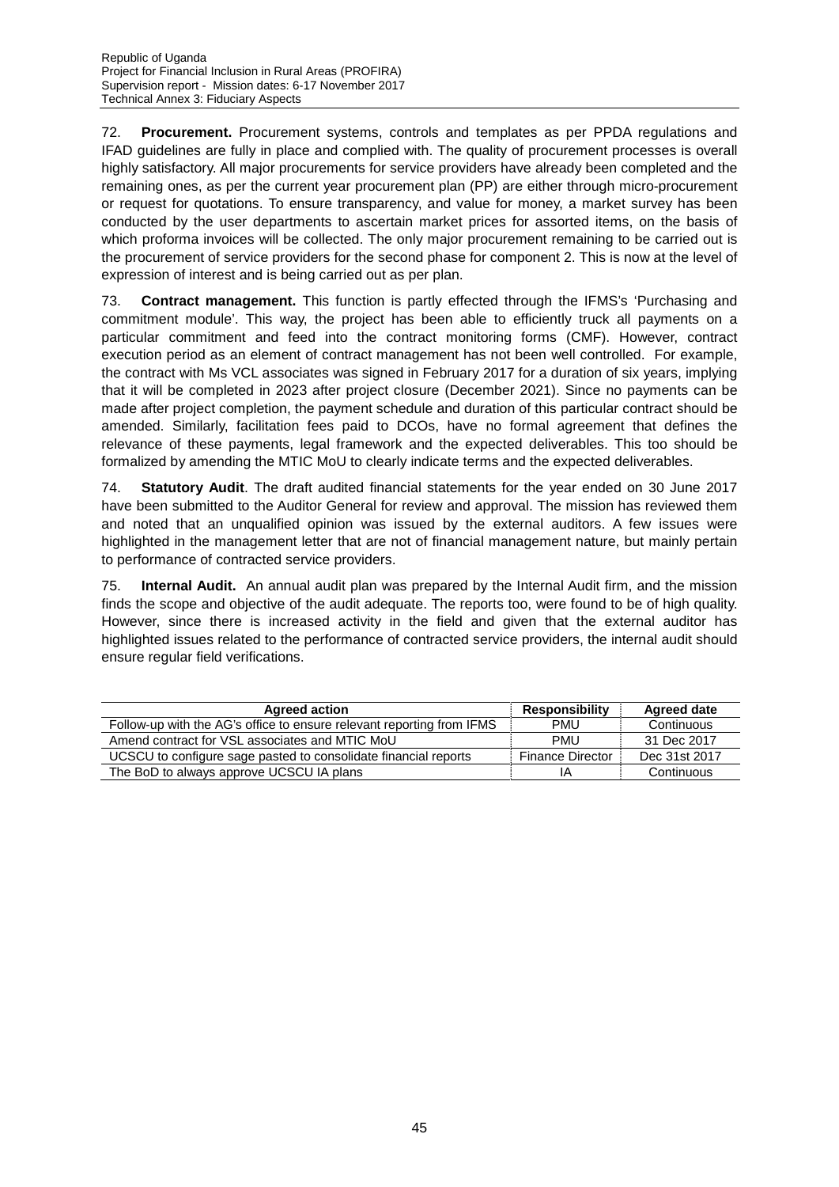72. **Procurement.** Procurement systems, controls and templates as per PPDA regulations and IFAD guidelines are fully in place and complied with. The quality of procurement processes is overall highly satisfactory. All major procurements for service providers have already been completed and the remaining ones, as per the current year procurement plan (PP) are either through micro-procurement or request for quotations. To ensure transparency, and value for money, a market survey has been conducted by the user departments to ascertain market prices for assorted items, on the basis of which proforma invoices will be collected. The only major procurement remaining to be carried out is the procurement of service providers for the second phase for component 2. This is now at the level of expression of interest and is being carried out as per plan.

73. **Contract management.** This function is partly effected through the IFMS's 'Purchasing and commitment module'. This way, the project has been able to efficiently truck all payments on a particular commitment and feed into the contract monitoring forms (CMF). However, contract execution period as an element of contract management has not been well controlled. For example, the contract with Ms VCL associates was signed in February 2017 for a duration of six years, implying that it will be completed in 2023 after project closure (December 2021). Since no payments can be made after project completion, the payment schedule and duration of this particular contract should be amended. Similarly, facilitation fees paid to DCOs, have no formal agreement that defines the relevance of these payments, legal framework and the expected deliverables. This too should be formalized by amending the MTIC MoU to clearly indicate terms and the expected deliverables.

74. **Statutory Audit**. The draft audited financial statements for the year ended on 30 June 2017 have been submitted to the Auditor General for review and approval. The mission has reviewed them and noted that an unqualified opinion was issued by the external auditors. A few issues were highlighted in the management letter that are not of financial management nature, but mainly pertain to performance of contracted service providers.

75. **Internal Audit.** An annual audit plan was prepared by the Internal Audit firm, and the mission finds the scope and objective of the audit adequate. The reports too, were found to be of high quality. However, since there is increased activity in the field and given that the external auditor has highlighted issues related to the performance of contracted service providers, the internal audit should ensure regular field verifications.

| Agreed action | Responsibility | Agreed date |
|---|---|---|
| Follow-up with the AG's office to ensure relevant reporting from IFMS | PMU | Continuous |
| Amend contract for VSL associates and MTIC MoU | PMU | 31 Dec 2017 |
| UCSCU to configure sage pasted to consolidate financial reports | Finance Director | Dec 31st 2017 |
| The BoD to always approve UCSCU IA plans | IA | Continuous |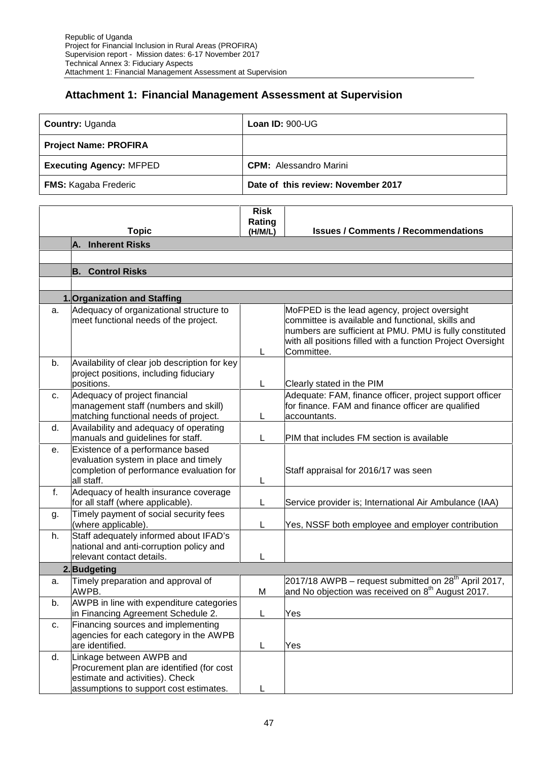## Attachment 1: Financial Management Assessment at Supervision

| **Country:** Uganda | **Loan ID:** 900-UG |
|---|---|
| **Project Name: PROFIRA** | |
| **Executing Agency:** MFPED | **CPM:** Alessandro Marini |
| **FMS:** Kagaba Frederic | **Date of this review: November 2017** |

| | Topic | Risk Rating (H/M/L) | Issues / Comments / Recommendations |
|---|---|---|---|
| | **A. Inherent Risks** | | |
| | | | |
| | **B. Control Risks** | | |
| | | | |
| 1. | **Organization and Staffing** | | |
| a. | Adequacy of organizational structure to meet functional needs of the project. | L | MoFPED is the lead agency, project oversight committee is available and functional, skills and numbers are sufficient at PMU. PMU is fully constituted with all positions filled with a function Project Oversight Committee. |
| b. | Availability of clear job description for key project positions, including fiduciary positions. | L | Clearly stated in the PIM |
| c. | Adequacy of project financial management staff (numbers and skill) matching functional needs of project. | L | Adequate: FAM, finance officer, project support officer for finance. FAM and finance officer are qualified accountants. |
| d. | Availability and adequacy of operating manuals and guidelines for staff. | L | PIM that includes FM section is available |
| e. | Existence of a performance based evaluation system in place and timely completion of performance evaluation for all staff. | L | Staff appraisal for 2016/17 was seen |
| f. | Adequacy of health insurance coverage for all staff (where applicable). | L | Service provider is; International Air Ambulance (IAA) |
| g. | Timely payment of social security fees (where applicable). | L | Yes, NSSF both employee and employer contribution |
| h. | Staff adequately informed about IFAD's national and anti-corruption policy and relevant contact details. | L | |
| 2. | **Budgeting** | | |
| a. | Timely preparation and approval of AWPB. | M | 2017/18 AWPB – request submitted on 28th April 2017, and No objection was received on 8th August 2017. |
| b. | AWPB in line with expenditure categories in Financing Agreement Schedule 2. | L | Yes |
| c. | Financing sources and implementing agencies for each category in the AWPB are identified. | L | Yes |
| d. | Linkage between AWPB and Procurement plan are identified (for cost estimate and activities). Check assumptions to support cost estimates. | L | |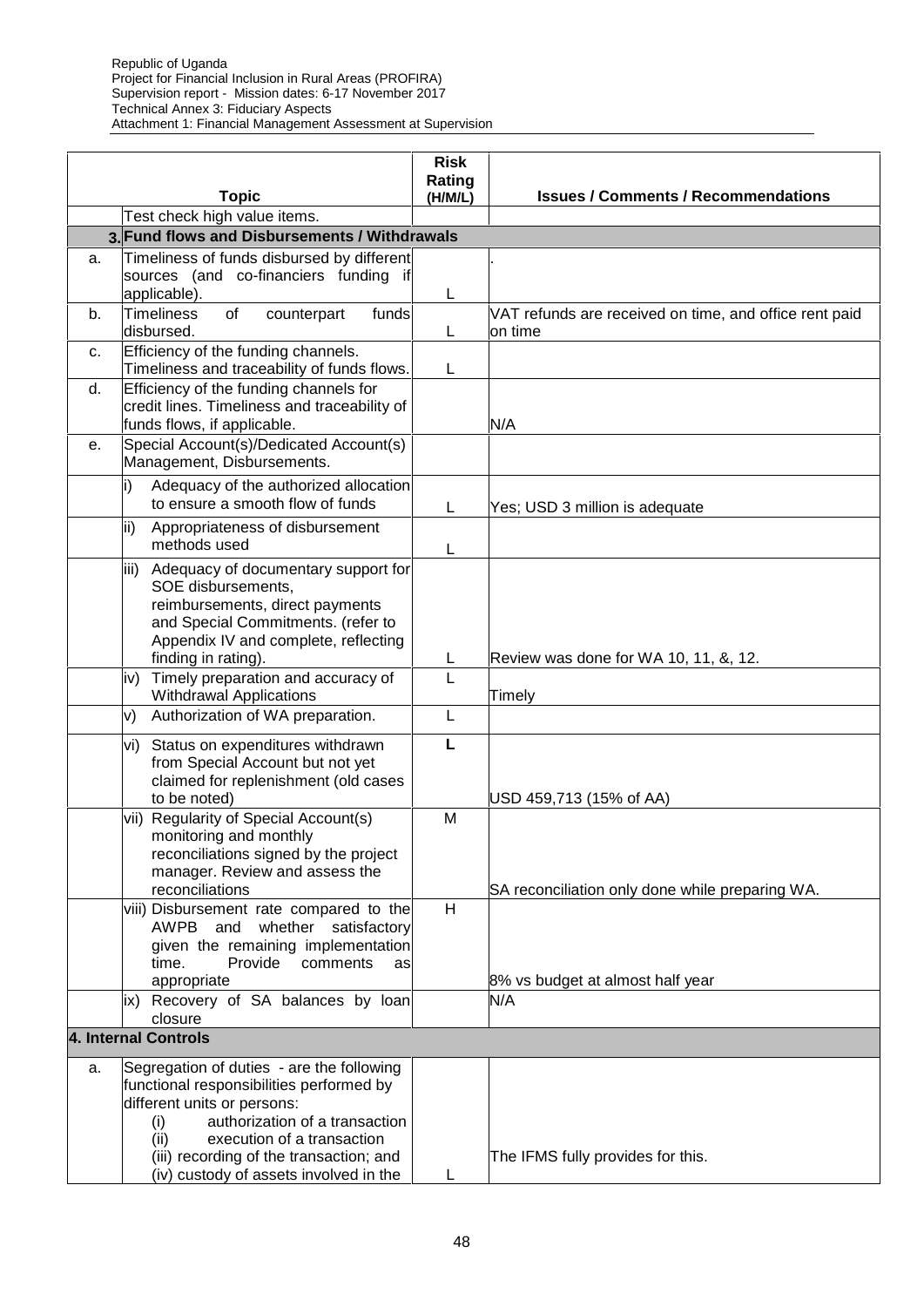| | Topic | Risk Rating (H/M/L) | Issues / Comments / Recommendations |
|---|---|---|---|
| | Test check high value items. | | |
| 3. | **Fund flows and Disbursements / Withdrawals** | | |
| a. | Timeliness of funds disbursed by different sources (and co-financiers funding if applicable). | L | . |
| b. | Timeliness of counterpart funds disbursed. | L | VAT refunds are received on time, and office rent paid on time |
| c. | Efficiency of the funding channels. Timeliness and traceability of funds flows. | L | |
| d. | Efficiency of the funding channels for credit lines. Timeliness and traceability of funds flows, if applicable. | | N/A |
| e. | Special Account(s)/Dedicated Account(s) Management, Disbursements. | | |
| | i) Adequacy of the authorized allocation to ensure a smooth flow of funds | L | Yes; USD 3 million is adequate |
| | ii) Appropriateness of disbursement methods used | L | |
| | iii) Adequacy of documentary support for SOE disbursements, reimbursements, direct payments and Special Commitments. (refer to Appendix IV and complete, reflecting finding in rating). | L | Review was done for WA 10, 11, &, 12. |
| | iv) Timely preparation and accuracy of Withdrawal Applications | L | Timely |
| | v) Authorization of WA preparation. | L | |
| | vi) Status on expenditures withdrawn from Special Account but not yet claimed for replenishment (old cases to be noted) | **L** | USD 459,713 (15% of AA) |
| | vii) Regularity of Special Account(s) monitoring and monthly reconciliations signed by the project manager. Review and assess the reconciliations | M | SA reconciliation only done while preparing WA. |
| | viii) Disbursement rate compared to the AWPB and whether satisfactory given the remaining implementation time. Provide comments as appropriate | H | 8% vs budget at almost half year |
| | ix) Recovery of SA balances by loan closure | | N/A |
| | **4. Internal Controls** | | |
| a. | Segregation of duties - are the following functional responsibilities performed by different units or persons: (i) authorization of a transaction (ii) execution of a transaction (iii) recording of the transaction; and (iv) custody of assets involved in the | L | The IFMS fully provides for this. |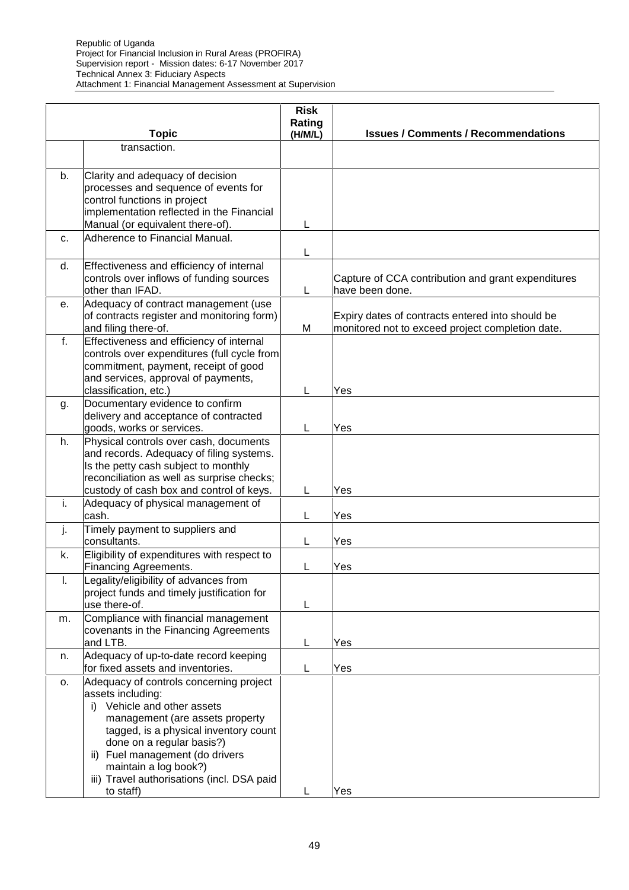|  | Topic | Risk Rating (H/M/L) | Issues / Comments / Recommendations |
|---|---|---|---|
|  | transaction. |  |  |
| b. | Clarity and adequacy of decision processes and sequence of events for control functions in project implementation reflected in the Financial Manual (or equivalent there-of). | L |  |
| c. | Adherence to Financial Manual. | L |  |
| d. | Effectiveness and efficiency of internal controls over inflows of funding sources other than IFAD. | L | Capture of CCA contribution and grant expenditures have been done. |
| e. | Adequacy of contract management (use of contracts register and monitoring form) and filing there-of. | M | Expiry dates of contracts entered into should be monitored not to exceed project completion date. |
| f. | Effectiveness and efficiency of internal controls over expenditures (full cycle from commitment, payment, receipt of good and services, approval of payments, classification, etc.) | L | Yes |
| g. | Documentary evidence to confirm delivery and acceptance of contracted goods, works or services. | L | Yes |
| h. | Physical controls over cash, documents and records. Adequacy of filing systems. Is the petty cash subject to monthly reconciliation as well as surprise checks; custody of cash box and control of keys. | L | Yes |
| i. | Adequacy of physical management of cash. | L | Yes |
| j. | Timely payment to suppliers and consultants. | L | Yes |
| k. | Eligibility of expenditures with respect to Financing Agreements. | L | Yes |
| l. | Legality/eligibility of advances from project funds and timely justification for use there-of. | L |  |
| m. | Compliance with financial management covenants in the Financing Agreements and LTB. | L | Yes |
| n. | Adequacy of up-to-date record keeping for fixed assets and inventories. | L | Yes |
| o. | Adequacy of controls concerning project assets including: i) Vehicle and other assets management (are assets property tagged, is a physical inventory count done on a regular basis?) ii) Fuel management (do drivers maintain a log book?) iii) Travel authorisations (incl. DSA paid to staff) | L | Yes |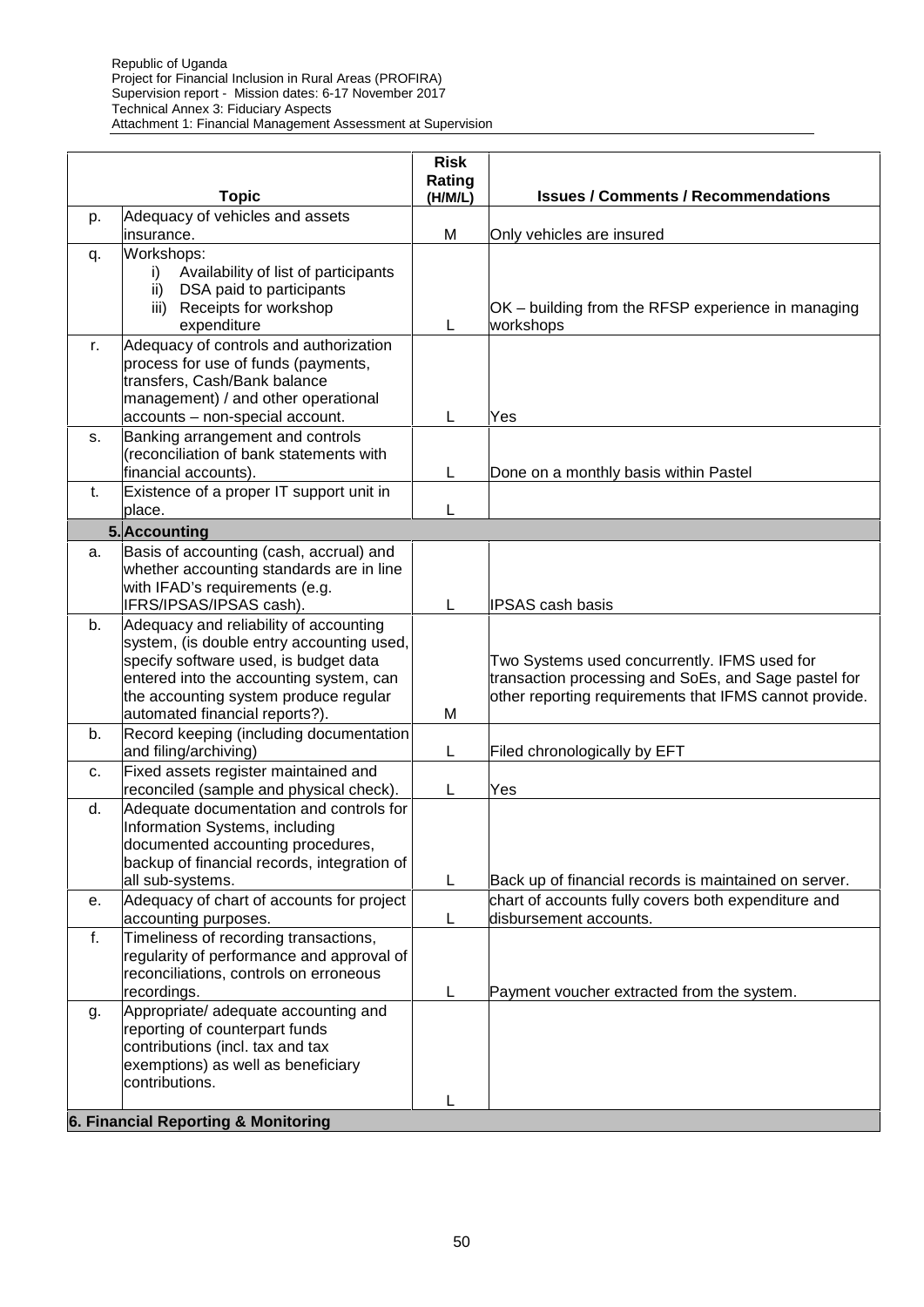| | Topic | Risk Rating (H/M/L) | Issues / Comments / Recommendations |
|---|---|---|---|
| p. | Adequacy of vehicles and assets insurance. | M | Only vehicles are insured |
| q. | Workshops:<br>i) Availability of list of participants<br>ii) DSA paid to participants<br>iii) Receipts for workshop expenditure | L | OK – building from the RFSP experience in managing workshops |
| r. | Adequacy of controls and authorization process for use of funds (payments, transfers, Cash/Bank balance management) / and other operational accounts – non-special account. | L | Yes |
| s. | Banking arrangement and controls (reconciliation of bank statements with financial accounts). | L | Done on a monthly basis within Pastel |
| t. | Existence of a proper IT support unit in place. | L | |
| **5.** | **Accounting** | | |
| a. | Basis of accounting (cash, accrual) and whether accounting standards are in line with IFAD's requirements (e.g. IFRS/IPSAS/IPSAS cash). | L | IPSAS cash basis |
| b. | Adequacy and reliability of accounting system, (is double entry accounting used, specify software used, is budget data entered into the accounting system, can the accounting system produce regular automated financial reports?). | M | Two Systems used concurrently. IFMS used for transaction processing and SoEs, and Sage pastel for other reporting requirements that IFMS cannot provide. |
| b. | Record keeping (including documentation and filing/archiving) | L | Filed chronologically by EFT |
| c. | Fixed assets register maintained and reconciled (sample and physical check). | L | Yes |
| d. | Adequate documentation and controls for Information Systems, including documented accounting procedures, backup of financial records, integration of all sub-systems. | L | Back up of financial records is maintained on server. |
| e. | Adequacy of chart of accounts for project accounting purposes. | L | chart of accounts fully covers both expenditure and disbursement accounts. |
| f. | Timeliness of recording transactions, regularity of performance and approval of reconciliations, controls on erroneous recordings. | L | Payment voucher extracted from the system. |
| g. | Appropriate/ adequate accounting and reporting of counterpart funds contributions (incl. tax and tax exemptions) as well as beneficiary contributions. | L | |
| **6. Financial Reporting & Monitoring** | | | |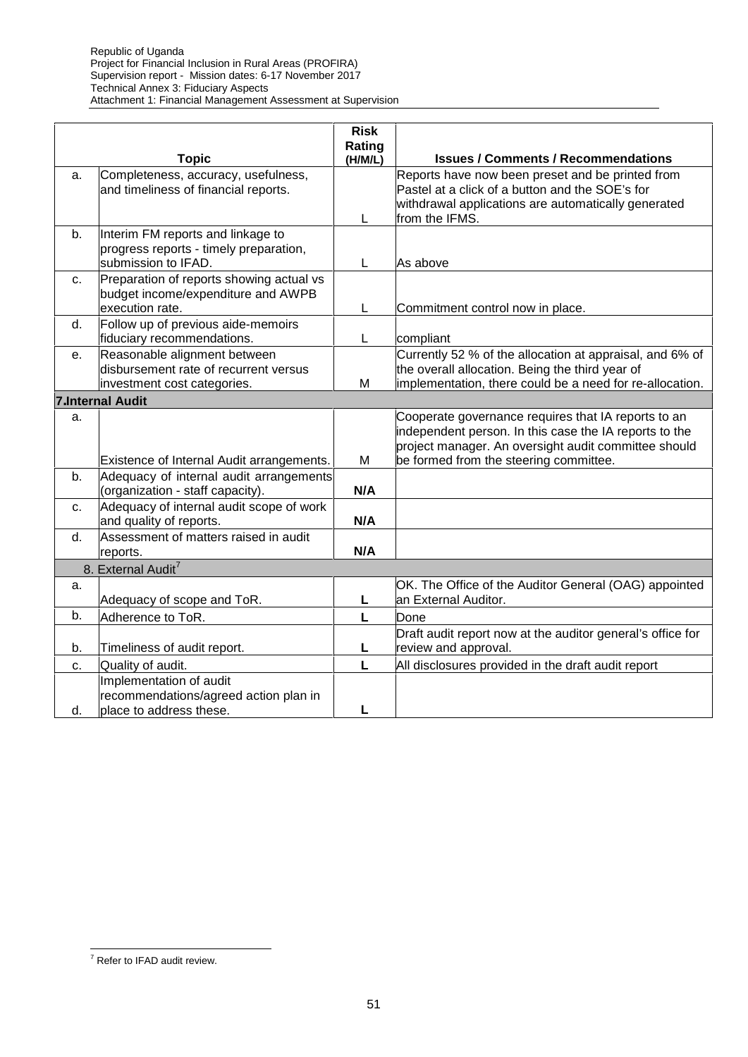| | Topic | Risk Rating (H/M/L) | Issues / Comments / Recommendations |
|---|---|---|---|
| a. | Completeness, accuracy, usefulness, and timeliness of financial reports. | L | Reports have now been preset and be printed from Pastel at a click of a button and the SOE's for withdrawal applications are automatically generated from the IFMS. |
| b. | Interim FM reports and linkage to progress reports - timely preparation, submission to IFAD. | L | As above |
| c. | Preparation of reports showing actual vs budget income/expenditure and AWPB execution rate. | L | Commitment control now in place. |
| d. | Follow up of previous aide-memoirs fiduciary recommendations. | L | compliant |
| e. | Reasonable alignment between disbursement rate of recurrent versus investment cost categories. | M | Currently 52 % of the allocation at appraisal, and 6% of the overall allocation. Being the third year of implementation, there could be a need for re-allocation. |
| **7.Internal Audit** | | | |
| a. | Existence of Internal Audit arrangements. | M | Cooperate governance requires that IA reports to an independent person. In this case the IA reports to the project manager. An oversight audit committee should be formed from the steering committee. |
| b. | Adequacy of internal audit arrangements (organization - staff capacity). | **N/A** | |
| c. | Adequacy of internal audit scope of work and quality of reports. | **N/A** | |
| d. | Assessment of matters raised in audit reports. | **N/A** | |
| 8. External Audit[7] | | | |
| a. | Adequacy of scope and ToR. | **L** | OK. The Office of the Auditor General (OAG) appointed an External Auditor. |
| b. | Adherence to ToR. | **L** | Done |
| b. | Timeliness of audit report. | **L** | Draft audit report now at the auditor general's office for review and approval. |
| c. | Quality of audit. | **L** | All disclosures provided in the draft audit report |
| d. | Implementation of audit recommendations/agreed action plan in place to address these. | **L** | |

[7] Refer to IFAD audit review.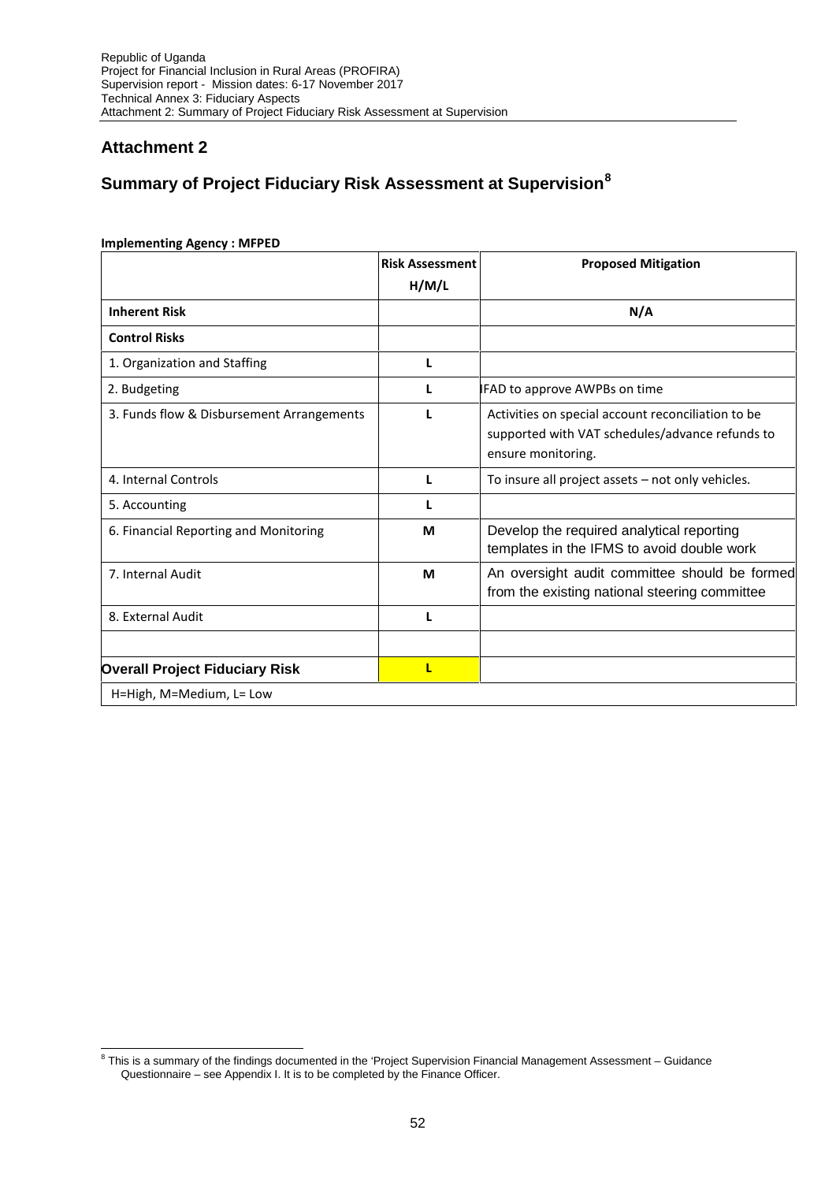## Attachment 2

## Summary of Project Fiduciary Risk Assessment at Supervision[8]

**Implementing Agency : MFPED**

| | Risk Assessment H/M/L | Proposed Mitigation |
|---|---|---|
| **Inherent Risk** | | **N/A** |
| **Control Risks** | | |
| 1. Organization and Staffing | **L** | |
| 2. Budgeting | **L** | IFAD to approve AWPBs on time |
| 3. Funds flow & Disbursement Arrangements | **L** | Activities on special account reconciliation to be supported with VAT schedules/advance refunds to ensure monitoring. |
| 4. Internal Controls | **L** | To insure all project assets – not only vehicles. |
| 5. Accounting | **L** | |
| 6. Financial Reporting and Monitoring | **M** | Develop the required analytical reporting templates in the IFMS to avoid double work |
| 7. Internal Audit | **M** | An oversight audit committee should be formed from the existing national steering committee |
| 8. External Audit | **L** | |
| | | |
| **Overall Project Fiduciary Risk** | **L** | |
| H=High, M=Medium, L= Low | | |

[8] This is a summary of the findings documented in the 'Project Supervision Financial Management Assessment – Guidance Questionnaire – see Appendix I. It is to be completed by the Finance Officer.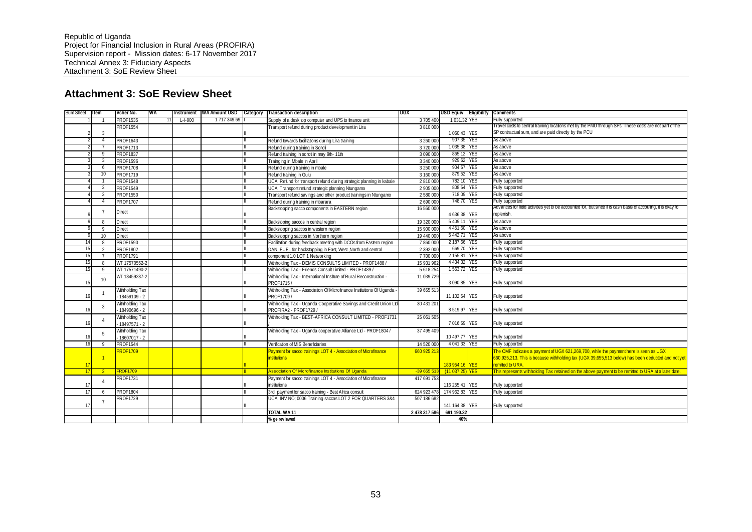Republic of Uganda
Project for Financial Inclusion in Rural Areas (PROFIRA)
Supervision report - Mission dates: 6-17 November 2017
Technical Annex 3: Fiduciary Aspects
Attachment 3: SoE Review Sheet

## Attachment 3: SoE Review Sheet

| Sum Sheet | Item | Vcher No. | WA | Instrument | WA Amount USD | Category | Transaction description | UGX | USD Equiv | Eligibility | Comments |
|---|---|---|---|---|---|---|---|---|---|---|---|
| 1 | 1 | PROF1535 | 11 | L-I-900 | 1 717 349.69 | I | Supply of a desk top computer and UPS to finance unit | 3 705 400 | 1 031.32 | YES | Fully supported |
| 2 | 3 | PROF1554 | | | | II | Transport refund during product development in Lira | 3 810 000 | 1 060.43 | YES | Travel costs to central training locations met by the PMO through SPs. These costs are not part of the SP contractual sum, and are paid directly by the PCU |
| 2 | 4 | PROF1643 | | | | II | Refund towards facilitations during Lira training | 3 260 000 | 907.35 | YES | As above |
| 2 | 7 | PROF1713 | | | | II | Refund during training in Soroti | 3 720 000 | 1 035.38 | YES | As above |
| 2 | 9 | PROF1837 | | | | II | Refund training in soroti in may 9th- 11th | 3 090 000 | 865.12 | YES | As above |
| 3 | 3 | PROF1596 | | | | II | Trainging in Mbale in April | 3 340 000 | 929.62 | YES | As above |
| 3 | 6 | PROF1708 | | | | II | Refund during training in mbale | 3 250 000 | 904.57 | YES | As above |
| 3 | 10 | PROF1719 | | | | II | Refund training in Gulu | 3 160 000 | 879.52 | YES | As above |
| 4 | 1 | PROF1548 | | | | II | UCA; Refund for transport refund during strategic planning in kabale | 2 810 000 | 782.10 | YES | Fully supported |
| 4 | 2 | PROF1549 | | | | II | UCA; Transport refund strategic planning Ntungamo | 2 905 000 | 808.54 | YES | Fully supported |
| 4 | 3 | PROF1550 | | | | II | Transport refund savings and other product trainings in Ntungamo | 2 580 000 | 718.09 | YES | Fully supported |
| 4 | 4 | PROF1707 | | | | II | Refund during training in mbarara | 2 690 000 | 748.70 | YES | Fully supported |
| 9 | 7 | Direct | | | | II | Backstopping sacco components in EASTERN region | 16 560 000 | 4 636.38 | YES | Advances for field activities yet to be accounted for, but since it is cash basis of accouting, it is okay to replenish. |
| 9 | 8 | Direct | | | | II | Backstoping saccos in central region | 19 320 000 | 5 409.11 | YES | As above |
| 9 | 9 | Direct | | | | II | Backstopping saccos in western region | 15 900 000 | 4 451.60 | YES | As above |
| 9 | 10 | Direct | | | | II | Backstopping saccos in Northern region | 19 440 000 | 5 442.71 | YES | As above |
| 14 | 8 | PROF1590 | | | | II | Facilitation during feedback meeting with DCOs from Eastern region | 7 860 000 | 2 187.66 | YES | Fully supported |
| 15 | 2 | PROF1802 | | | | II | DAN; FUEL for backstopping in East, West ,North and central | 2 392 000 | 669.70 | YES | Fully supported |
| 15 | 7 | PROF1791 | | | | II | component 1.0 LOT 1 Networking | 7 700 000 | 2 155.81 | YES | Fully supported |
| 15 | 8 | WT 17570552-2 | | | | II | Withholding Tax - DEMIS CONSULTS LIMITED - PROF1488 / | 15 931 962 | 4 434.32 | YES | Fully supported |
| 15 | 9 | WT 17571490-2 | | | | II | Withholding Tax - Friends Consult Limited - PROF1489 / | 5 618 254 | 1 563.72 | YES | Fully supported |
| 15 | 10 | WT 18459237-2 | | | | II | Withholding Tax - International Institute of Rural Reconstruction - PROF1715 / | 11 039 729 | 3 090.85 | YES | Fully supported |
| 16 | 1 | Withholding Tax - 18459109 - 2 | | | | II | Withholding Tax - Association Of Microfinance Institutions Of Uganda - PROF1709 / | 39 655 513 | 11 102.54 | YES | Fully supported |
| 16 | 3 | Withholding Tax - 18490696 - 2 | | | | II | Withholding Tax - Uganda Cooperative Savings and Credit Union Ltd-PROFIRA2 - PROF1729 / | 30 431 201 | 8 519.97 | YES | Fully supported |
| 16 | 4 | Withholding Tax - 18497571 - 2 | | | | II | Withholding Tax - BEST-AFRICA CONSULT LIMITED - PROF1731 / | 25 061 505 | 7 016.59 | YES | Fully supported |
| 16 | 5 | Withholding Tax - 18607017 - 2 | | | | II | Withholding Tax - Uganda cooperative Alliance Ltd - PROF1804 / | 37 495 409 | 10 497.77 | YES | Fully supported |
| 16 | 9 | PROF1544 | | | | II | Verification of MIS Beneficiaries | 14 520 000 | 4 041.33 | YES | Fully supported |
| 17 | 1 | PROF1709 | | | | II | Payment for sacco trainings LOT 4 - Association of Microfinance Institutions | 660 925 213 | 183 954.16 | YES | The CMF indicates a payment of UGX 621,269,700, while the payment here is seen as UGX 660,925,213. This is because withholding tax (UGX 39,655,513 below) has been deducted and not yet remitted to URA. |
| 17 | 2 | PROF1709 | | | | II | Association Of Microfinance Institutions Of Uganda | -39 655 513 | (11 037.25) | YES | This represents withholding Tax retained on the above payment to be remitted to URA at a later date. |
| 17 | 4 | PROF1731 | | | | II | Payment for sacco trainings LOT 4 - Association of Microfinance institutions | 417 691 753 | 116 255.41 | YES | Fully supported |
| 17 | 6 | PROF1804 | | | | II | 3rd payment for sacco training - Best Africa consult | 624 923 478 | 174 962.83 | YES | Fully supported |
| 17 | 7 | PROF1729 | | | | II | UCA; INV NO; 0006 Training saccos LOT 2 FOR QUARTERS 3&4 | 507 186 682 | 141 164.38 | YES | Fully supported |
| | | | | | | | **TOTAL WA 11** | **2 478 317 586** | **691 190.32** | | |
| | | | | | | | **% ge reviewed** | | **40%** | | |